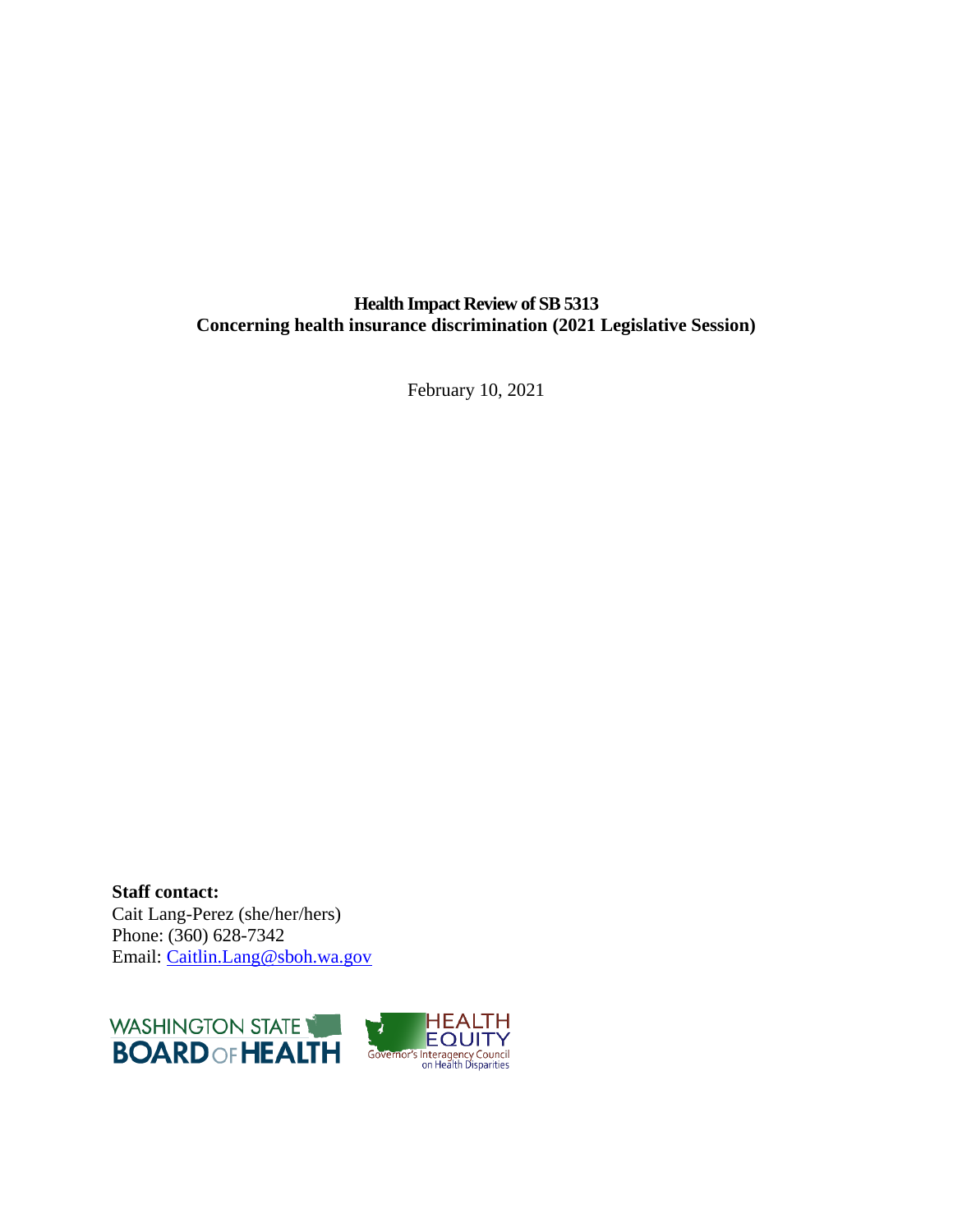**Health Impact Review of SB 5313**
**Concerning health insurance discrimination (2021 Legislative Session)**

February 10, 2021

**Staff contact:**
Cait Lang-Perez (she/her/hers)
Phone: (360) 628-7342
Email: Caitlin.Lang@sboh.wa.gov

WASHINGTON STATE BOARD OF HEALTH

HEALTH EQUITY Governor's Interagency Council on Health Disparities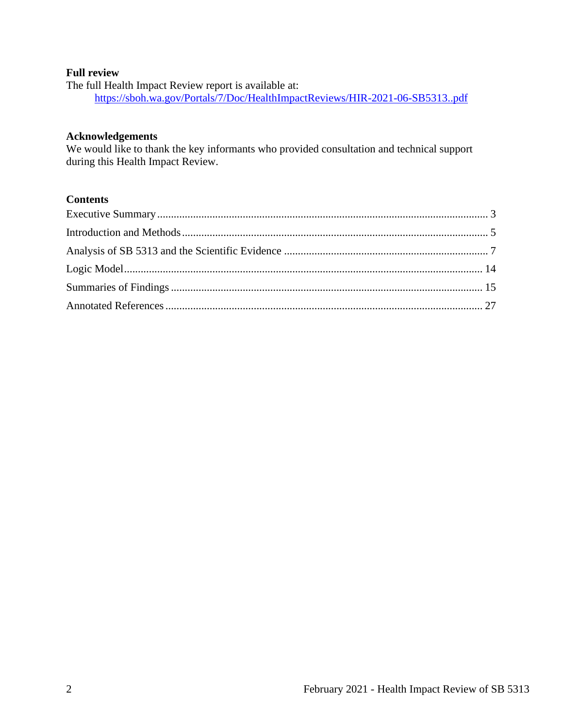## Full review

The full Health Impact Review report is available at:

[https://sboh.wa.gov/Portals/7/Doc/HealthImpactReviews/HIR-2021-06-SB5313..pdf](https://sboh.wa.gov/Portals/7/Doc/HealthImpactReviews/HIR-2021-06-SB5313..pdf)

## Acknowledgements

We would like to thank the key informants who provided consultation and technical support during this Health Impact Review.

## Contents

Executive Summary ........................................................................................................ 3

Introduction and Methods ................................................................................................ 5

Analysis of SB 5313 and the Scientific Evidence ............................................................ 7

Logic Model .................................................................................................................. 14

Summaries of Findings .................................................................................................. 15

Annotated References .................................................................................................... 27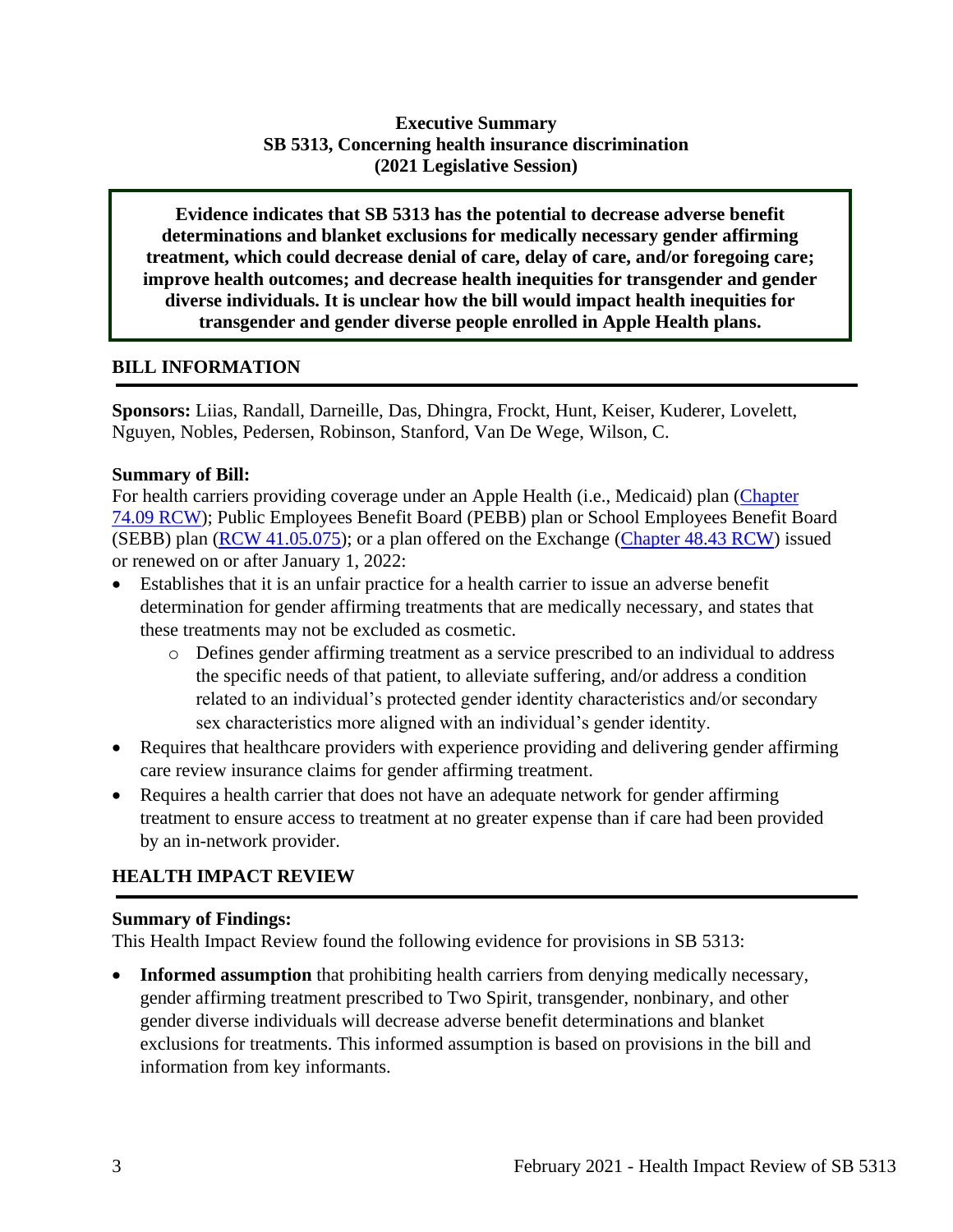**Executive Summary**
**SB 5313, Concerning health insurance discrimination**
**(2021 Legislative Session)**

**Evidence indicates that SB 5313 has the potential to decrease adverse benefit determinations and blanket exclusions for medically necessary gender affirming treatment, which could decrease denial of care, delay of care, and/or foregoing care; improve health outcomes; and decrease health inequities for transgender and gender diverse individuals. It is unclear how the bill would impact health inequities for transgender and gender diverse people enrolled in Apple Health plans.**

## BILL INFORMATION

**Sponsors:** Liias, Randall, Darneille, Das, Dhingra, Frockt, Hunt, Keiser, Kuderer, Lovelett, Nguyen, Nobles, Pedersen, Robinson, Stanford, Van De Wege, Wilson, C.

**Summary of Bill:**
For health carriers providing coverage under an Apple Health (i.e., Medicaid) plan (Chapter 74.09 RCW); Public Employees Benefit Board (PEBB) plan or School Employees Benefit Board (SEBB) plan (RCW 41.05.075); or a plan offered on the Exchange (Chapter 48.43 RCW) issued or renewed on or after January 1, 2022:

- Establishes that it is an unfair practice for a health carrier to issue an adverse benefit determination for gender affirming treatments that are medically necessary, and states that these treatments may not be excluded as cosmetic.
  - Defines gender affirming treatment as a service prescribed to an individual to address the specific needs of that patient, to alleviate suffering, and/or address a condition related to an individual's protected gender identity characteristics and/or secondary sex characteristics more aligned with an individual's gender identity.
- Requires that healthcare providers with experience providing and delivering gender affirming care review insurance claims for gender affirming treatment.
- Requires a health carrier that does not have an adequate network for gender affirming treatment to ensure access to treatment at no greater expense than if care had been provided by an in-network provider.

## HEALTH IMPACT REVIEW

**Summary of Findings:**
This Health Impact Review found the following evidence for provisions in SB 5313:

- **Informed assumption** that prohibiting health carriers from denying medically necessary, gender affirming treatment prescribed to Two Spirit, transgender, nonbinary, and other gender diverse individuals will decrease adverse benefit determinations and blanket exclusions for treatments. This informed assumption is based on provisions in the bill and information from key informants.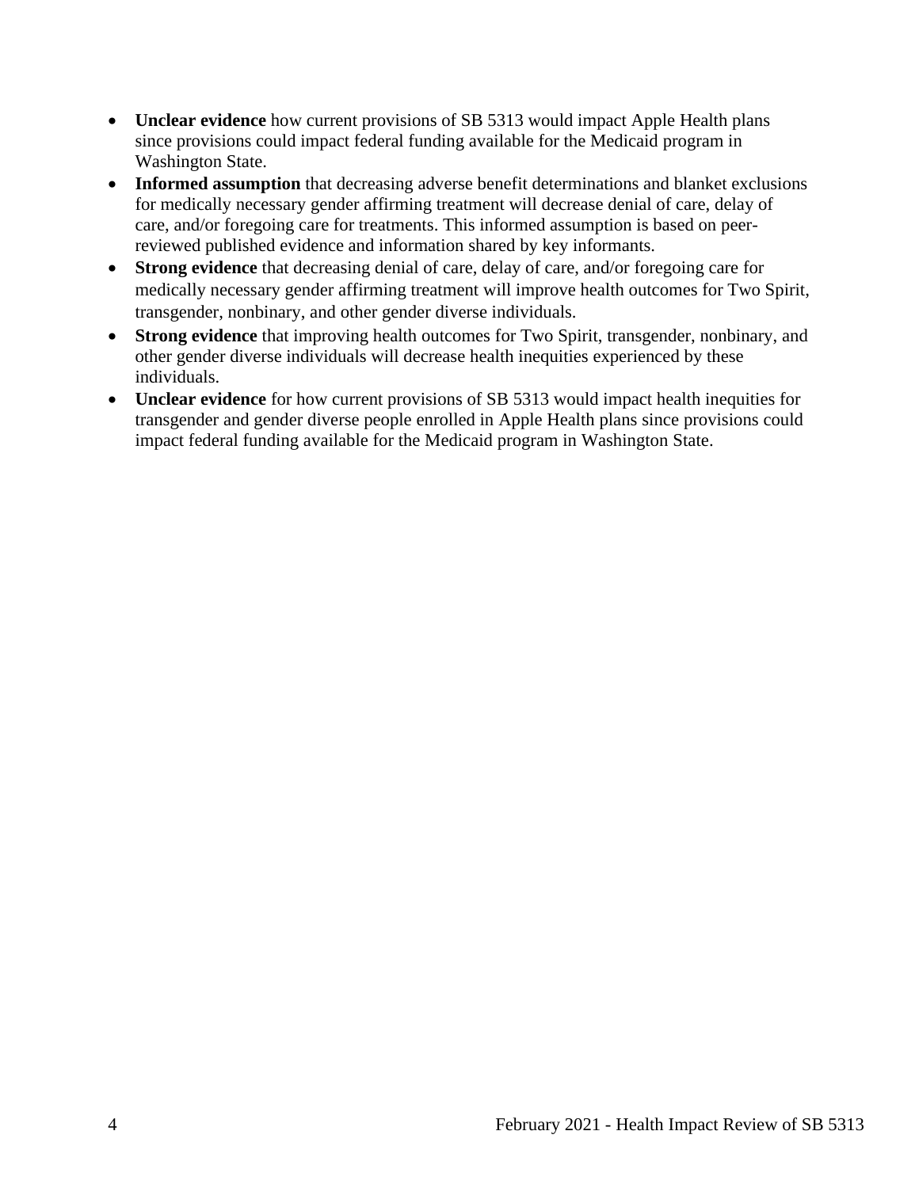- **Unclear evidence** how current provisions of SB 5313 would impact Apple Health plans since provisions could impact federal funding available for the Medicaid program in Washington State.
- **Informed assumption** that decreasing adverse benefit determinations and blanket exclusions for medically necessary gender affirming treatment will decrease denial of care, delay of care, and/or foregoing care for treatments. This informed assumption is based on peer-reviewed published evidence and information shared by key informants.
- **Strong evidence** that decreasing denial of care, delay of care, and/or foregoing care for medically necessary gender affirming treatment will improve health outcomes for Two Spirit, transgender, nonbinary, and other gender diverse individuals.
- **Strong evidence** that improving health outcomes for Two Spirit, transgender, nonbinary, and other gender diverse individuals will decrease health inequities experienced by these individuals.
- **Unclear evidence** for how current provisions of SB 5313 would impact health inequities for transgender and gender diverse people enrolled in Apple Health plans since provisions could impact federal funding available for the Medicaid program in Washington State.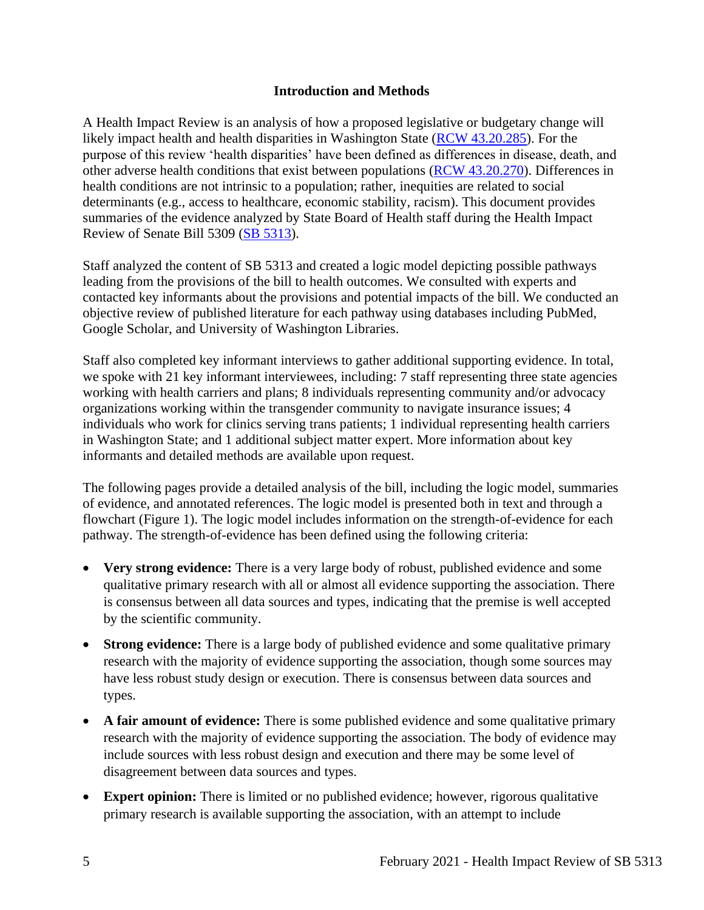**Introduction and Methods**

A Health Impact Review is an analysis of how a proposed legislative or budgetary change will likely impact health and health disparities in Washington State (RCW 43.20.285). For the purpose of this review 'health disparities' have been defined as differences in disease, death, and other adverse health conditions that exist between populations (RCW 43.20.270). Differences in health conditions are not intrinsic to a population; rather, inequities are related to social determinants (e.g., access to healthcare, economic stability, racism). This document provides summaries of the evidence analyzed by State Board of Health staff during the Health Impact Review of Senate Bill 5309 (SB 5313).

Staff analyzed the content of SB 5313 and created a logic model depicting possible pathways leading from the provisions of the bill to health outcomes. We consulted with experts and contacted key informants about the provisions and potential impacts of the bill. We conducted an objective review of published literature for each pathway using databases including PubMed, Google Scholar, and University of Washington Libraries.

Staff also completed key informant interviews to gather additional supporting evidence. In total, we spoke with 21 key informant interviewees, including: 7 staff representing three state agencies working with health carriers and plans; 8 individuals representing community and/or advocacy organizations working within the transgender community to navigate insurance issues; 4 individuals who work for clinics serving trans patients; 1 individual representing health carriers in Washington State; and 1 additional subject matter expert. More information about key informants and detailed methods are available upon request.

The following pages provide a detailed analysis of the bill, including the logic model, summaries of evidence, and annotated references. The logic model is presented both in text and through a flowchart (Figure 1). The logic model includes information on the strength-of-evidence for each pathway. The strength-of-evidence has been defined using the following criteria:

- **Very strong evidence:** There is a very large body of robust, published evidence and some qualitative primary research with all or almost all evidence supporting the association. There is consensus between all data sources and types, indicating that the premise is well accepted by the scientific community.
- **Strong evidence:** There is a large body of published evidence and some qualitative primary research with the majority of evidence supporting the association, though some sources may have less robust study design or execution. There is consensus between data sources and types.
- **A fair amount of evidence:** There is some published evidence and some qualitative primary research with the majority of evidence supporting the association. The body of evidence may include sources with less robust design and execution and there may be some level of disagreement between data sources and types.
- **Expert opinion:** There is limited or no published evidence; however, rigorous qualitative primary research is available supporting the association, with an attempt to include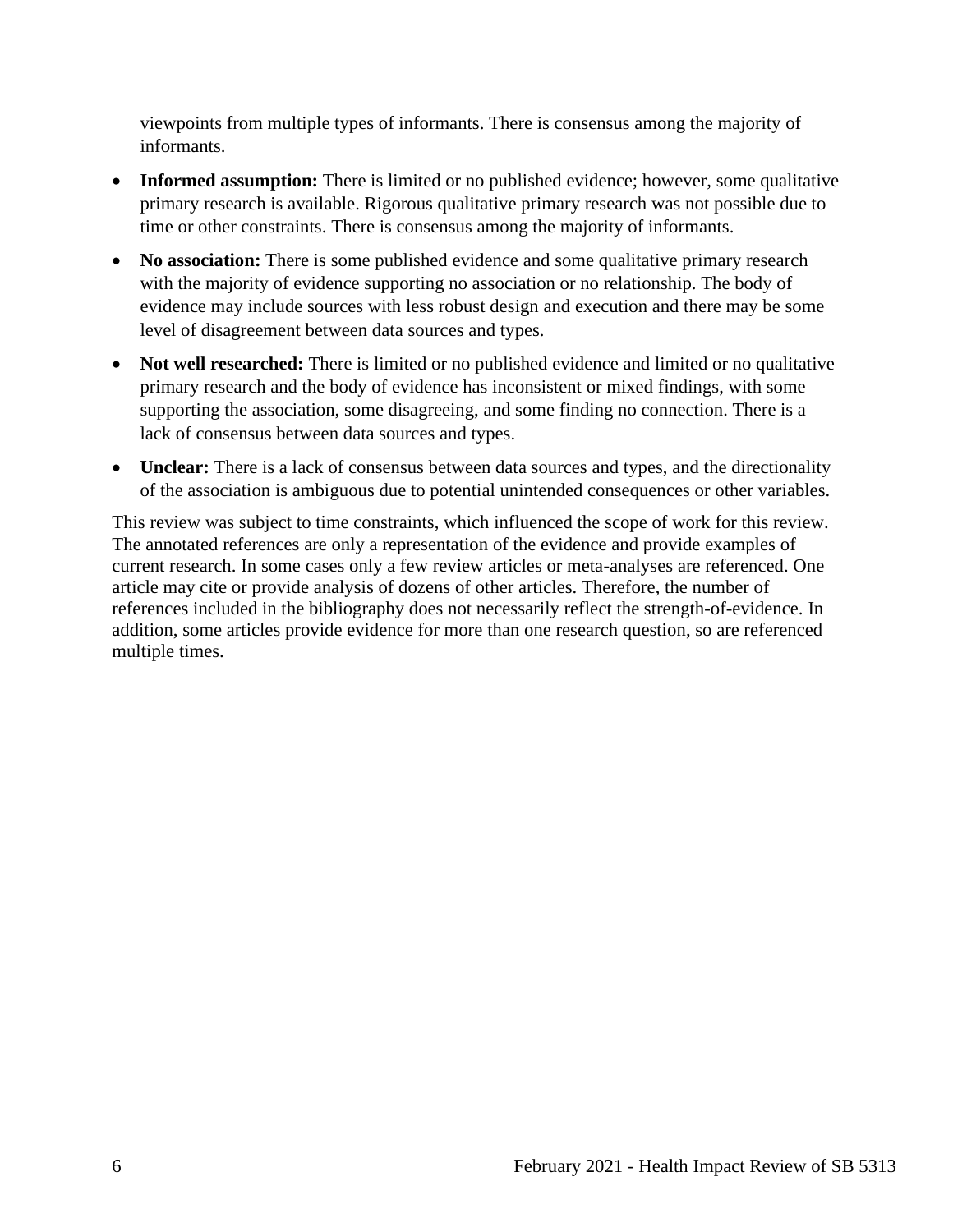viewpoints from multiple types of informants. There is consensus among the majority of informants.

- **Informed assumption:** There is limited or no published evidence; however, some qualitative primary research is available. Rigorous qualitative primary research was not possible due to time or other constraints. There is consensus among the majority of informants.
- **No association:** There is some published evidence and some qualitative primary research with the majority of evidence supporting no association or no relationship. The body of evidence may include sources with less robust design and execution and there may be some level of disagreement between data sources and types.
- **Not well researched:** There is limited or no published evidence and limited or no qualitative primary research and the body of evidence has inconsistent or mixed findings, with some supporting the association, some disagreeing, and some finding no connection. There is a lack of consensus between data sources and types.
- **Unclear:** There is a lack of consensus between data sources and types, and the directionality of the association is ambiguous due to potential unintended consequences or other variables.

This review was subject to time constraints, which influenced the scope of work for this review. The annotated references are only a representation of the evidence and provide examples of current research. In some cases only a few review articles or meta-analyses are referenced. One article may cite or provide analysis of dozens of other articles. Therefore, the number of references included in the bibliography does not necessarily reflect the strength-of-evidence. In addition, some articles provide evidence for more than one research question, so are referenced multiple times.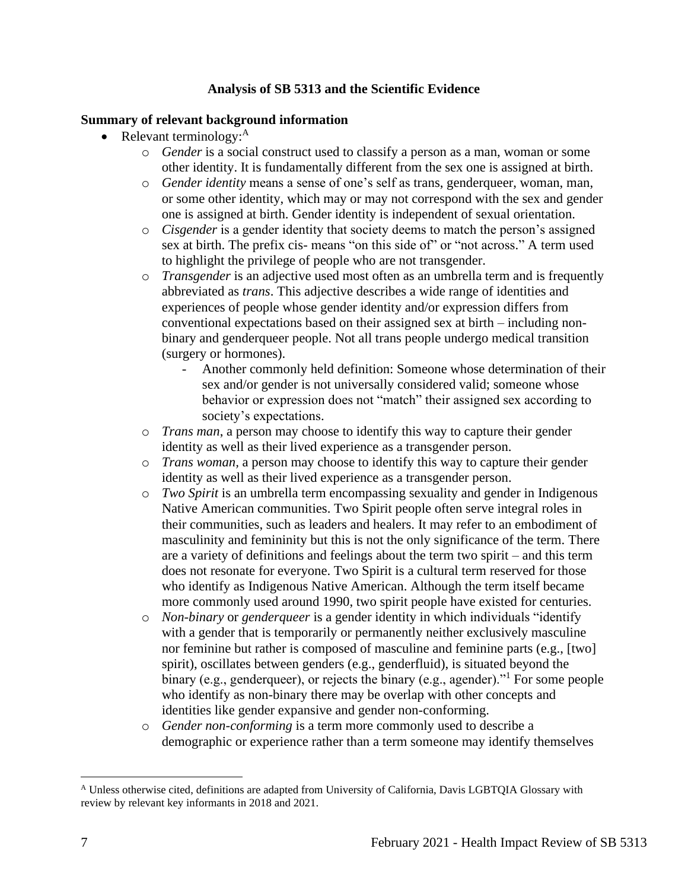**Analysis of SB 5313 and the Scientific Evidence**

**Summary of relevant background information**

- Relevant terminology:[A]
  - *Gender* is a social construct used to classify a person as a man, woman or some other identity. It is fundamentally different from the sex one is assigned at birth.
  - *Gender identity* means a sense of one's self as trans, genderqueer, woman, man, or some other identity, which may or may not correspond with the sex and gender one is assigned at birth. Gender identity is independent of sexual orientation.
  - *Cisgender* is a gender identity that society deems to match the person's assigned sex at birth. The prefix cis- means "on this side of" or "not across." A term used to highlight the privilege of people who are not transgender.
  - *Transgender* is an adjective used most often as an umbrella term and is frequently abbreviated as *trans*. This adjective describes a wide range of identities and experiences of people whose gender identity and/or expression differs from conventional expectations based on their assigned sex at birth – including non-binary and genderqueer people. Not all trans people undergo medical transition (surgery or hormones).
    - Another commonly held definition: Someone whose determination of their sex and/or gender is not universally considered valid; someone whose behavior or expression does not "match" their assigned sex according to society's expectations.
  - *Trans man*, a person may choose to identify this way to capture their gender identity as well as their lived experience as a transgender person.
  - *Trans woman*, a person may choose to identify this way to capture their gender identity as well as their lived experience as a transgender person.
  - *Two Spirit* is an umbrella term encompassing sexuality and gender in Indigenous Native American communities. Two Spirit people often serve integral roles in their communities, such as leaders and healers. It may refer to an embodiment of masculinity and femininity but this is not the only significance of the term. There are a variety of definitions and feelings about the term two spirit – and this term does not resonate for everyone. Two Spirit is a cultural term reserved for those who identify as Indigenous Native American. Although the term itself became more commonly used around 1990, two spirit people have existed for centuries.
  - *Non-binary* or *genderqueer* is a gender identity in which individuals "identify with a gender that is temporarily or permanently neither exclusively masculine nor feminine but rather is composed of masculine and feminine parts (e.g., [two] spirit), oscillates between genders (e.g., genderfluid), is situated beyond the binary (e.g., genderqueer), or rejects the binary (e.g., agender)."[1] For some people who identify as non-binary there may be overlap with other concepts and identities like gender expansive and gender non-conforming.
  - *Gender non-conforming* is a term more commonly used to describe a demographic or experience rather than a term someone may identify themselves

[A] Unless otherwise cited, definitions are adapted from University of California, Davis LGBTQIA Glossary with review by relevant key informants in 2018 and 2021.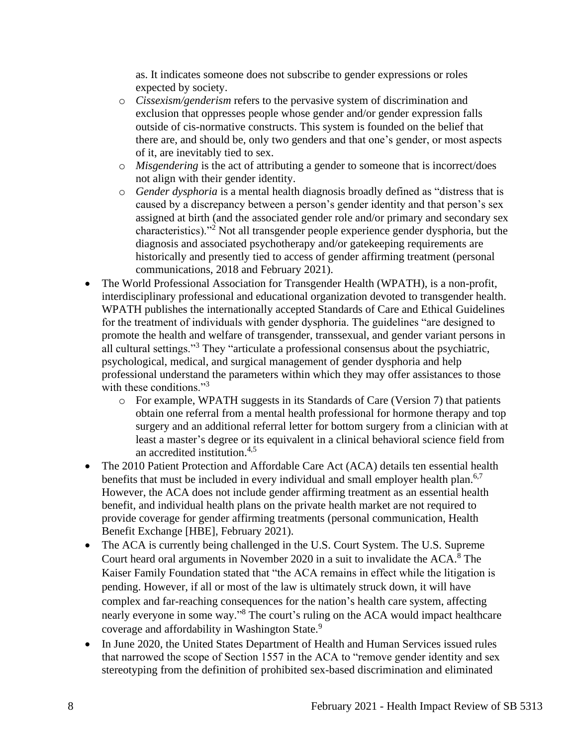as. It indicates someone does not subscribe to gender expressions or roles expected by society.

    - *Cissexism/genderism* refers to the pervasive system of discrimination and exclusion that oppresses people whose gender and/or gender expression falls outside of cis-normative constructs. This system is founded on the belief that there are, and should be, only two genders and that one's gender, or most aspects of it, are inevitably tied to sex.
    - *Misgendering* is the act of attributing a gender to someone that is incorrect/does not align with their gender identity.
    - *Gender dysphoria* is a mental health diagnosis broadly defined as "distress that is caused by a discrepancy between a person's gender identity and that person's sex assigned at birth (and the associated gender role and/or primary and secondary sex characteristics)."[2] Not all transgender people experience gender dysphoria, but the diagnosis and associated psychotherapy and/or gatekeeping requirements are historically and presently tied to access of gender affirming treatment (personal communications, 2018 and February 2021).

- The World Professional Association for Transgender Health (WPATH), is a non-profit, interdisciplinary professional and educational organization devoted to transgender health. WPATH publishes the internationally accepted Standards of Care and Ethical Guidelines for the treatment of individuals with gender dysphoria. The guidelines "are designed to promote the health and welfare of transgender, transsexual, and gender variant persons in all cultural settings."[3] They "articulate a professional consensus about the psychiatric, psychological, medical, and surgical management of gender dysphoria and help professional understand the parameters within which they may offer assistances to those with these conditions."[3]
    - For example, WPATH suggests in its Standards of Care (Version 7) that patients obtain one referral from a mental health professional for hormone therapy and top surgery and an additional referral letter for bottom surgery from a clinician with at least a master's degree or its equivalent in a clinical behavioral science field from an accredited institution.[4,5]
- The 2010 Patient Protection and Affordable Care Act (ACA) details ten essential health benefits that must be included in every individual and small employer health plan.[6,7] However, the ACA does not include gender affirming treatment as an essential health benefit, and individual health plans on the private health market are not required to provide coverage for gender affirming treatments (personal communication, Health Benefit Exchange [HBE], February 2021).
- The ACA is currently being challenged in the U.S. Court System. The U.S. Supreme Court heard oral arguments in November 2020 in a suit to invalidate the ACA.[8] The Kaiser Family Foundation stated that "the ACA remains in effect while the litigation is pending. However, if all or most of the law is ultimately struck down, it will have complex and far-reaching consequences for the nation's health care system, affecting nearly everyone in some way."[8] The court's ruling on the ACA would impact healthcare coverage and affordability in Washington State.[9]
- In June 2020, the United States Department of Health and Human Services issued rules that narrowed the scope of Section 1557 in the ACA to "remove gender identity and sex stereotyping from the definition of prohibited sex-based discrimination and eliminated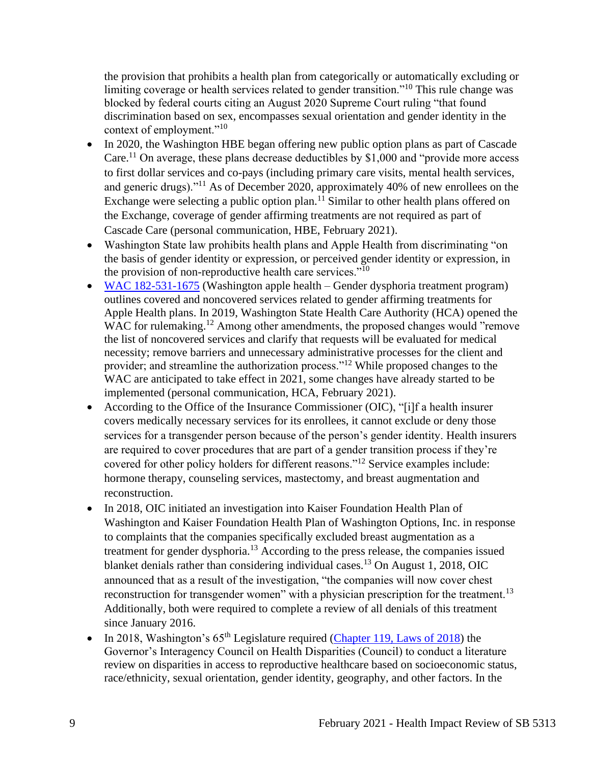the provision that prohibits a health plan from categorically or automatically excluding or limiting coverage or health services related to gender transition."[10] This rule change was blocked by federal courts citing an August 2020 Supreme Court ruling "that found discrimination based on sex, encompasses sexual orientation and gender identity in the context of employment."[10]

- In 2020, the Washington HBE began offering new public option plans as part of Cascade Care.[11] On average, these plans decrease deductibles by $1,000 and "provide more access to first dollar services and co-pays (including primary care visits, mental health services, and generic drugs)."[11] As of December 2020, approximately 40% of new enrollees on the Exchange were selecting a public option plan.[11] Similar to other health plans offered on the Exchange, coverage of gender affirming treatments are not required as part of Cascade Care (personal communication, HBE, February 2021).
- Washington State law prohibits health plans and Apple Health from discriminating "on the basis of gender identity or expression, or perceived gender identity or expression, in the provision of non-reproductive health care services."[10]
- WAC 182-531-1675 (Washington apple health – Gender dysphoria treatment program) outlines covered and noncovered services related to gender affirming treatments for Apple Health plans. In 2019, Washington State Health Care Authority (HCA) opened the WAC for rulemaking.[12] Among other amendments, the proposed changes would "remove the list of noncovered services and clarify that requests will be evaluated for medical necessity; remove barriers and unnecessary administrative processes for the client and provider; and streamline the authorization process."[12] While proposed changes to the WAC are anticipated to take effect in 2021, some changes have already started to be implemented (personal communication, HCA, February 2021).
- According to the Office of the Insurance Commissioner (OIC), "[i]f a health insurer covers medically necessary services for its enrollees, it cannot exclude or deny those services for a transgender person because of the person's gender identity. Health insurers are required to cover procedures that are part of a gender transition process if they're covered for other policy holders for different reasons."[12] Service examples include: hormone therapy, counseling services, mastectomy, and breast augmentation and reconstruction.
- In 2018, OIC initiated an investigation into Kaiser Foundation Health Plan of Washington and Kaiser Foundation Health Plan of Washington Options, Inc. in response to complaints that the companies specifically excluded breast augmentation as a treatment for gender dysphoria.[13] According to the press release, the companies issued blanket denials rather than considering individual cases.[13] On August 1, 2018, OIC announced that as a result of the investigation, "the companies will now cover chest reconstruction for transgender women" with a physician prescription for the treatment.[13] Additionally, both were required to complete a review of all denials of this treatment since January 2016.
- In 2018, Washington's 65th Legislature required (Chapter 119, Laws of 2018) the Governor's Interagency Council on Health Disparities (Council) to conduct a literature review on disparities in access to reproductive healthcare based on socioeconomic status, race/ethnicity, sexual orientation, gender identity, geography, and other factors. In the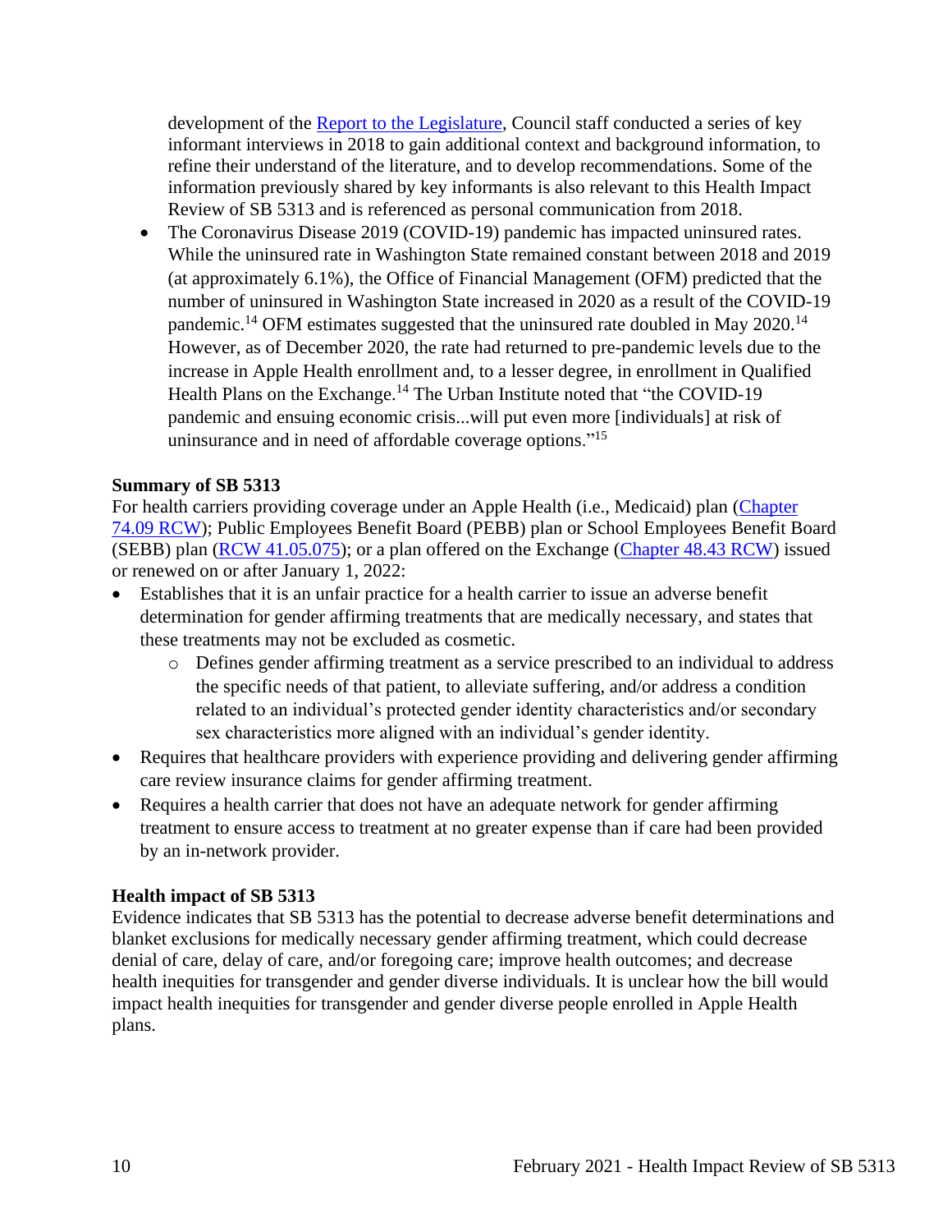development of the Report to the Legislature, Council staff conducted a series of key informant interviews in 2018 to gain additional context and background information, to refine their understand of the literature, and to develop recommendations. Some of the information previously shared by key informants is also relevant to this Health Impact Review of SB 5313 and is referenced as personal communication from 2018.

- The Coronavirus Disease 2019 (COVID-19) pandemic has impacted uninsured rates. While the uninsured rate in Washington State remained constant between 2018 and 2019 (at approximately 6.1%), the Office of Financial Management (OFM) predicted that the number of uninsured in Washington State increased in 2020 as a result of the COVID-19 pandemic.[14] OFM estimates suggested that the uninsured rate doubled in May 2020.[14] However, as of December 2020, the rate had returned to pre-pandemic levels due to the increase in Apple Health enrollment and, to a lesser degree, in enrollment in Qualified Health Plans on the Exchange.[14] The Urban Institute noted that "the COVID-19 pandemic and ensuing economic crisis...will put even more [individuals] at risk of uninsurance and in need of affordable coverage options."[15]

**Summary of SB 5313**

For health carriers providing coverage under an Apple Health (i.e., Medicaid) plan (Chapter 74.09 RCW); Public Employees Benefit Board (PEBB) plan or School Employees Benefit Board (SEBB) plan (RCW 41.05.075); or a plan offered on the Exchange (Chapter 48.43 RCW) issued or renewed on or after January 1, 2022:

- Establishes that it is an unfair practice for a health carrier to issue an adverse benefit determination for gender affirming treatments that are medically necessary, and states that these treatments may not be excluded as cosmetic.
  - Defines gender affirming treatment as a service prescribed to an individual to address the specific needs of that patient, to alleviate suffering, and/or address a condition related to an individual's protected gender identity characteristics and/or secondary sex characteristics more aligned with an individual's gender identity.
- Requires that healthcare providers with experience providing and delivering gender affirming care review insurance claims for gender affirming treatment.
- Requires a health carrier that does not have an adequate network for gender affirming treatment to ensure access to treatment at no greater expense than if care had been provided by an in-network provider.

**Health impact of SB 5313**

Evidence indicates that SB 5313 has the potential to decrease adverse benefit determinations and blanket exclusions for medically necessary gender affirming treatment, which could decrease denial of care, delay of care, and/or foregoing care; improve health outcomes; and decrease health inequities for transgender and gender diverse individuals. It is unclear how the bill would impact health inequities for transgender and gender diverse people enrolled in Apple Health plans.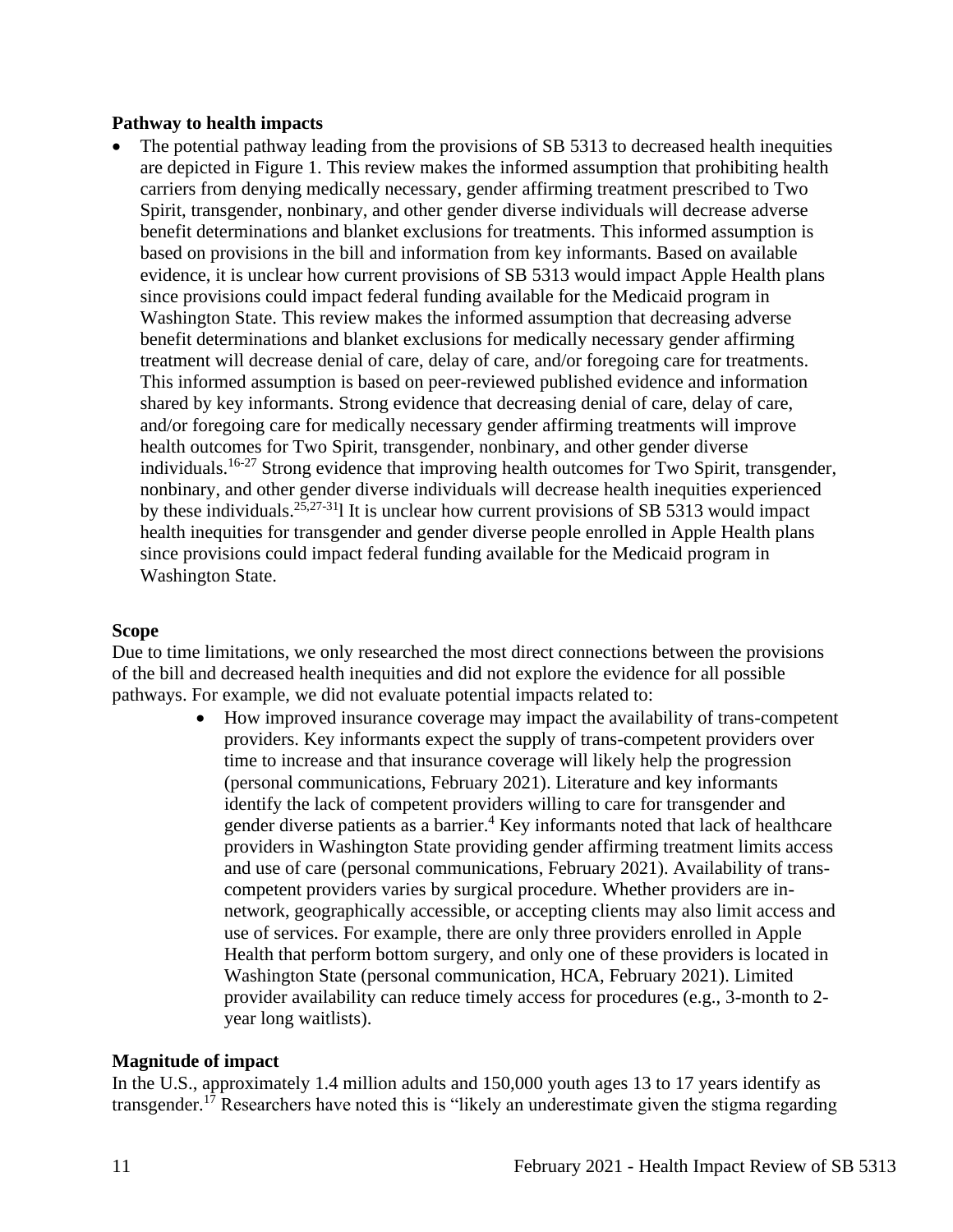**Pathway to health impacts**

- The potential pathway leading from the provisions of SB 5313 to decreased health inequities are depicted in Figure 1. This review makes the informed assumption that prohibiting health carriers from denying medically necessary, gender affirming treatment prescribed to Two Spirit, transgender, nonbinary, and other gender diverse individuals will decrease adverse benefit determinations and blanket exclusions for treatments. This informed assumption is based on provisions in the bill and information from key informants. Based on available evidence, it is unclear how current provisions of SB 5313 would impact Apple Health plans since provisions could impact federal funding available for the Medicaid program in Washington State. This review makes the informed assumption that decreasing adverse benefit determinations and blanket exclusions for medically necessary gender affirming treatment will decrease denial of care, delay of care, and/or foregoing care for treatments. This informed assumption is based on peer-reviewed published evidence and information shared by key informants. Strong evidence that decreasing denial of care, delay of care, and/or foregoing care for medically necessary gender affirming treatments will improve health outcomes for Two Spirit, transgender, nonbinary, and other gender diverse individuals.[16-27] Strong evidence that improving health outcomes for Two Spirit, transgender, nonbinary, and other gender diverse individuals will decrease health inequities experienced by these individuals.[25,27-31]l It is unclear how current provisions of SB 5313 would impact health inequities for transgender and gender diverse people enrolled in Apple Health plans since provisions could impact federal funding available for the Medicaid program in Washington State.

**Scope**

Due to time limitations, we only researched the most direct connections between the provisions of the bill and decreased health inequities and did not explore the evidence for all possible pathways. For example, we did not evaluate potential impacts related to:

- How improved insurance coverage may impact the availability of trans-competent providers. Key informants expect the supply of trans-competent providers over time to increase and that insurance coverage will likely help the progression (personal communications, February 2021). Literature and key informants identify the lack of competent providers willing to care for transgender and gender diverse patients as a barrier.[4] Key informants noted that lack of healthcare providers in Washington State providing gender affirming treatment limits access and use of care (personal communications, February 2021). Availability of trans-competent providers varies by surgical procedure. Whether providers are in-network, geographically accessible, or accepting clients may also limit access and use of services. For example, there are only three providers enrolled in Apple Health that perform bottom surgery, and only one of these providers is located in Washington State (personal communication, HCA, February 2021). Limited provider availability can reduce timely access for procedures (e.g., 3-month to 2-year long waitlists).

**Magnitude of impact**

In the U.S., approximately 1.4 million adults and 150,000 youth ages 13 to 17 years identify as transgender.[17] Researchers have noted this is "likely an underestimate given the stigma regarding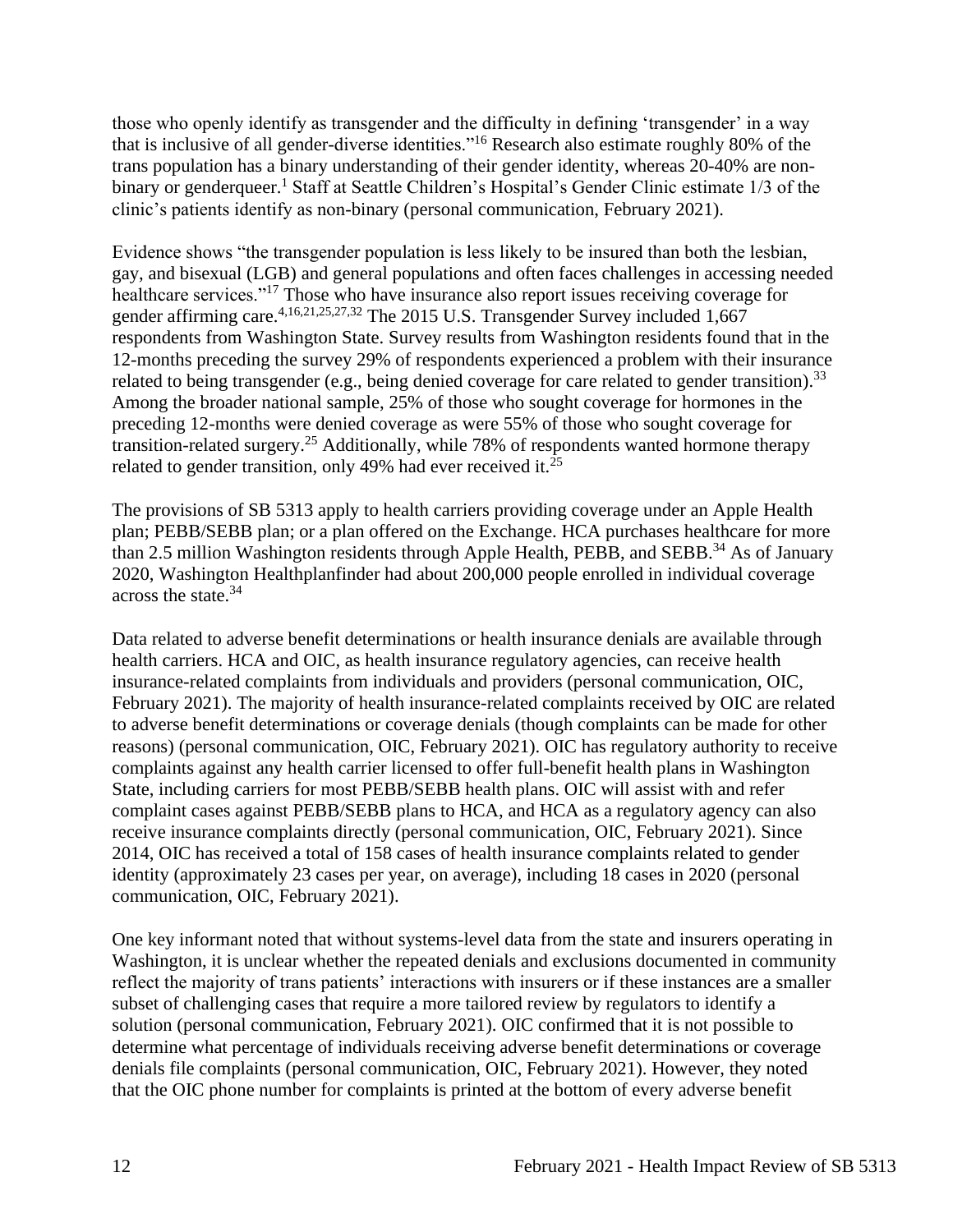those who openly identify as transgender and the difficulty in defining 'transgender' in a way that is inclusive of all gender-diverse identities."[16] Research also estimate roughly 80% of the trans population has a binary understanding of their gender identity, whereas 20-40% are non-binary or genderqueer.[1] Staff at Seattle Children's Hospital's Gender Clinic estimate 1/3 of the clinic's patients identify as non-binary (personal communication, February 2021).

Evidence shows "the transgender population is less likely to be insured than both the lesbian, gay, and bisexual (LGB) and general populations and often faces challenges in accessing needed healthcare services."[17] Those who have insurance also report issues receiving coverage for gender affirming care.[4,16,21,25,27,32] The 2015 U.S. Transgender Survey included 1,667 respondents from Washington State. Survey results from Washington residents found that in the 12-months preceding the survey 29% of respondents experienced a problem with their insurance related to being transgender (e.g., being denied coverage for care related to gender transition).[33] Among the broader national sample, 25% of those who sought coverage for hormones in the preceding 12-months were denied coverage as were 55% of those who sought coverage for transition-related surgery.[25] Additionally, while 78% of respondents wanted hormone therapy related to gender transition, only 49% had ever received it.[25]

The provisions of SB 5313 apply to health carriers providing coverage under an Apple Health plan; PEBB/SEBB plan; or a plan offered on the Exchange. HCA purchases healthcare for more than 2.5 million Washington residents through Apple Health, PEBB, and SEBB.[34] As of January 2020, Washington Healthplanfinder had about 200,000 people enrolled in individual coverage across the state.[34]

Data related to adverse benefit determinations or health insurance denials are available through health carriers. HCA and OIC, as health insurance regulatory agencies, can receive health insurance-related complaints from individuals and providers (personal communication, OIC, February 2021). The majority of health insurance-related complaints received by OIC are related to adverse benefit determinations or coverage denials (though complaints can be made for other reasons) (personal communication, OIC, February 2021). OIC has regulatory authority to receive complaints against any health carrier licensed to offer full-benefit health plans in Washington State, including carriers for most PEBB/SEBB health plans. OIC will assist with and refer complaint cases against PEBB/SEBB plans to HCA, and HCA as a regulatory agency can also receive insurance complaints directly (personal communication, OIC, February 2021). Since 2014, OIC has received a total of 158 cases of health insurance complaints related to gender identity (approximately 23 cases per year, on average), including 18 cases in 2020 (personal communication, OIC, February 2021).

One key informant noted that without systems-level data from the state and insurers operating in Washington, it is unclear whether the repeated denials and exclusions documented in community reflect the majority of trans patients' interactions with insurers or if these instances are a smaller subset of challenging cases that require a more tailored review by regulators to identify a solution (personal communication, February 2021). OIC confirmed that it is not possible to determine what percentage of individuals receiving adverse benefit determinations or coverage denials file complaints (personal communication, OIC, February 2021). However, they noted that the OIC phone number for complaints is printed at the bottom of every adverse benefit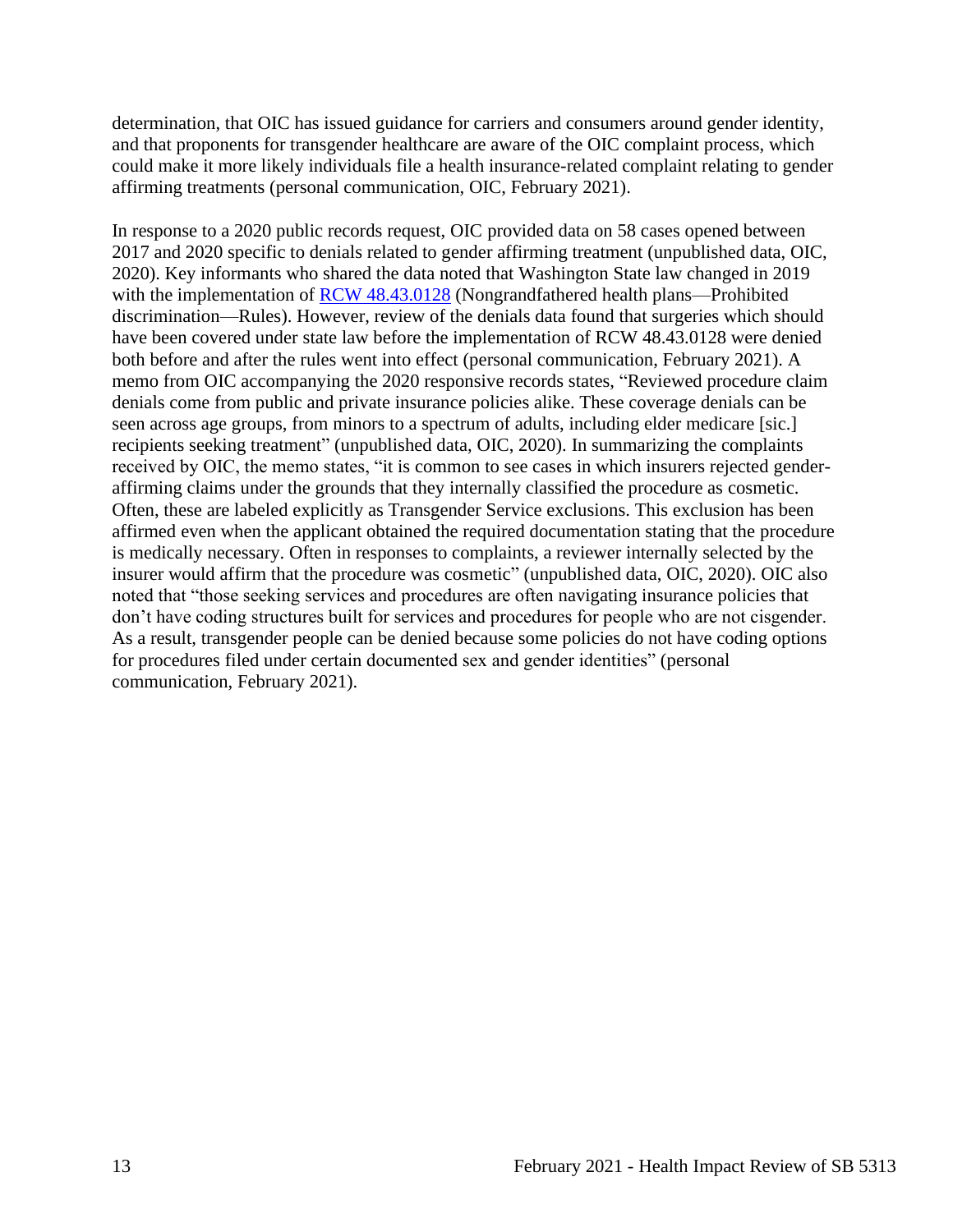determination, that OIC has issued guidance for carriers and consumers around gender identity, and that proponents for transgender healthcare are aware of the OIC complaint process, which could make it more likely individuals file a health insurance-related complaint relating to gender affirming treatments (personal communication, OIC, February 2021).

In response to a 2020 public records request, OIC provided data on 58 cases opened between 2017 and 2020 specific to denials related to gender affirming treatment (unpublished data, OIC, 2020). Key informants who shared the data noted that Washington State law changed in 2019 with the implementation of [RCW 48.43.0128](RCW 48.43.0128) (Nongrandfathered health plans—Prohibited discrimination—Rules). However, review of the denials data found that surgeries which should have been covered under state law before the implementation of RCW 48.43.0128 were denied both before and after the rules went into effect (personal communication, February 2021). A memo from OIC accompanying the 2020 responsive records states, "Reviewed procedure claim denials come from public and private insurance policies alike. These coverage denials can be seen across age groups, from minors to a spectrum of adults, including elder medicare [sic.] recipients seeking treatment" (unpublished data, OIC, 2020). In summarizing the complaints received by OIC, the memo states, "it is common to see cases in which insurers rejected gender-affirming claims under the grounds that they internally classified the procedure as cosmetic. Often, these are labeled explicitly as Transgender Service exclusions. This exclusion has been affirmed even when the applicant obtained the required documentation stating that the procedure is medically necessary. Often in responses to complaints, a reviewer internally selected by the insurer would affirm that the procedure was cosmetic" (unpublished data, OIC, 2020). OIC also noted that "those seeking services and procedures are often navigating insurance policies that don't have coding structures built for services and procedures for people who are not cisgender. As a result, transgender people can be denied because some policies do not have coding options for procedures filed under certain documented sex and gender identities" (personal communication, February 2021).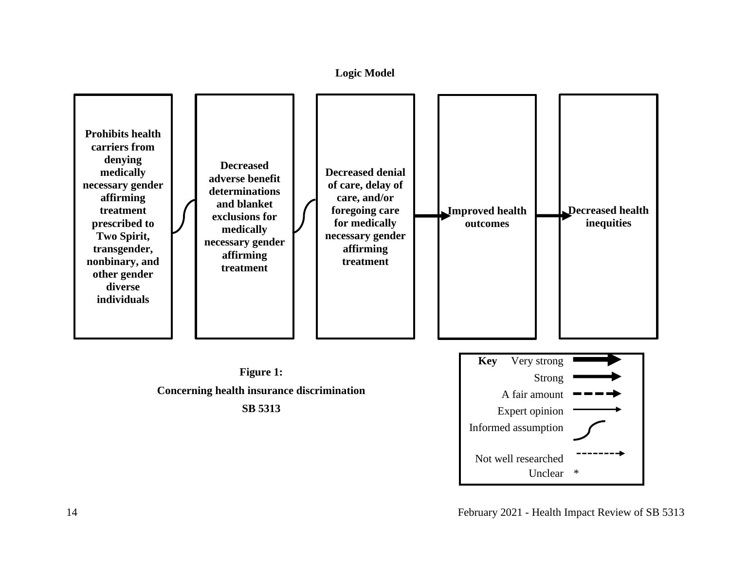**Logic Model**

**Prohibits health carriers from denying medically necessary gender affirming treatment prescribed to Two Spirit, transgender, nonbinary, and other gender diverse individuals**

**Decreased adverse benefit determinations and blanket exclusions for medically necessary gender affirming treatment**

**Decreased denial of care, delay of care, and/or foregoing care for medically necessary gender affirming treatment**

**Improved health outcomes**

**Decreased health inequities**

**Figure 1:**

**Concerning health insurance discrimination**

**SB 5313**

**Key**

Very strong

Strong

A fair amount

Expert opinion

Informed assumption

Not well researched

Unclear *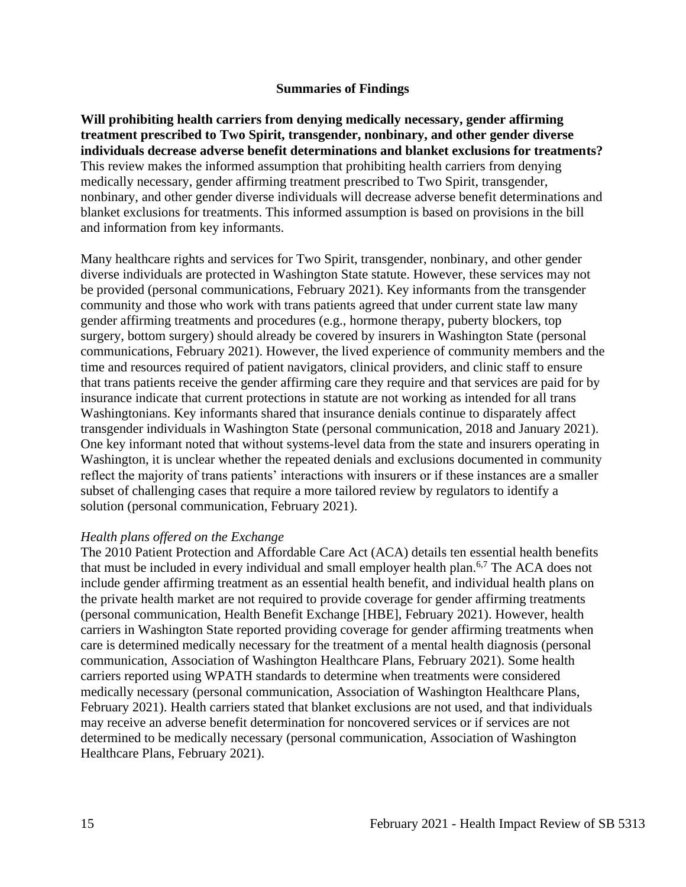## Summaries of Findings

**Will prohibiting health carriers from denying medically necessary, gender affirming treatment prescribed to Two Spirit, transgender, nonbinary, and other gender diverse individuals decrease adverse benefit determinations and blanket exclusions for treatments?** This review makes the informed assumption that prohibiting health carriers from denying medically necessary, gender affirming treatment prescribed to Two Spirit, transgender, nonbinary, and other gender diverse individuals will decrease adverse benefit determinations and blanket exclusions for treatments. This informed assumption is based on provisions in the bill and information from key informants.

Many healthcare rights and services for Two Spirit, transgender, nonbinary, and other gender diverse individuals are protected in Washington State statute. However, these services may not be provided (personal communications, February 2021). Key informants from the transgender community and those who work with trans patients agreed that under current state law many gender affirming treatments and procedures (e.g., hormone therapy, puberty blockers, top surgery, bottom surgery) should already be covered by insurers in Washington State (personal communications, February 2021). However, the lived experience of community members and the time and resources required of patient navigators, clinical providers, and clinic staff to ensure that trans patients receive the gender affirming care they require and that services are paid for by insurance indicate that current protections in statute are not working as intended for all trans Washingtonians. Key informants shared that insurance denials continue to disparately affect transgender individuals in Washington State (personal communication, 2018 and January 2021). One key informant noted that without systems-level data from the state and insurers operating in Washington, it is unclear whether the repeated denials and exclusions documented in community reflect the majority of trans patients' interactions with insurers or if these instances are a smaller subset of challenging cases that require a more tailored review by regulators to identify a solution (personal communication, February 2021).

*Health plans offered on the Exchange*

The 2010 Patient Protection and Affordable Care Act (ACA) details ten essential health benefits that must be included in every individual and small employer health plan.[6,7] The ACA does not include gender affirming treatment as an essential health benefit, and individual health plans on the private health market are not required to provide coverage for gender affirming treatments (personal communication, Health Benefit Exchange [HBE], February 2021). However, health carriers in Washington State reported providing coverage for gender affirming treatments when care is determined medically necessary for the treatment of a mental health diagnosis (personal communication, Association of Washington Healthcare Plans, February 2021). Some health carriers reported using WPATH standards to determine when treatments were considered medically necessary (personal communication, Association of Washington Healthcare Plans, February 2021). Health carriers stated that blanket exclusions are not used, and that individuals may receive an adverse benefit determination for noncovered services or if services are not determined to be medically necessary (personal communication, Association of Washington Healthcare Plans, February 2021).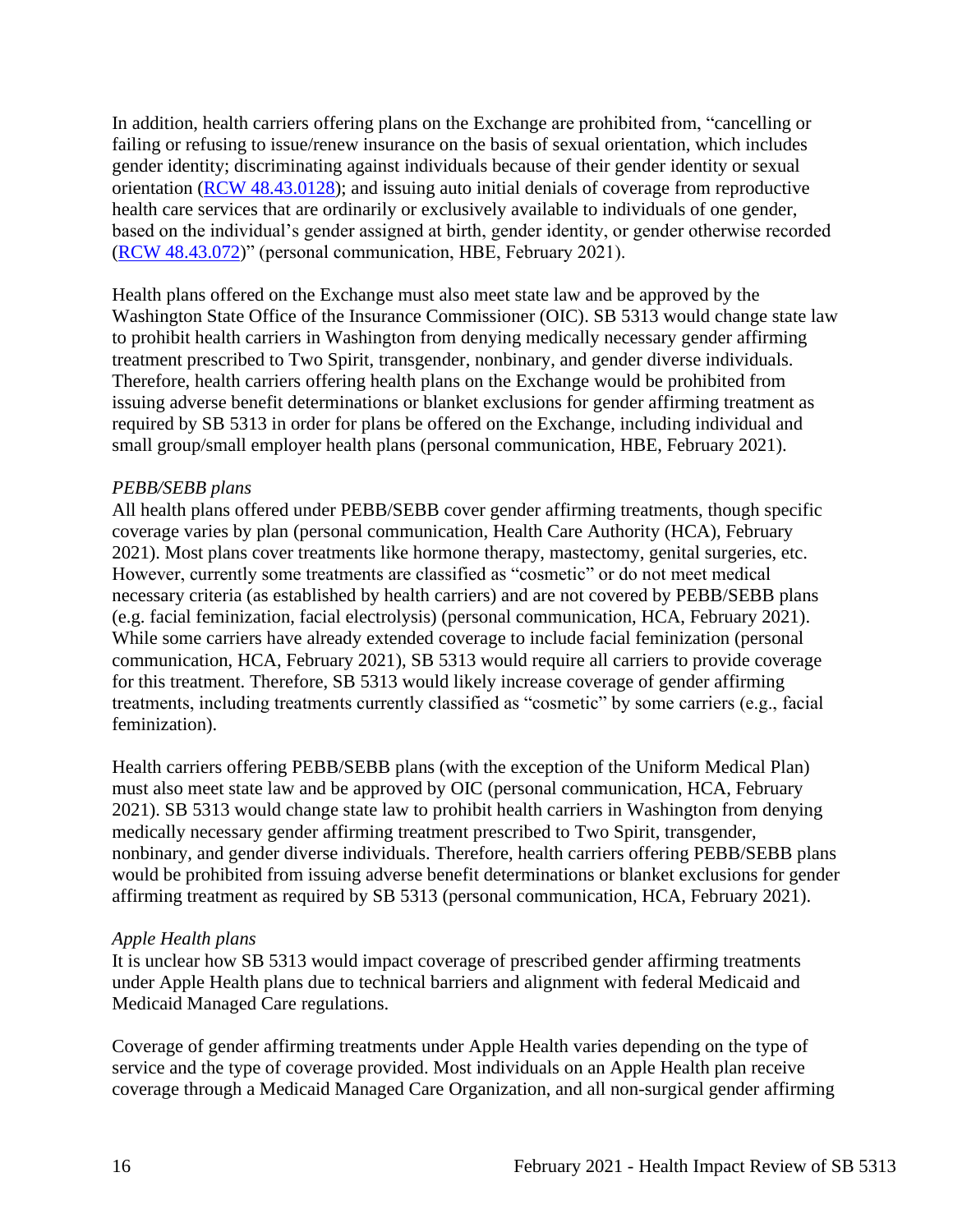In addition, health carriers offering plans on the Exchange are prohibited from, "cancelling or failing or refusing to issue/renew insurance on the basis of sexual orientation, which includes gender identity; discriminating against individuals because of their gender identity or sexual orientation ([RCW 48.43.0128](RCW 48.43.0128)); and issuing auto initial denials of coverage from reproductive health care services that are ordinarily or exclusively available to individuals of one gender, based on the individual's gender assigned at birth, gender identity, or gender otherwise recorded ([RCW 48.43.072](RCW 48.43.072))" (personal communication, HBE, February 2021).

Health plans offered on the Exchange must also meet state law and be approved by the Washington State Office of the Insurance Commissioner (OIC). SB 5313 would change state law to prohibit health carriers in Washington from denying medically necessary gender affirming treatment prescribed to Two Spirit, transgender, nonbinary, and gender diverse individuals. Therefore, health carriers offering health plans on the Exchange would be prohibited from issuing adverse benefit determinations or blanket exclusions for gender affirming treatment as required by SB 5313 in order for plans be offered on the Exchange, including individual and small group/small employer health plans (personal communication, HBE, February 2021).

*PEBB/SEBB plans*

All health plans offered under PEBB/SEBB cover gender affirming treatments, though specific coverage varies by plan (personal communication, Health Care Authority (HCA), February 2021). Most plans cover treatments like hormone therapy, mastectomy, genital surgeries, etc. However, currently some treatments are classified as "cosmetic" or do not meet medical necessary criteria (as established by health carriers) and are not covered by PEBB/SEBB plans (e.g. facial feminization, facial electrolysis) (personal communication, HCA, February 2021). While some carriers have already extended coverage to include facial feminization (personal communication, HCA, February 2021), SB 5313 would require all carriers to provide coverage for this treatment. Therefore, SB 5313 would likely increase coverage of gender affirming treatments, including treatments currently classified as "cosmetic" by some carriers (e.g., facial feminization).

Health carriers offering PEBB/SEBB plans (with the exception of the Uniform Medical Plan) must also meet state law and be approved by OIC (personal communication, HCA, February 2021). SB 5313 would change state law to prohibit health carriers in Washington from denying medically necessary gender affirming treatment prescribed to Two Spirit, transgender, nonbinary, and gender diverse individuals. Therefore, health carriers offering PEBB/SEBB plans would be prohibited from issuing adverse benefit determinations or blanket exclusions for gender affirming treatment as required by SB 5313 (personal communication, HCA, February 2021).

*Apple Health plans*

It is unclear how SB 5313 would impact coverage of prescribed gender affirming treatments under Apple Health plans due to technical barriers and alignment with federal Medicaid and Medicaid Managed Care regulations.

Coverage of gender affirming treatments under Apple Health varies depending on the type of service and the type of coverage provided. Most individuals on an Apple Health plan receive coverage through a Medicaid Managed Care Organization, and all non-surgical gender affirming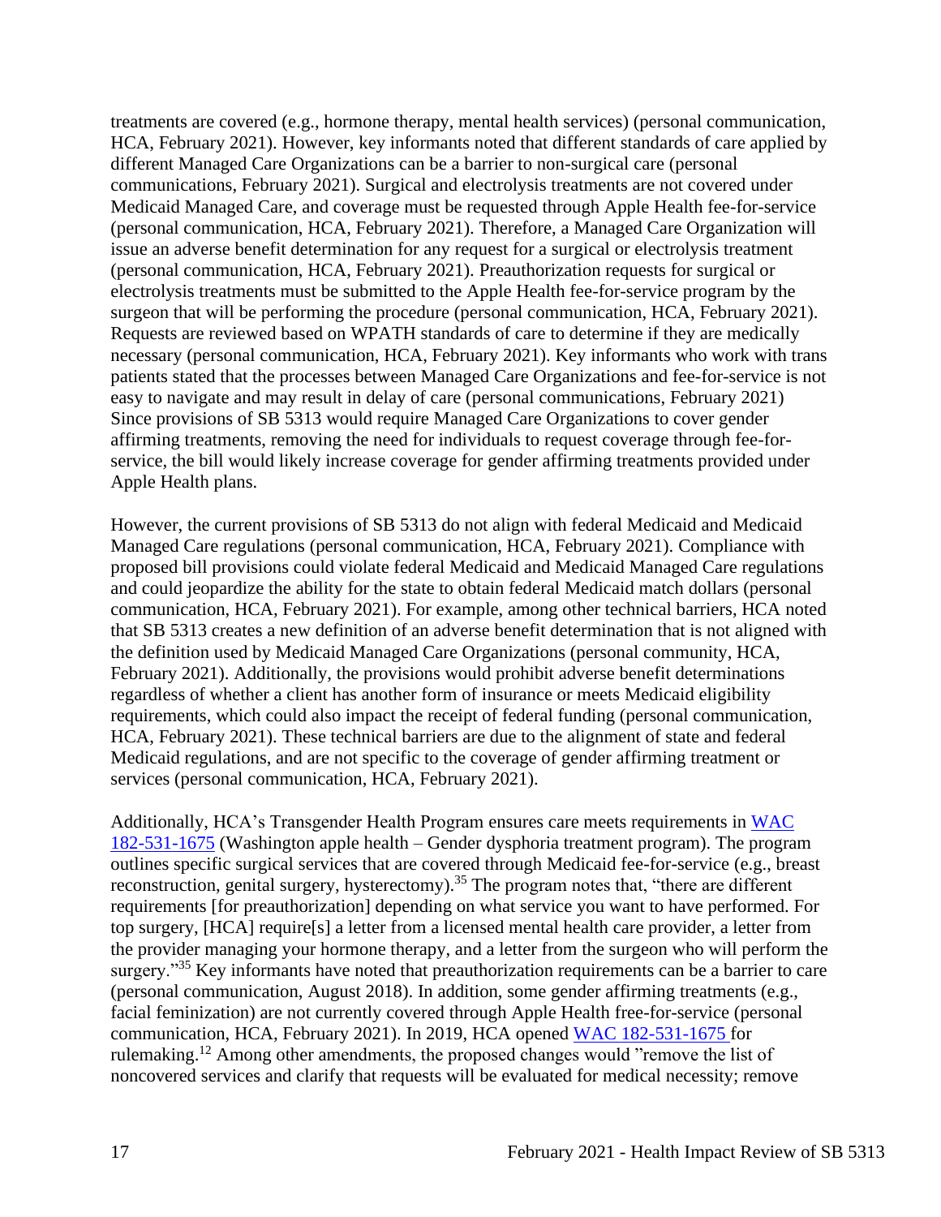treatments are covered (e.g., hormone therapy, mental health services) (personal communication, HCA, February 2021). However, key informants noted that different standards of care applied by different Managed Care Organizations can be a barrier to non-surgical care (personal communications, February 2021). Surgical and electrolysis treatments are not covered under Medicaid Managed Care, and coverage must be requested through Apple Health fee-for-service (personal communication, HCA, February 2021). Therefore, a Managed Care Organization will issue an adverse benefit determination for any request for a surgical or electrolysis treatment (personal communication, HCA, February 2021). Preauthorization requests for surgical or electrolysis treatments must be submitted to the Apple Health fee-for-service program by the surgeon that will be performing the procedure (personal communication, HCA, February 2021). Requests are reviewed based on WPATH standards of care to determine if they are medically necessary (personal communication, HCA, February 2021). Key informants who work with trans patients stated that the processes between Managed Care Organizations and fee-for-service is not easy to navigate and may result in delay of care (personal communications, February 2021) Since provisions of SB 5313 would require Managed Care Organizations to cover gender affirming treatments, removing the need for individuals to request coverage through fee-for-service, the bill would likely increase coverage for gender affirming treatments provided under Apple Health plans.

However, the current provisions of SB 5313 do not align with federal Medicaid and Medicaid Managed Care regulations (personal communication, HCA, February 2021). Compliance with proposed bill provisions could violate federal Medicaid and Medicaid Managed Care regulations and could jeopardize the ability for the state to obtain federal Medicaid match dollars (personal communication, HCA, February 2021). For example, among other technical barriers, HCA noted that SB 5313 creates a new definition of an adverse benefit determination that is not aligned with the definition used by Medicaid Managed Care Organizations (personal community, HCA, February 2021). Additionally, the provisions would prohibit adverse benefit determinations regardless of whether a client has another form of insurance or meets Medicaid eligibility requirements, which could also impact the receipt of federal funding (personal communication, HCA, February 2021). These technical barriers are due to the alignment of state and federal Medicaid regulations, and are not specific to the coverage of gender affirming treatment or services (personal communication, HCA, February 2021).

Additionally, HCA's Transgender Health Program ensures care meets requirements in [WAC 182-531-1675](#) (Washington apple health – Gender dysphoria treatment program). The program outlines specific surgical services that are covered through Medicaid fee-for-service (e.g., breast reconstruction, genital surgery, hysterectomy).[35] The program notes that, "there are different requirements [for preauthorization] depending on what service you want to have performed. For top surgery, [HCA] require[s] a letter from a licensed mental health care provider, a letter from the provider managing your hormone therapy, and a letter from the surgeon who will perform the surgery."[35] Key informants have noted that preauthorization requirements can be a barrier to care (personal communication, August 2018). In addition, some gender affirming treatments (e.g., facial feminization) are not currently covered through Apple Health free-for-service (personal communication, HCA, February 2021). In 2019, HCA opened [WAC 182-531-1675](#) for rulemaking.[12] Among other amendments, the proposed changes would "remove the list of noncovered services and clarify that requests will be evaluated for medical necessity; remove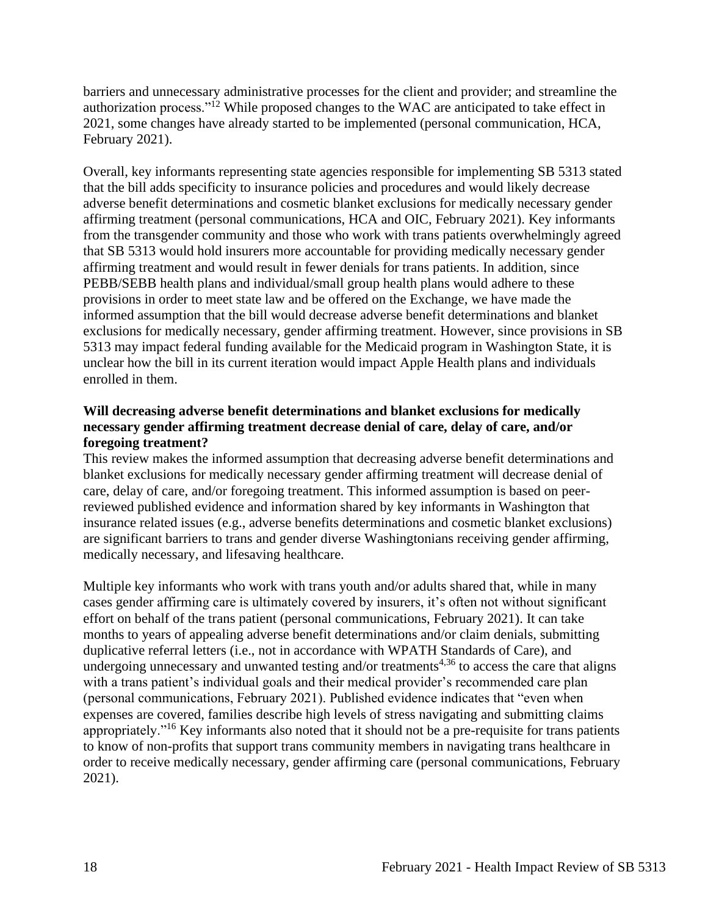barriers and unnecessary administrative processes for the client and provider; and streamline the authorization process."[12] While proposed changes to the WAC are anticipated to take effect in 2021, some changes have already started to be implemented (personal communication, HCA, February 2021).

Overall, key informants representing state agencies responsible for implementing SB 5313 stated that the bill adds specificity to insurance policies and procedures and would likely decrease adverse benefit determinations and cosmetic blanket exclusions for medically necessary gender affirming treatment (personal communications, HCA and OIC, February 2021). Key informants from the transgender community and those who work with trans patients overwhelmingly agreed that SB 5313 would hold insurers more accountable for providing medically necessary gender affirming treatment and would result in fewer denials for trans patients. In addition, since PEBB/SEBB health plans and individual/small group health plans would adhere to these provisions in order to meet state law and be offered on the Exchange, we have made the informed assumption that the bill would decrease adverse benefit determinations and blanket exclusions for medically necessary, gender affirming treatment. However, since provisions in SB 5313 may impact federal funding available for the Medicaid program in Washington State, it is unclear how the bill in its current iteration would impact Apple Health plans and individuals enrolled in them.

**Will decreasing adverse benefit determinations and blanket exclusions for medically necessary gender affirming treatment decrease denial of care, delay of care, and/or foregoing treatment?**

This review makes the informed assumption that decreasing adverse benefit determinations and blanket exclusions for medically necessary gender affirming treatment will decrease denial of care, delay of care, and/or foregoing treatment. This informed assumption is based on peer-reviewed published evidence and information shared by key informants in Washington that insurance related issues (e.g., adverse benefits determinations and cosmetic blanket exclusions) are significant barriers to trans and gender diverse Washingtonians receiving gender affirming, medically necessary, and lifesaving healthcare.

Multiple key informants who work with trans youth and/or adults shared that, while in many cases gender affirming care is ultimately covered by insurers, it's often not without significant effort on behalf of the trans patient (personal communications, February 2021). It can take months to years of appealing adverse benefit determinations and/or claim denials, submitting duplicative referral letters (i.e., not in accordance with WPATH Standards of Care), and undergoing unnecessary and unwanted testing and/or treatments[4,36] to access the care that aligns with a trans patient's individual goals and their medical provider's recommended care plan (personal communications, February 2021). Published evidence indicates that "even when expenses are covered, families describe high levels of stress navigating and submitting claims appropriately."[16] Key informants also noted that it should not be a pre-requisite for trans patients to know of non-profits that support trans community members in navigating trans healthcare in order to receive medically necessary, gender affirming care (personal communications, February 2021).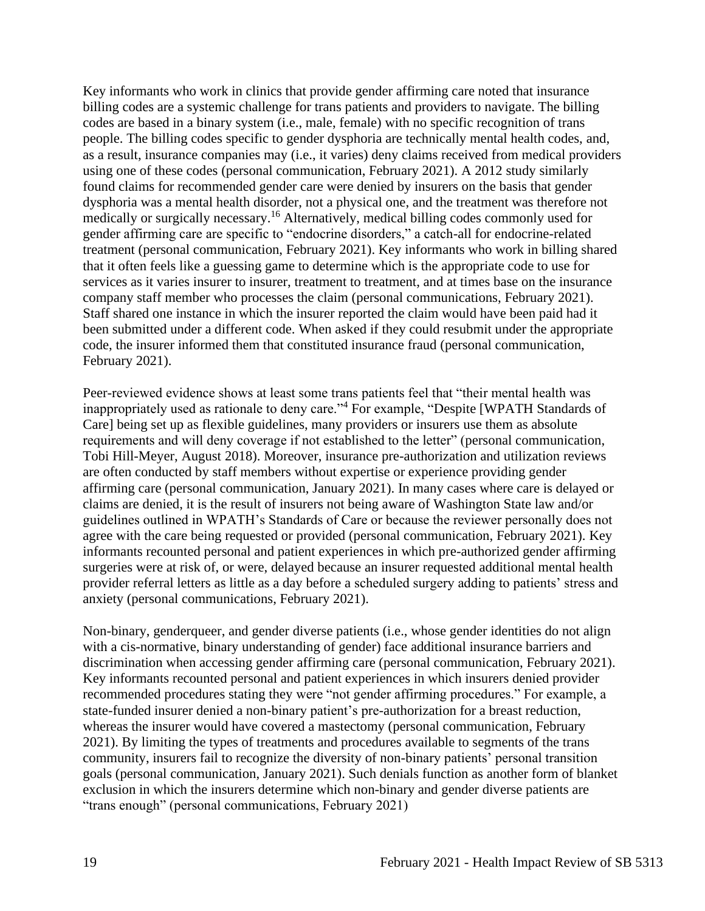Key informants who work in clinics that provide gender affirming care noted that insurance billing codes are a systemic challenge for trans patients and providers to navigate. The billing codes are based in a binary system (i.e., male, female) with no specific recognition of trans people. The billing codes specific to gender dysphoria are technically mental health codes, and, as a result, insurance companies may (i.e., it varies) deny claims received from medical providers using one of these codes (personal communication, February 2021). A 2012 study similarly found claims for recommended gender care were denied by insurers on the basis that gender dysphoria was a mental health disorder, not a physical one, and the treatment was therefore not medically or surgically necessary.[16] Alternatively, medical billing codes commonly used for gender affirming care are specific to "endocrine disorders," a catch-all for endocrine-related treatment (personal communication, February 2021). Key informants who work in billing shared that it often feels like a guessing game to determine which is the appropriate code to use for services as it varies insurer to insurer, treatment to treatment, and at times base on the insurance company staff member who processes the claim (personal communications, February 2021). Staff shared one instance in which the insurer reported the claim would have been paid had it been submitted under a different code. When asked if they could resubmit under the appropriate code, the insurer informed them that constituted insurance fraud (personal communication, February 2021).

Peer-reviewed evidence shows at least some trans patients feel that "their mental health was inappropriately used as rationale to deny care."[4] For example, "Despite [WPATH Standards of Care] being set up as flexible guidelines, many providers or insurers use them as absolute requirements and will deny coverage if not established to the letter" (personal communication, Tobi Hill-Meyer, August 2018). Moreover, insurance pre-authorization and utilization reviews are often conducted by staff members without expertise or experience providing gender affirming care (personal communication, January 2021). In many cases where care is delayed or claims are denied, it is the result of insurers not being aware of Washington State law and/or guidelines outlined in WPATH's Standards of Care or because the reviewer personally does not agree with the care being requested or provided (personal communication, February 2021). Key informants recounted personal and patient experiences in which pre-authorized gender affirming surgeries were at risk of, or were, delayed because an insurer requested additional mental health provider referral letters as little as a day before a scheduled surgery adding to patients' stress and anxiety (personal communications, February 2021).

Non-binary, genderqueer, and gender diverse patients (i.e., whose gender identities do not align with a cis-normative, binary understanding of gender) face additional insurance barriers and discrimination when accessing gender affirming care (personal communication, February 2021). Key informants recounted personal and patient experiences in which insurers denied provider recommended procedures stating they were "not gender affirming procedures." For example, a state-funded insurer denied a non-binary patient's pre-authorization for a breast reduction, whereas the insurer would have covered a mastectomy (personal communication, February 2021). By limiting the types of treatments and procedures available to segments of the trans community, insurers fail to recognize the diversity of non-binary patients' personal transition goals (personal communication, January 2021). Such denials function as another form of blanket exclusion in which the insurers determine which non-binary and gender diverse patients are "trans enough" (personal communications, February 2021)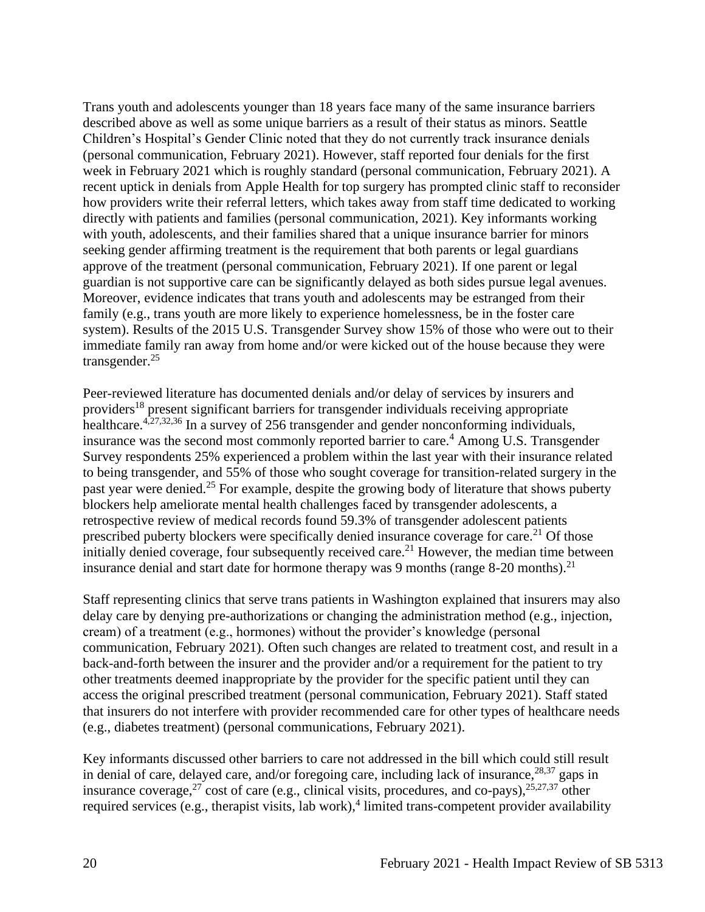Trans youth and adolescents younger than 18 years face many of the same insurance barriers described above as well as some unique barriers as a result of their status as minors. Seattle Children's Hospital's Gender Clinic noted that they do not currently track insurance denials (personal communication, February 2021). However, staff reported four denials for the first week in February 2021 which is roughly standard (personal communication, February 2021). A recent uptick in denials from Apple Health for top surgery has prompted clinic staff to reconsider how providers write their referral letters, which takes away from staff time dedicated to working directly with patients and families (personal communication, 2021). Key informants working with youth, adolescents, and their families shared that a unique insurance barrier for minors seeking gender affirming treatment is the requirement that both parents or legal guardians approve of the treatment (personal communication, February 2021). If one parent or legal guardian is not supportive care can be significantly delayed as both sides pursue legal avenues. Moreover, evidence indicates that trans youth and adolescents may be estranged from their family (e.g., trans youth are more likely to experience homelessness, be in the foster care system). Results of the 2015 U.S. Transgender Survey show 15% of those who were out to their immediate family ran away from home and/or were kicked out of the house because they were transgender.[25]

Peer-reviewed literature has documented denials and/or delay of services by insurers and providers[18] present significant barriers for transgender individuals receiving appropriate healthcare.[4,27,32,36] In a survey of 256 transgender and gender nonconforming individuals, insurance was the second most commonly reported barrier to care.[4] Among U.S. Transgender Survey respondents 25% experienced a problem within the last year with their insurance related to being transgender, and 55% of those who sought coverage for transition-related surgery in the past year were denied.[25] For example, despite the growing body of literature that shows puberty blockers help ameliorate mental health challenges faced by transgender adolescents, a retrospective review of medical records found 59.3% of transgender adolescent patients prescribed puberty blockers were specifically denied insurance coverage for care.[21] Of those initially denied coverage, four subsequently received care.[21] However, the median time between insurance denial and start date for hormone therapy was 9 months (range 8-20 months).[21]

Staff representing clinics that serve trans patients in Washington explained that insurers may also delay care by denying pre-authorizations or changing the administration method (e.g., injection, cream) of a treatment (e.g., hormones) without the provider's knowledge (personal communication, February 2021). Often such changes are related to treatment cost, and result in a back-and-forth between the insurer and the provider and/or a requirement for the patient to try other treatments deemed inappropriate by the provider for the specific patient until they can access the original prescribed treatment (personal communication, February 2021). Staff stated that insurers do not interfere with provider recommended care for other types of healthcare needs (e.g., diabetes treatment) (personal communications, February 2021).

Key informants discussed other barriers to care not addressed in the bill which could still result in denial of care, delayed care, and/or foregoing care, including lack of insurance,[28,37] gaps in insurance coverage,[27] cost of care (e.g., clinical visits, procedures, and co-pays),[25,27,37] other required services (e.g., therapist visits, lab work),[4] limited trans-competent provider availability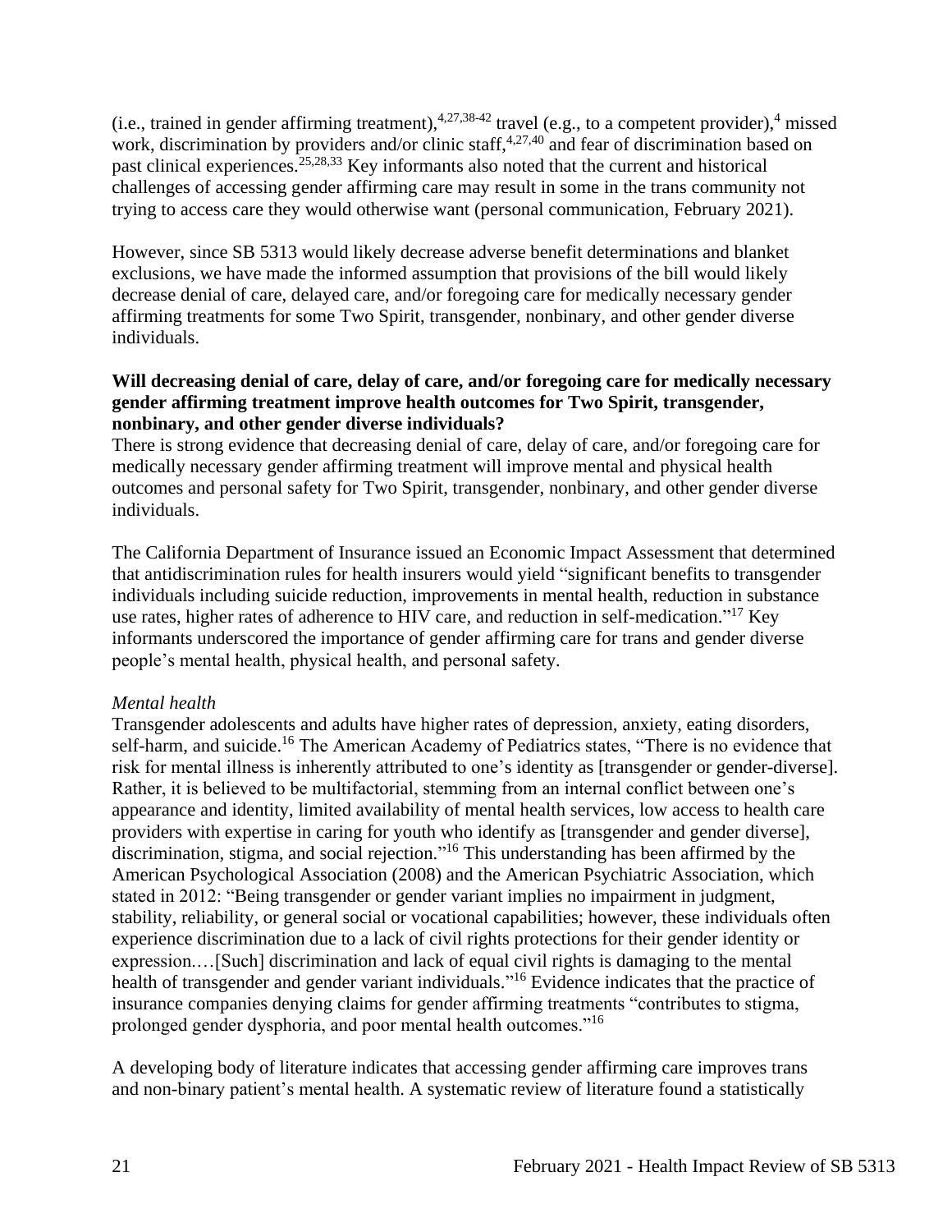(i.e., trained in gender affirming treatment),[4,27,38-42] travel (e.g., to a competent provider),[4] missed work, discrimination by providers and/or clinic staff,[4,27,40] and fear of discrimination based on past clinical experiences.[25,28,33] Key informants also noted that the current and historical challenges of accessing gender affirming care may result in some in the trans community not trying to access care they would otherwise want (personal communication, February 2021).

However, since SB 5313 would likely decrease adverse benefit determinations and blanket exclusions, we have made the informed assumption that provisions of the bill would likely decrease denial of care, delayed care, and/or foregoing care for medically necessary gender affirming treatments for some Two Spirit, transgender, nonbinary, and other gender diverse individuals.

**Will decreasing denial of care, delay of care, and/or foregoing care for medically necessary gender affirming treatment improve health outcomes for Two Spirit, transgender, nonbinary, and other gender diverse individuals?**

There is strong evidence that decreasing denial of care, delay of care, and/or foregoing care for medically necessary gender affirming treatment will improve mental and physical health outcomes and personal safety for Two Spirit, transgender, nonbinary, and other gender diverse individuals.

The California Department of Insurance issued an Economic Impact Assessment that determined that antidiscrimination rules for health insurers would yield "significant benefits to transgender individuals including suicide reduction, improvements in mental health, reduction in substance use rates, higher rates of adherence to HIV care, and reduction in self-medication."[17] Key informants underscored the importance of gender affirming care for trans and gender diverse people's mental health, physical health, and personal safety.

*Mental health*

Transgender adolescents and adults have higher rates of depression, anxiety, eating disorders, self-harm, and suicide.[16] The American Academy of Pediatrics states, "There is no evidence that risk for mental illness is inherently attributed to one's identity as [transgender or gender-diverse]. Rather, it is believed to be multifactorial, stemming from an internal conflict between one's appearance and identity, limited availability of mental health services, low access to health care providers with expertise in caring for youth who identify as [transgender and gender diverse], discrimination, stigma, and social rejection."[16] This understanding has been affirmed by the American Psychological Association (2008) and the American Psychiatric Association, which stated in 2012: "Being transgender or gender variant implies no impairment in judgment, stability, reliability, or general social or vocational capabilities; however, these individuals often experience discrimination due to a lack of civil rights protections for their gender identity or expression.…[Such] discrimination and lack of equal civil rights is damaging to the mental health of transgender and gender variant individuals."[16] Evidence indicates that the practice of insurance companies denying claims for gender affirming treatments "contributes to stigma, prolonged gender dysphoria, and poor mental health outcomes."[16]

A developing body of literature indicates that accessing gender affirming care improves trans and non-binary patient's mental health. A systematic review of literature found a statistically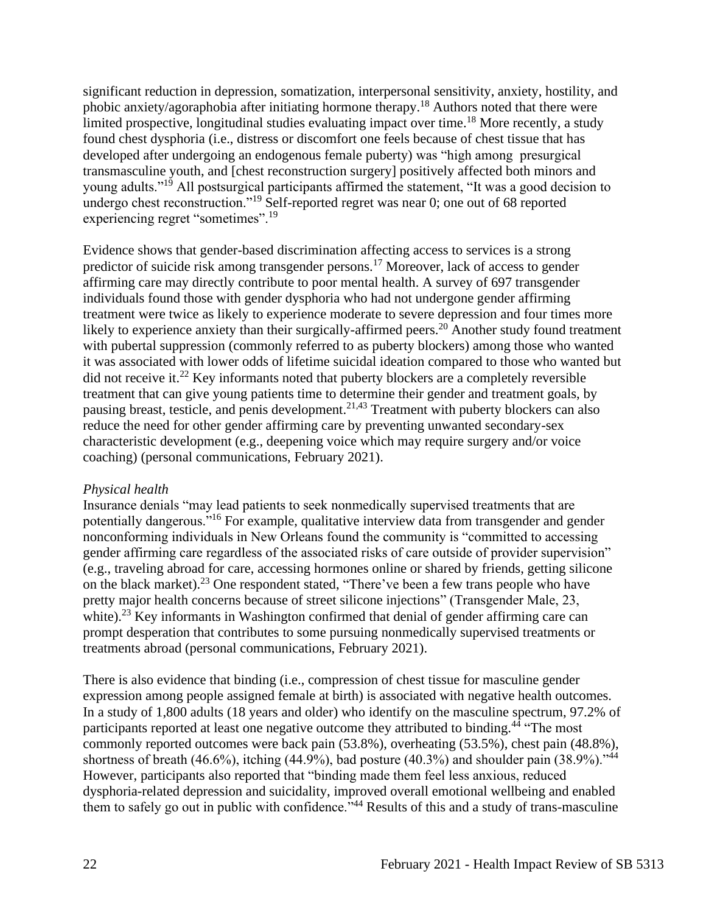significant reduction in depression, somatization, interpersonal sensitivity, anxiety, hostility, and phobic anxiety/agoraphobia after initiating hormone therapy.[18] Authors noted that there were limited prospective, longitudinal studies evaluating impact over time.[18] More recently, a study found chest dysphoria (i.e., distress or discomfort one feels because of chest tissue that has developed after undergoing an endogenous female puberty) was "high among presurgical transmasculine youth, and [chest reconstruction surgery] positively affected both minors and young adults."[19] All postsurgical participants affirmed the statement, "It was a good decision to undergo chest reconstruction."[19] Self-reported regret was near 0; one out of 68 reported experiencing regret "sometimes".[19]

Evidence shows that gender-based discrimination affecting access to services is a strong predictor of suicide risk among transgender persons.[17] Moreover, lack of access to gender affirming care may directly contribute to poor mental health. A survey of 697 transgender individuals found those with gender dysphoria who had not undergone gender affirming treatment were twice as likely to experience moderate to severe depression and four times more likely to experience anxiety than their surgically-affirmed peers.[20] Another study found treatment with pubertal suppression (commonly referred to as puberty blockers) among those who wanted it was associated with lower odds of lifetime suicidal ideation compared to those who wanted but did not receive it.[22] Key informants noted that puberty blockers are a completely reversible treatment that can give young patients time to determine their gender and treatment goals, by pausing breast, testicle, and penis development.[21,43] Treatment with puberty blockers can also reduce the need for other gender affirming care by preventing unwanted secondary-sex characteristic development (e.g., deepening voice which may require surgery and/or voice coaching) (personal communications, February 2021).

*Physical health*

Insurance denials "may lead patients to seek nonmedically supervised treatments that are potentially dangerous."[16] For example, qualitative interview data from transgender and gender nonconforming individuals in New Orleans found the community is "committed to accessing gender affirming care regardless of the associated risks of care outside of provider supervision" (e.g., traveling abroad for care, accessing hormones online or shared by friends, getting silicone on the black market).[23] One respondent stated, "There've been a few trans people who have pretty major health concerns because of street silicone injections" (Transgender Male, 23, white).[23] Key informants in Washington confirmed that denial of gender affirming care can prompt desperation that contributes to some pursuing nonmedically supervised treatments or treatments abroad (personal communications, February 2021).

There is also evidence that binding (i.e., compression of chest tissue for masculine gender expression among people assigned female at birth) is associated with negative health outcomes. In a study of 1,800 adults (18 years and older) who identify on the masculine spectrum, 97.2% of participants reported at least one negative outcome they attributed to binding.[44] "The most commonly reported outcomes were back pain (53.8%), overheating (53.5%), chest pain (48.8%), shortness of breath (46.6%), itching (44.9%), bad posture (40.3%) and shoulder pain (38.9%)."[44] However, participants also reported that "binding made them feel less anxious, reduced dysphoria-related depression and suicidality, improved overall emotional wellbeing and enabled them to safely go out in public with confidence."[44] Results of this and a study of trans-masculine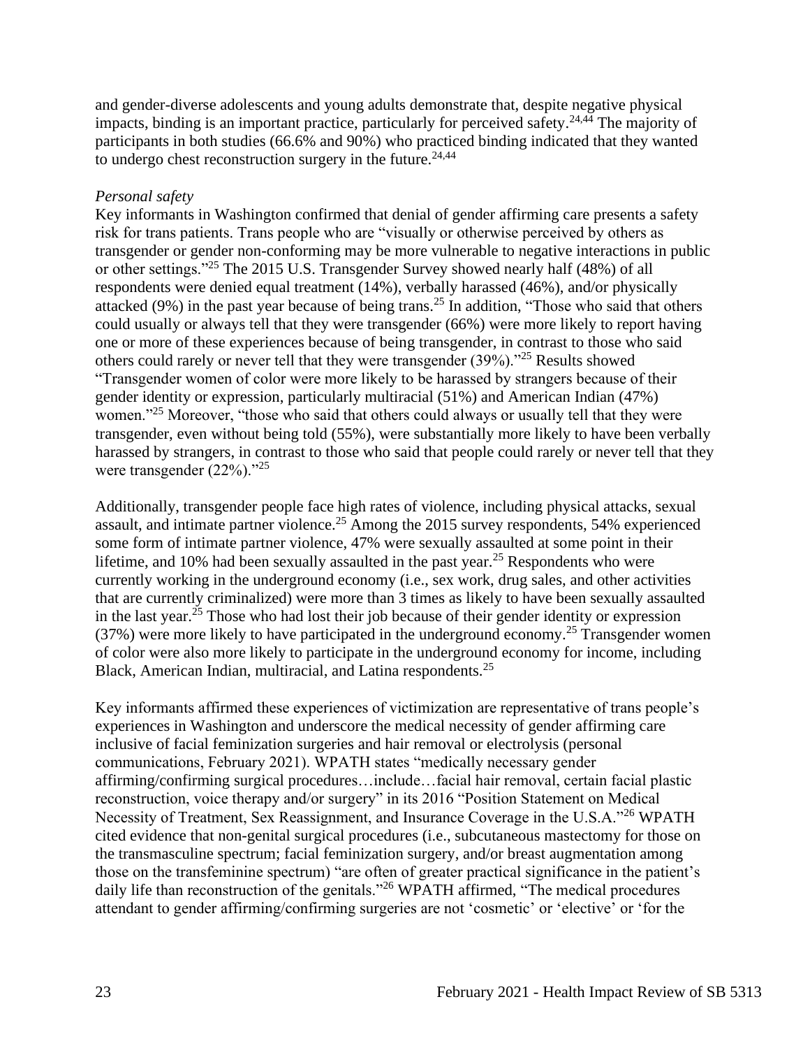and gender-diverse adolescents and young adults demonstrate that, despite negative physical impacts, binding is an important practice, particularly for perceived safety.[24,44] The majority of participants in both studies (66.6% and 90%) who practiced binding indicated that they wanted to undergo chest reconstruction surgery in the future.[24,44]

*Personal safety*

Key informants in Washington confirmed that denial of gender affirming care presents a safety risk for trans patients. Trans people who are "visually or otherwise perceived by others as transgender or gender non-conforming may be more vulnerable to negative interactions in public or other settings."[25] The 2015 U.S. Transgender Survey showed nearly half (48%) of all respondents were denied equal treatment (14%), verbally harassed (46%), and/or physically attacked (9%) in the past year because of being trans.[25] In addition, "Those who said that others could usually or always tell that they were transgender (66%) were more likely to report having one or more of these experiences because of being transgender, in contrast to those who said others could rarely or never tell that they were transgender (39%)."[25] Results showed "Transgender women of color were more likely to be harassed by strangers because of their gender identity or expression, particularly multiracial (51%) and American Indian (47%) women."[25] Moreover, "those who said that others could always or usually tell that they were transgender, even without being told (55%), were substantially more likely to have been verbally harassed by strangers, in contrast to those who said that people could rarely or never tell that they were transgender (22%)."[25]

Additionally, transgender people face high rates of violence, including physical attacks, sexual assault, and intimate partner violence.[25] Among the 2015 survey respondents, 54% experienced some form of intimate partner violence, 47% were sexually assaulted at some point in their lifetime, and 10% had been sexually assaulted in the past year.[25] Respondents who were currently working in the underground economy (i.e., sex work, drug sales, and other activities that are currently criminalized) were more than 3 times as likely to have been sexually assaulted in the last year.[25] Those who had lost their job because of their gender identity or expression (37%) were more likely to have participated in the underground economy.[25] Transgender women of color were also more likely to participate in the underground economy for income, including Black, American Indian, multiracial, and Latina respondents.[25]

Key informants affirmed these experiences of victimization are representative of trans people's experiences in Washington and underscore the medical necessity of gender affirming care inclusive of facial feminization surgeries and hair removal or electrolysis (personal communications, February 2021). WPATH states "medically necessary gender affirming/confirming surgical procedures…include…facial hair removal, certain facial plastic reconstruction, voice therapy and/or surgery" in its 2016 "Position Statement on Medical Necessity of Treatment, Sex Reassignment, and Insurance Coverage in the U.S.A."[26] WPATH cited evidence that non-genital surgical procedures (i.e., subcutaneous mastectomy for those on the transmasculine spectrum; facial feminization surgery, and/or breast augmentation among those on the transfeminine spectrum) "are often of greater practical significance in the patient's daily life than reconstruction of the genitals."[26] WPATH affirmed, "The medical procedures attendant to gender affirming/confirming surgeries are not 'cosmetic' or 'elective' or 'for the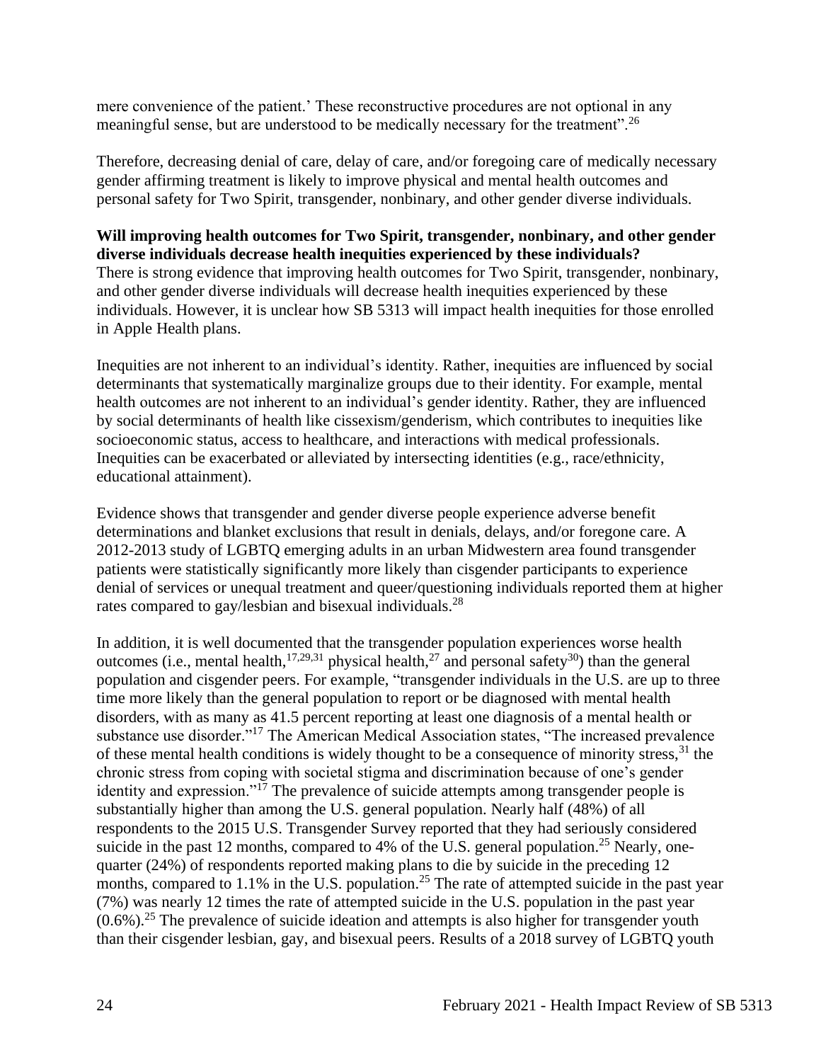mere convenience of the patient.' These reconstructive procedures are not optional in any meaningful sense, but are understood to be medically necessary for the treatment".[26]

Therefore, decreasing denial of care, delay of care, and/or foregoing care of medically necessary gender affirming treatment is likely to improve physical and mental health outcomes and personal safety for Two Spirit, transgender, nonbinary, and other gender diverse individuals.

**Will improving health outcomes for Two Spirit, transgender, nonbinary, and other gender diverse individuals decrease health inequities experienced by these individuals?**

There is strong evidence that improving health outcomes for Two Spirit, transgender, nonbinary, and other gender diverse individuals will decrease health inequities experienced by these individuals. However, it is unclear how SB 5313 will impact health inequities for those enrolled in Apple Health plans.

Inequities are not inherent to an individual's identity. Rather, inequities are influenced by social determinants that systematically marginalize groups due to their identity. For example, mental health outcomes are not inherent to an individual's gender identity. Rather, they are influenced by social determinants of health like cissexism/genderism, which contributes to inequities like socioeconomic status, access to healthcare, and interactions with medical professionals. Inequities can be exacerbated or alleviated by intersecting identities (e.g., race/ethnicity, educational attainment).

Evidence shows that transgender and gender diverse people experience adverse benefit determinations and blanket exclusions that result in denials, delays, and/or foregone care. A 2012-2013 study of LGBTQ emerging adults in an urban Midwestern area found transgender patients were statistically significantly more likely than cisgender participants to experience denial of services or unequal treatment and queer/questioning individuals reported them at higher rates compared to gay/lesbian and bisexual individuals.[28]

In addition, it is well documented that the transgender population experiences worse health outcomes (i.e., mental health,[17,29,31] physical health,[27] and personal safety[30]) than the general population and cisgender peers. For example, "transgender individuals in the U.S. are up to three time more likely than the general population to report or be diagnosed with mental health disorders, with as many as 41.5 percent reporting at least one diagnosis of a mental health or substance use disorder."[17] The American Medical Association states, "The increased prevalence of these mental health conditions is widely thought to be a consequence of minority stress,[31] the chronic stress from coping with societal stigma and discrimination because of one's gender identity and expression."[17] The prevalence of suicide attempts among transgender people is substantially higher than among the U.S. general population. Nearly half (48%) of all respondents to the 2015 U.S. Transgender Survey reported that they had seriously considered suicide in the past 12 months, compared to 4% of the U.S. general population.[25] Nearly, one-quarter (24%) of respondents reported making plans to die by suicide in the preceding 12 months, compared to 1.1% in the U.S. population.[25] The rate of attempted suicide in the past year (7%) was nearly 12 times the rate of attempted suicide in the U.S. population in the past year (0.6%).[25] The prevalence of suicide ideation and attempts is also higher for transgender youth than their cisgender lesbian, gay, and bisexual peers. Results of a 2018 survey of LGBTQ youth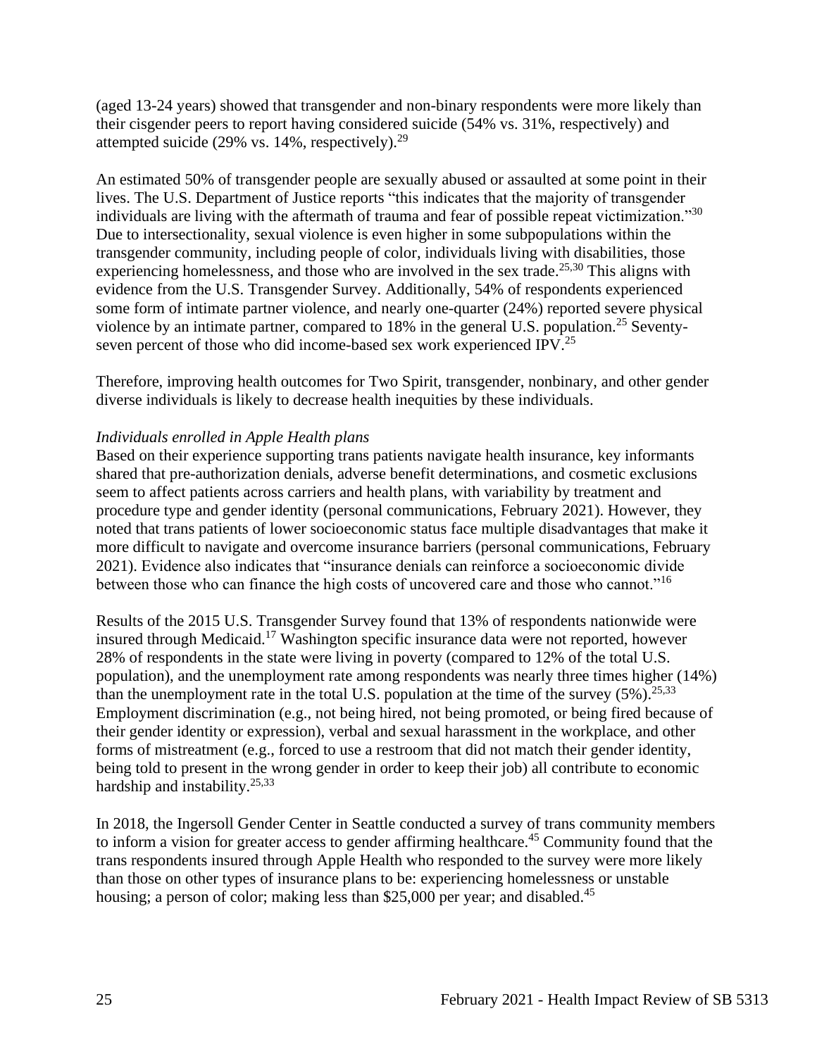(aged 13-24 years) showed that transgender and non-binary respondents were more likely than their cisgender peers to report having considered suicide (54% vs. 31%, respectively) and attempted suicide (29% vs. 14%, respectively).[29]

An estimated 50% of transgender people are sexually abused or assaulted at some point in their lives. The U.S. Department of Justice reports "this indicates that the majority of transgender individuals are living with the aftermath of trauma and fear of possible repeat victimization."[30] Due to intersectionality, sexual violence is even higher in some subpopulations within the transgender community, including people of color, individuals living with disabilities, those experiencing homelessness, and those who are involved in the sex trade.[25,30] This aligns with evidence from the U.S. Transgender Survey. Additionally, 54% of respondents experienced some form of intimate partner violence, and nearly one-quarter (24%) reported severe physical violence by an intimate partner, compared to 18% in the general U.S. population.[25] Seventy-seven percent of those who did income-based sex work experienced IPV.[25]

Therefore, improving health outcomes for Two Spirit, transgender, nonbinary, and other gender diverse individuals is likely to decrease health inequities by these individuals.

*Individuals enrolled in Apple Health plans*

Based on their experience supporting trans patients navigate health insurance, key informants shared that pre-authorization denials, adverse benefit determinations, and cosmetic exclusions seem to affect patients across carriers and health plans, with variability by treatment and procedure type and gender identity (personal communications, February 2021). However, they noted that trans patients of lower socioeconomic status face multiple disadvantages that make it more difficult to navigate and overcome insurance barriers (personal communications, February 2021). Evidence also indicates that "insurance denials can reinforce a socioeconomic divide between those who can finance the high costs of uncovered care and those who cannot."[16]

Results of the 2015 U.S. Transgender Survey found that 13% of respondents nationwide were insured through Medicaid.[17] Washington specific insurance data were not reported, however 28% of respondents in the state were living in poverty (compared to 12% of the total U.S. population), and the unemployment rate among respondents was nearly three times higher (14%) than the unemployment rate in the total U.S. population at the time of the survey (5%).[25,33] Employment discrimination (e.g., not being hired, not being promoted, or being fired because of their gender identity or expression), verbal and sexual harassment in the workplace, and other forms of mistreatment (e.g., forced to use a restroom that did not match their gender identity, being told to present in the wrong gender in order to keep their job) all contribute to economic hardship and instability.[25,33]

In 2018, the Ingersoll Gender Center in Seattle conducted a survey of trans community members to inform a vision for greater access to gender affirming healthcare.[45] Community found that the trans respondents insured through Apple Health who responded to the survey were more likely than those on other types of insurance plans to be: experiencing homelessness or unstable housing; a person of color; making less than $25,000 per year; and disabled.[45]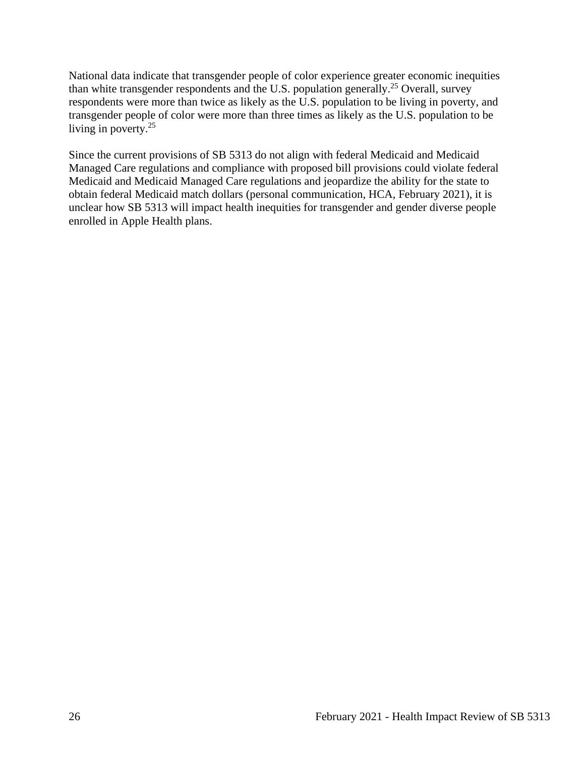National data indicate that transgender people of color experience greater economic inequities than white transgender respondents and the U.S. population generally.[25] Overall, survey respondents were more than twice as likely as the U.S. population to be living in poverty, and transgender people of color were more than three times as likely as the U.S. population to be living in poverty.[25]

Since the current provisions of SB 5313 do not align with federal Medicaid and Medicaid Managed Care regulations and compliance with proposed bill provisions could violate federal Medicaid and Medicaid Managed Care regulations and jeopardize the ability for the state to obtain federal Medicaid match dollars (personal communication, HCA, February 2021), it is unclear how SB 5313 will impact health inequities for transgender and gender diverse people enrolled in Apple Health plans.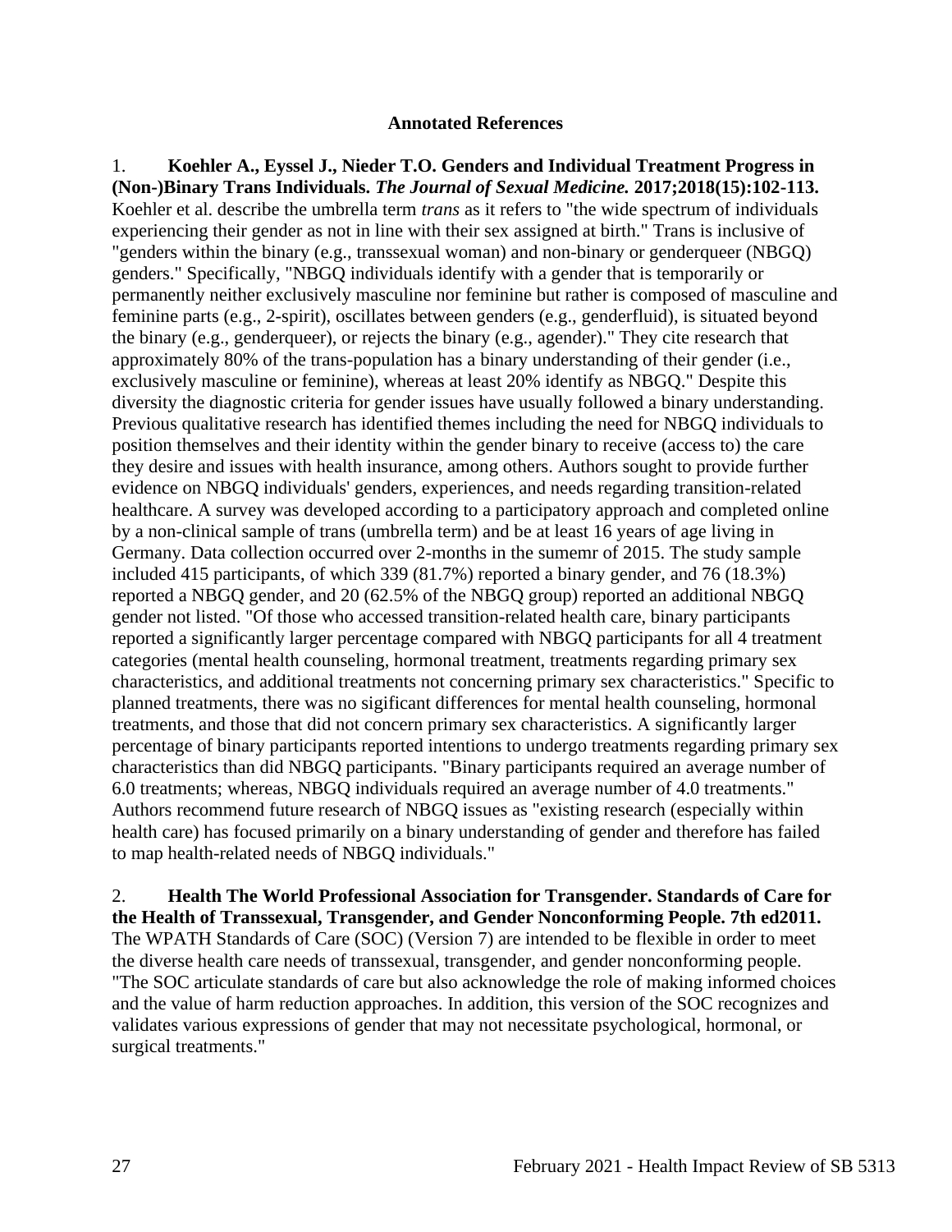**Annotated References**

1. **Koehler A., Eyssel J., Nieder T.O. Genders and Individual Treatment Progress in (Non-)Binary Trans Individuals.** ***The Journal of Sexual Medicine.*** **2017;2018(15):102-113.** Koehler et al. describe the umbrella term *trans* as it refers to "the wide spectrum of individuals experiencing their gender as not in line with their sex assigned at birth." Trans is inclusive of "genders within the binary (e.g., transsexual woman) and non-binary or genderqueer (NBGQ) genders." Specifically, "NBGQ individuals identify with a gender that is temporarily or permanently neither exclusively masculine nor feminine but rather is composed of masculine and feminine parts (e.g., 2-spirit), oscillates between genders (e.g., genderfluid), is situated beyond the binary (e.g., genderqueer), or rejects the binary (e.g., agender)." They cite research that approximately 80% of the trans-population has a binary understanding of their gender (i.e., exclusively masculine or feminine), whereas at least 20% identify as NBGQ." Despite this diversity the diagnostic criteria for gender issues have usually followed a binary understanding. Previous qualitative research has identified themes including the need for NBGQ individuals to position themselves and their identity within the gender binary to receive (access to) the care they desire and issues with health insurance, among others. Authors sought to provide further evidence on NBGQ individuals' genders, experiences, and needs regarding transition-related healthcare. A survey was developed according to a participatory approach and completed online by a non-clinical sample of trans (umbrella term) and be at least 16 years of age living in Germany. Data collection occurred over 2-months in the sumemr of 2015. The study sample included 415 participants, of which 339 (81.7%) reported a binary gender, and 76 (18.3%) reported a NBGQ gender, and 20 (62.5% of the NBGQ group) reported an additional NBGQ gender not listed. "Of those who accessed transition-related health care, binary participants reported a significantly larger percentage compared with NBGQ participants for all 4 treatment categories (mental health counseling, hormonal treatment, treatments regarding primary sex characteristics, and additional treatments not concerning primary sex characteristics." Specific to planned treatments, there was no sigificant differences for mental health counseling, hormonal treatments, and those that did not concern primary sex characteristics. A significantly larger percentage of binary participants reported intentions to undergo treatments regarding primary sex characteristics than did NBGQ participants. "Binary participants required an average number of 6.0 treatments; whereas, NBGQ individuals required an average number of 4.0 treatments." Authors recommend future research of NBGQ issues as "existing research (especially within health care) has focused primarily on a binary understanding of gender and therefore has failed to map health-related needs of NBGQ individuals."

2. **Health The World Professional Association for Transgender. Standards of Care for the Health of Transsexual, Transgender, and Gender Nonconforming People. 7th ed2011.** The WPATH Standards of Care (SOC) (Version 7) are intended to be flexible in order to meet the diverse health care needs of transsexual, transgender, and gender nonconforming people. "The SOC articulate standards of care but also acknowledge the role of making informed choices and the value of harm reduction approaches. In addition, this version of the SOC recognizes and validates various expressions of gender that may not necessitate psychological, hormonal, or surgical treatments."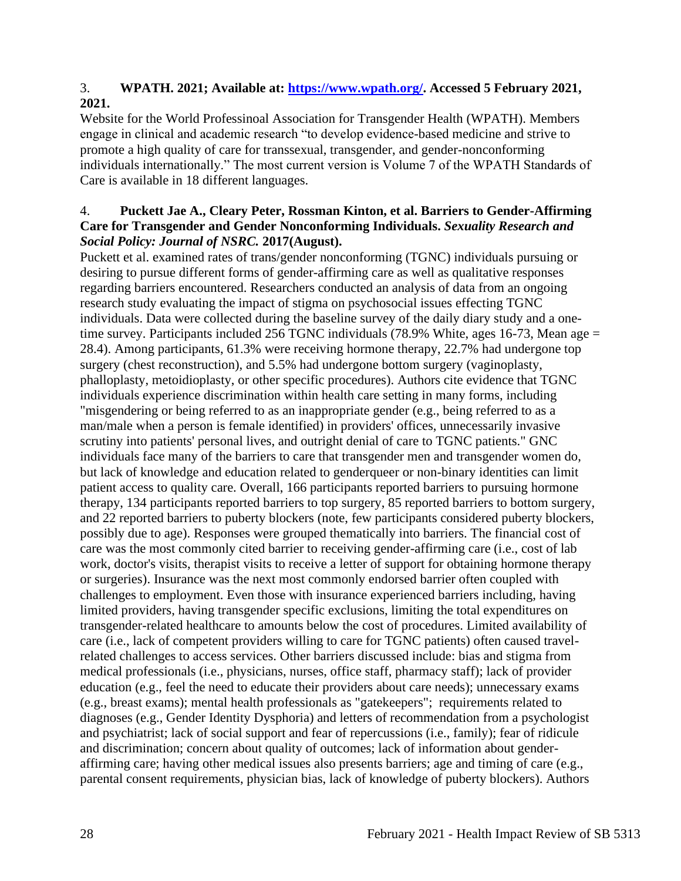3. **WPATH. 2021; Available at: [https://www.wpath.org/](https://www.wpath.org/). Accessed 5 February 2021, 2021.**

Website for the World Professinoal Association for Transgender Health (WPATH). Members engage in clinical and academic research "to develop evidence-based medicine and strive to promote a high quality of care for transsexual, transgender, and gender-nonconforming individuals internationally." The most current version is Volume 7 of the WPATH Standards of Care is available in 18 different languages.

4. **Puckett Jae A., Cleary Peter, Rossman Kinton, et al. Barriers to Gender-Affirming Care for Transgender and Gender Nonconforming Individuals. *Sexuality Research and Social Policy: Journal of NSRC.* 2017(August).**

Puckett et al. examined rates of trans/gender nonconforming (TGNC) individuals pursuing or desiring to pursue different forms of gender-affirming care as well as qualitative responses regarding barriers encountered. Researchers conducted an analysis of data from an ongoing research study evaluating the impact of stigma on psychosocial issues effecting TGNC individuals. Data were collected during the baseline survey of the daily diary study and a one-time survey. Participants included 256 TGNC individuals (78.9% White, ages 16-73, Mean age = 28.4). Among participants, 61.3% were receiving hormone therapy, 22.7% had undergone top surgery (chest reconstruction), and 5.5% had undergone bottom surgery (vaginoplasty, phalloplasty, metoidioplasty, or other specific procedures). Authors cite evidence that TGNC individuals experience discrimination within health care setting in many forms, including "misgendering or being referred to as an inappropriate gender (e.g., being referred to as a man/male when a person is female identified) in providers' offices, unnecessarily invasive scrutiny into patients' personal lives, and outright denial of care to TGNC patients." GNC individuals face many of the barriers to care that transgender men and transgender women do, but lack of knowledge and education related to genderqueer or non-binary identities can limit patient access to quality care. Overall, 166 participants reported barriers to pursuing hormone therapy, 134 participants reported barriers to top surgery, 85 reported barriers to bottom surgery, and 22 reported barriers to puberty blockers (note, few participants considered puberty blockers, possibly due to age). Responses were grouped thematically into barriers. The financial cost of care was the most commonly cited barrier to receiving gender-affirming care (i.e., cost of lab work, doctor's visits, therapist visits to receive a letter of support for obtaining hormone therapy or surgeries). Insurance was the next most commonly endorsed barrier often coupled with challenges to employment. Even those with insurance experienced barriers including, having limited providers, having transgender specific exclusions, limiting the total expenditures on transgender-related healthcare to amounts below the cost of procedures. Limited availability of care (i.e., lack of competent providers willing to care for TGNC patients) often caused travel-related challenges to access services. Other barriers discussed include: bias and stigma from medical professionals (i.e., physicians, nurses, office staff, pharmacy staff); lack of provider education (e.g., feel the need to educate their providers about care needs); unnecessary exams (e.g., breast exams); mental health professionals as "gatekeepers"; requirements related to diagnoses (e.g., Gender Identity Dysphoria) and letters of recommendation from a psychologist and psychiatrist; lack of social support and fear of repercussions (i.e., family); fear of ridicule and discrimination; concern about quality of outcomes; lack of information about gender-affirming care; having other medical issues also presents barriers; age and timing of care (e.g., parental consent requirements, physician bias, lack of knowledge of puberty blockers). Authors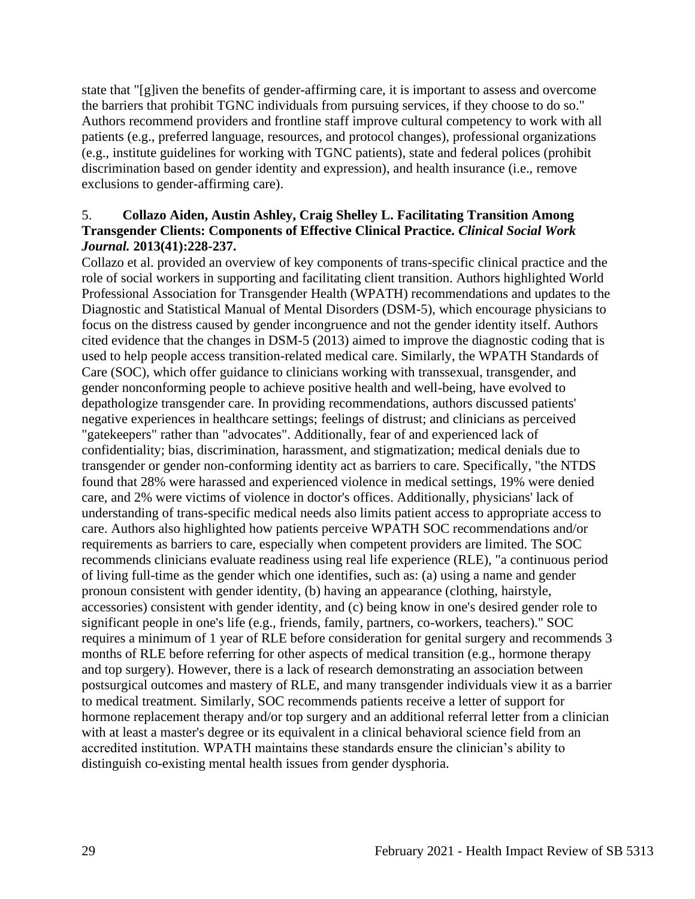state that "[g]iven the benefits of gender-affirming care, it is important to assess and overcome the barriers that prohibit TGNC individuals from pursuing services, if they choose to do so." Authors recommend providers and frontline staff improve cultural competency to work with all patients (e.g., preferred language, resources, and protocol changes), professional organizations (e.g., institute guidelines for working with TGNC patients), state and federal polices (prohibit discrimination based on gender identity and expression), and health insurance (i.e., remove exclusions to gender-affirming care).

5. **Collazo Aiden, Austin Ashley, Craig Shelley L. Facilitating Transition Among Transgender Clients: Components of Effective Clinical Practice. *Clinical Social Work Journal.* 2013(41):228-237.**

Collazo et al. provided an overview of key components of trans-specific clinical practice and the role of social workers in supporting and facilitating client transition. Authors highlighted World Professional Association for Transgender Health (WPATH) recommendations and updates to the Diagnostic and Statistical Manual of Mental Disorders (DSM-5), which encourage physicians to focus on the distress caused by gender incongruence and not the gender identity itself. Authors cited evidence that the changes in DSM-5 (2013) aimed to improve the diagnostic coding that is used to help people access transition-related medical care. Similarly, the WPATH Standards of Care (SOC), which offer guidance to clinicians working with transsexual, transgender, and gender nonconforming people to achieve positive health and well-being, have evolved to depathologize transgender care. In providing recommendations, authors discussed patients' negative experiences in healthcare settings; feelings of distrust; and clinicians as perceived "gatekeepers" rather than "advocates". Additionally, fear of and experienced lack of confidentiality; bias, discrimination, harassment, and stigmatization; medical denials due to transgender or gender non-conforming identity act as barriers to care. Specifically, "the NTDS found that 28% were harassed and experienced violence in medical settings, 19% were denied care, and 2% were victims of violence in doctor's offices. Additionally, physicians' lack of understanding of trans-specific medical needs also limits patient access to appropriate access to care. Authors also highlighted how patients perceive WPATH SOC recommendations and/or requirements as barriers to care, especially when competent providers are limited. The SOC recommends clinicians evaluate readiness using real life experience (RLE), "a continuous period of living full-time as the gender which one identifies, such as: (a) using a name and gender pronoun consistent with gender identity, (b) having an appearance (clothing, hairstyle, accessories) consistent with gender identity, and (c) being know in one's desired gender role to significant people in one's life (e.g., friends, family, partners, co-workers, teachers)." SOC requires a minimum of 1 year of RLE before consideration for genital surgery and recommends 3 months of RLE before referring for other aspects of medical transition (e.g., hormone therapy and top surgery). However, there is a lack of research demonstrating an association between postsurgical outcomes and mastery of RLE, and many transgender individuals view it as a barrier to medical treatment. Similarly, SOC recommends patients receive a letter of support for hormone replacement therapy and/or top surgery and an additional referral letter from a clinician with at least a master's degree or its equivalent in a clinical behavioral science field from an accredited institution. WPATH maintains these standards ensure the clinician's ability to distinguish co-existing mental health issues from gender dysphoria.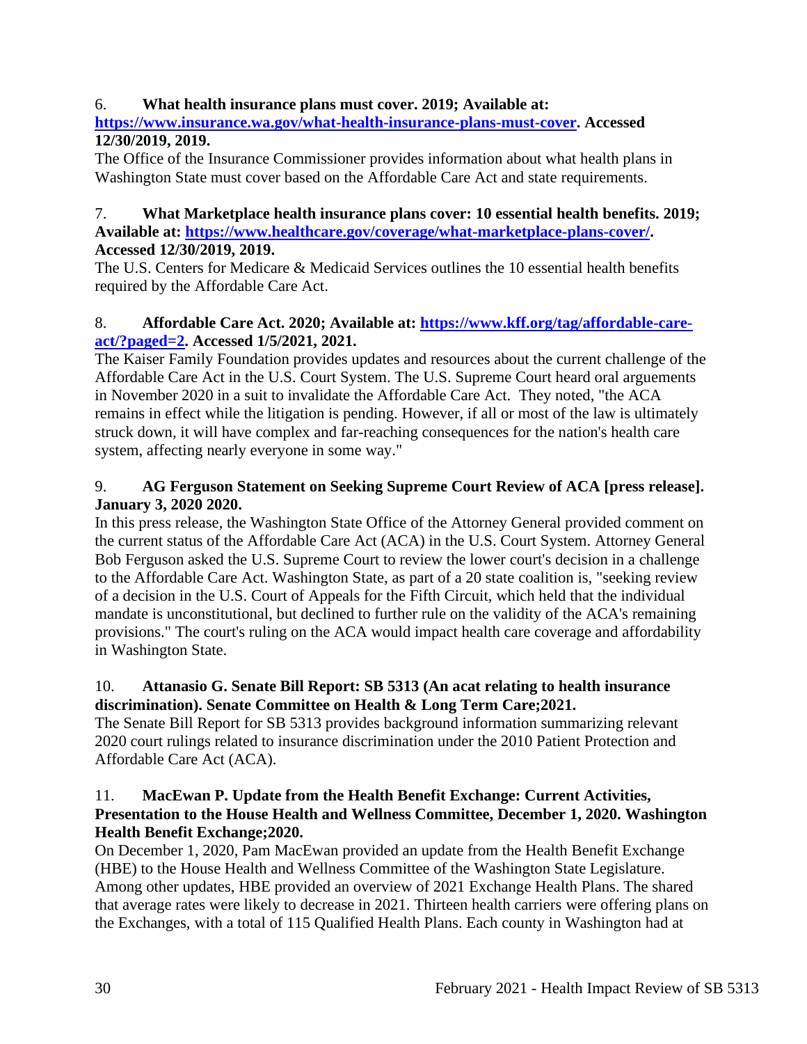6. **What health insurance plans must cover. 2019; Available at: [https://www.insurance.wa.gov/what-health-insurance-plans-must-cover](https://www.insurance.wa.gov/what-health-insurance-plans-must-cover). Accessed 12/30/2019, 2019.**

The Office of the Insurance Commissioner provides information about what health plans in Washington State must cover based on the Affordable Care Act and state requirements.

7. **What Marketplace health insurance plans cover: 10 essential health benefits. 2019; Available at: [https://www.healthcare.gov/coverage/what-marketplace-plans-cover/](https://www.healthcare.gov/coverage/what-marketplace-plans-cover/). Accessed 12/30/2019, 2019.**

The U.S. Centers for Medicare & Medicaid Services outlines the 10 essential health benefits required by the Affordable Care Act.

8. **Affordable Care Act. 2020; Available at: [https://www.kff.org/tag/affordable-care-act/?paged=2](https://www.kff.org/tag/affordable-care-act/?paged=2). Accessed 1/5/2021, 2021.**

The Kaiser Family Foundation provides updates and resources about the current challenge of the Affordable Care Act in the U.S. Court System. The U.S. Supreme Court heard oral arguements in November 2020 in a suit to invalidate the Affordable Care Act. They noted, "the ACA remains in effect while the litigation is pending. However, if all or most of the law is ultimately struck down, it will have complex and far-reaching consequences for the nation's health care system, affecting nearly everyone in some way."

9. **AG Ferguson Statement on Seeking Supreme Court Review of ACA [press release]. January 3, 2020 2020.**

In this press release, the Washington State Office of the Attorney General provided comment on the current status of the Affordable Care Act (ACA) in the U.S. Court System. Attorney General Bob Ferguson asked the U.S. Supreme Court to review the lower court's decision in a challenge to the Affordable Care Act. Washington State, as part of a 20 state coalition is, "seeking review of a decision in the U.S. Court of Appeals for the Fifth Circuit, which held that the individual mandate is unconstitutional, but declined to further rule on the validity of the ACA's remaining provisions." The court's ruling on the ACA would impact health care coverage and affordability in Washington State.

10. **Attanasio G. Senate Bill Report: SB 5313 (An acat relating to health insurance discrimination). Senate Committee on Health & Long Term Care;2021.**

The Senate Bill Report for SB 5313 provides background information summarizing relevant 2020 court rulings related to insurance discrimination under the 2010 Patient Protection and Affordable Care Act (ACA).

11. **MacEwan P. Update from the Health Benefit Exchange: Current Activities, Presentation to the House Health and Wellness Committee, December 1, 2020. Washington Health Benefit Exchange;2020.**

On December 1, 2020, Pam MacEwan provided an update from the Health Benefit Exchange (HBE) to the House Health and Wellness Committee of the Washington State Legislature. Among other updates, HBE provided an overview of 2021 Exchange Health Plans. The shared that average rates were likely to decrease in 2021. Thirteen health carriers were offering plans on the Exchanges, with a total of 115 Qualified Health Plans. Each county in Washington had at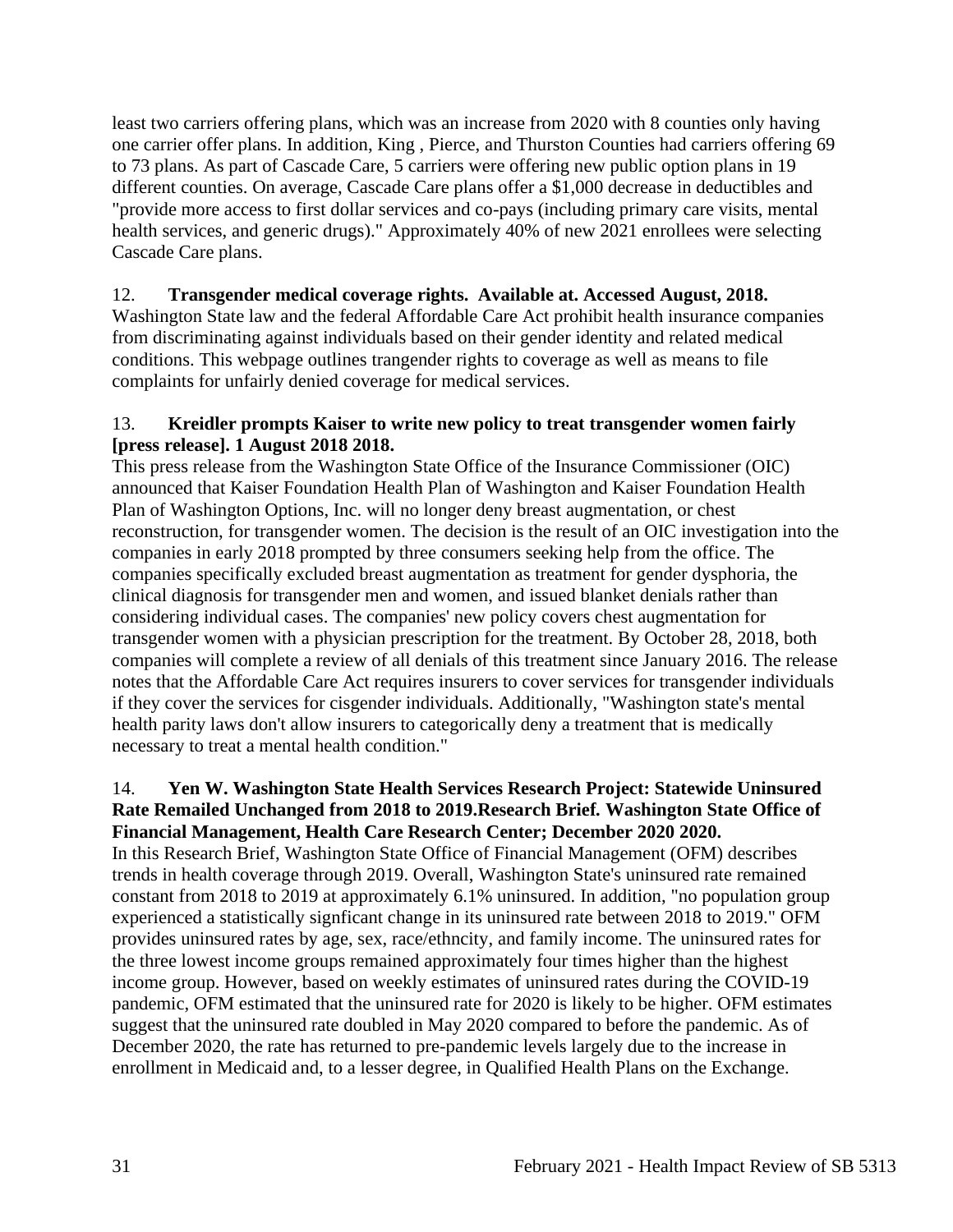least two carriers offering plans, which was an increase from 2020 with 8 counties only having one carrier offer plans. In addition, King , Pierce, and Thurston Counties had carriers offering 69 to 73 plans. As part of Cascade Care, 5 carriers were offering new public option plans in 19 different counties. On average, Cascade Care plans offer a $1,000 decrease in deductibles and "provide more access to first dollar services and co-pays (including primary care visits, mental health services, and generic drugs)." Approximately 40% of new 2021 enrollees were selecting Cascade Care plans.

12. **Transgender medical coverage rights. Available at. Accessed August, 2018.**
Washington State law and the federal Affordable Care Act prohibit health insurance companies from discriminating against individuals based on their gender identity and related medical conditions. This webpage outlines trangender rights to coverage as well as means to file complaints for unfairly denied coverage for medical services.

13. **Kreidler prompts Kaiser to write new policy to treat transgender women fairly [press release]. 1 August 2018 2018.**
This press release from the Washington State Office of the Insurance Commissioner (OIC) announced that Kaiser Foundation Health Plan of Washington and Kaiser Foundation Health Plan of Washington Options, Inc. will no longer deny breast augmentation, or chest reconstruction, for transgender women. The decision is the result of an OIC investigation into the companies in early 2018 prompted by three consumers seeking help from the office. The companies specifically excluded breast augmentation as treatment for gender dysphoria, the clinical diagnosis for transgender men and women, and issued blanket denials rather than considering individual cases. The companies' new policy covers chest augmentation for transgender women with a physician prescription for the treatment. By October 28, 2018, both companies will complete a review of all denials of this treatment since January 2016. The release notes that the Affordable Care Act requires insurers to cover services for transgender individuals if they cover the services for cisgender individuals. Additionally, "Washington state's mental health parity laws don't allow insurers to categorically deny a treatment that is medically necessary to treat a mental health condition."

14. **Yen W. Washington State Health Services Research Project: Statewide Uninsured Rate Remailed Unchanged from 2018 to 2019.Research Brief. Washington State Office of Financial Management, Health Care Research Center; December 2020 2020.**
In this Research Brief, Washington State Office of Financial Management (OFM) describes trends in health coverage through 2019. Overall, Washington State's uninsured rate remained constant from 2018 to 2019 at approximately 6.1% uninsured. In addition, "no population group experienced a statistically signficant change in its uninsured rate between 2018 to 2019." OFM provides uninsured rates by age, sex, race/ethncity, and family income. The uninsured rates for the three lowest income groups remained approximately four times higher than the highest income group. However, based on weekly estimates of uninsured rates during the COVID-19 pandemic, OFM estimated that the uninsured rate for 2020 is likely to be higher. OFM estimates suggest that the uninsured rate doubled in May 2020 compared to before the pandemic. As of December 2020, the rate has returned to pre-pandemic levels largely due to the increase in enrollment in Medicaid and, to a lesser degree, in Qualified Health Plans on the Exchange.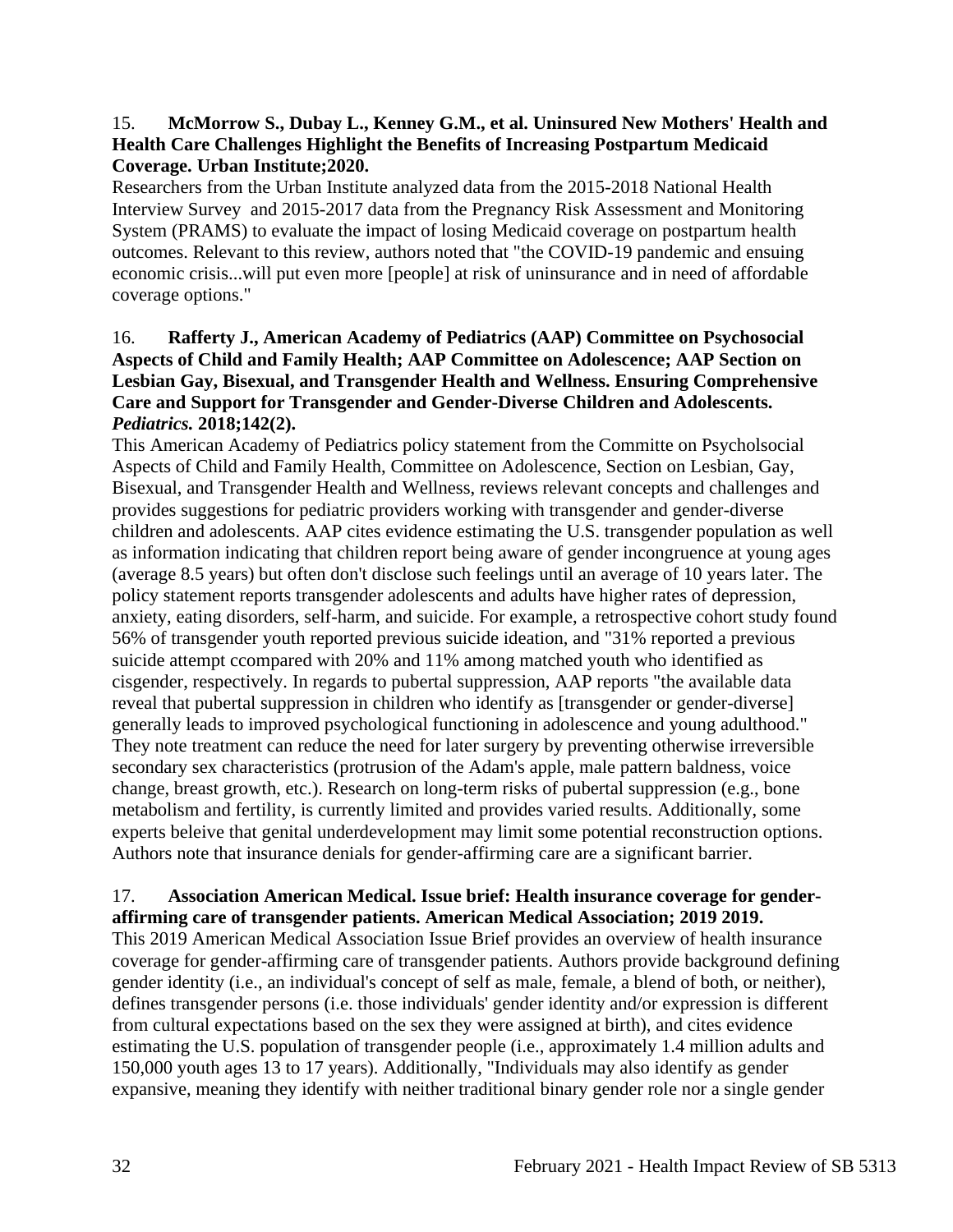15. **McMorrow S., Dubay L., Kenney G.M., et al. Uninsured New Mothers' Health and Health Care Challenges Highlight the Benefits of Increasing Postpartum Medicaid Coverage. Urban Institute;2020.**

Researchers from the Urban Institute analyzed data from the 2015-2018 National Health Interview Survey and 2015-2017 data from the Pregnancy Risk Assessment and Monitoring System (PRAMS) to evaluate the impact of losing Medicaid coverage on postpartum health outcomes. Relevant to this review, authors noted that "the COVID-19 pandemic and ensuing economic crisis...will put even more [people] at risk of uninsurance and in need of affordable coverage options."

16. **Rafferty J., American Academy of Pediatrics (AAP) Committee on Psychosocial Aspects of Child and Family Health; AAP Committee on Adolescence; AAP Section on Lesbian Gay, Bisexual, and Transgender Health and Wellness. Ensuring Comprehensive Care and Support for Transgender and Gender-Diverse Children and Adolescents. *Pediatrics.* 2018;142(2).**

This American Academy of Pediatrics policy statement from the Committe on Psycholsocial Aspects of Child and Family Health, Committee on Adolescence, Section on Lesbian, Gay, Bisexual, and Transgender Health and Wellness, reviews relevant concepts and challenges and provides suggestions for pediatric providers working with transgender and gender-diverse children and adolescents. AAP cites evidence estimating the U.S. transgender population as well as information indicating that children report being aware of gender incongruence at young ages (average 8.5 years) but often don't disclose such feelings until an average of 10 years later. The policy statement reports transgender adolescents and adults have higher rates of depression, anxiety, eating disorders, self-harm, and suicide. For example, a retrospective cohort study found 56% of transgender youth reported previous suicide ideation, and "31% reported a previous suicide attempt ccompared with 20% and 11% among matched youth who identified as cisgender, respectively. In regards to pubertal suppression, AAP reports "the available data reveal that pubertal suppression in children who identify as [transgender or gender-diverse] generally leads to improved psychological functioning in adolescence and young adulthood." They note treatment can reduce the need for later surgery by preventing otherwise irreversible secondary sex characteristics (protrusion of the Adam's apple, male pattern baldness, voice change, breast growth, etc.). Research on long-term risks of pubertal suppression (e.g., bone metabolism and fertility, is currently limited and provides varied results. Additionally, some experts beleive that genital underdevelopment may limit some potential reconstruction options. Authors note that insurance denials for gender-affirming care are a significant barrier.

17. **Association American Medical. Issue brief: Health insurance coverage for gender-affirming care of transgender patients. American Medical Association; 2019 2019.**

This 2019 American Medical Association Issue Brief provides an overview of health insurance coverage for gender-affirming care of transgender patients. Authors provide background defining gender identity (i.e., an individual's concept of self as male, female, a blend of both, or neither), defines transgender persons (i.e. those individuals' gender identity and/or expression is different from cultural expectations based on the sex they were assigned at birth), and cites evidence estimating the U.S. population of transgender people (i.e., approximately 1.4 million adults and 150,000 youth ages 13 to 17 years). Additionally, "Individuals may also identify as gender expansive, meaning they identify with neither traditional binary gender role nor a single gender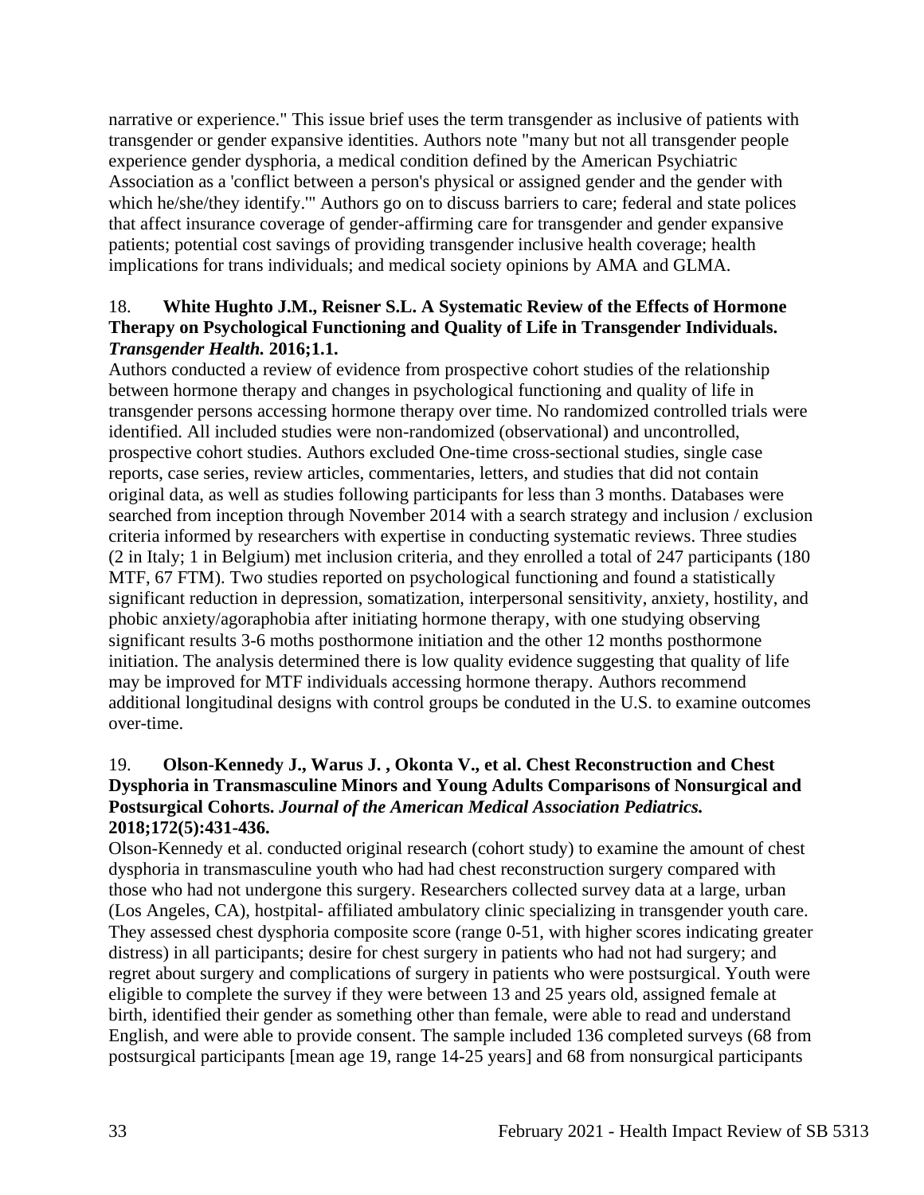narrative or experience." This issue brief uses the term transgender as inclusive of patients with transgender or gender expansive identities. Authors note "many but not all transgender people experience gender dysphoria, a medical condition defined by the American Psychiatric Association as a 'conflict between a person's physical or assigned gender and the gender with which he/she/they identify.'" Authors go on to discuss barriers to care; federal and state polices that affect insurance coverage of gender-affirming care for transgender and gender expansive patients; potential cost savings of providing transgender inclusive health coverage; health implications for trans individuals; and medical society opinions by AMA and GLMA.

18. **White Hughto J.M., Reisner S.L. A Systematic Review of the Effects of Hormone Therapy on Psychological Functioning and Quality of Life in Transgender Individuals. *Transgender Health.* 2016;1.1.**
Authors conducted a review of evidence from prospective cohort studies of the relationship between hormone therapy and changes in psychological functioning and quality of life in transgender persons accessing hormone therapy over time. No randomized controlled trials were identified. All included studies were non-randomized (observational) and uncontrolled, prospective cohort studies. Authors excluded One-time cross-sectional studies, single case reports, case series, review articles, commentaries, letters, and studies that did not contain original data, as well as studies following participants for less than 3 months. Databases were searched from inception through November 2014 with a search strategy and inclusion / exclusion criteria informed by researchers with expertise in conducting systematic reviews. Three studies (2 in Italy; 1 in Belgium) met inclusion criteria, and they enrolled a total of 247 participants (180 MTF, 67 FTM). Two studies reported on psychological functioning and found a statistically significant reduction in depression, somatization, interpersonal sensitivity, anxiety, hostility, and phobic anxiety/agoraphobia after initiating hormone therapy, with one studying observing significant results 3-6 moths posthormone initiation and the other 12 months posthormone initiation. The analysis determined there is low quality evidence suggesting that quality of life may be improved for MTF individuals accessing hormone therapy. Authors recommend additional longitudinal designs with control groups be conduted in the U.S. to examine outcomes over-time.

19. **Olson-Kennedy J., Warus J. , Okonta V., et al. Chest Reconstruction and Chest Dysphoria in Transmasculine Minors and Young Adults Comparisons of Nonsurgical and Postsurgical Cohorts. *Journal of the American Medical Association Pediatrics.* 2018;172(5):431-436.**
Olson-Kennedy et al. conducted original research (cohort study) to examine the amount of chest dysphoria in transmasculine youth who had had chest reconstruction surgery compared with those who had not undergone this surgery. Researchers collected survey data at a large, urban (Los Angeles, CA), hostpital- affiliated ambulatory clinic specializing in transgender youth care. They assessed chest dysphoria composite score (range 0-51, with higher scores indicating greater distress) in all participants; desire for chest surgery in patients who had not had surgery; and regret about surgery and complications of surgery in patients who were postsurgical. Youth were eligible to complete the survey if they were between 13 and 25 years old, assigned female at birth, identified their gender as something other than female, were able to read and understand English, and were able to provide consent. The sample included 136 completed surveys (68 from postsurgical participants [mean age 19, range 14-25 years] and 68 from nonsurgical participants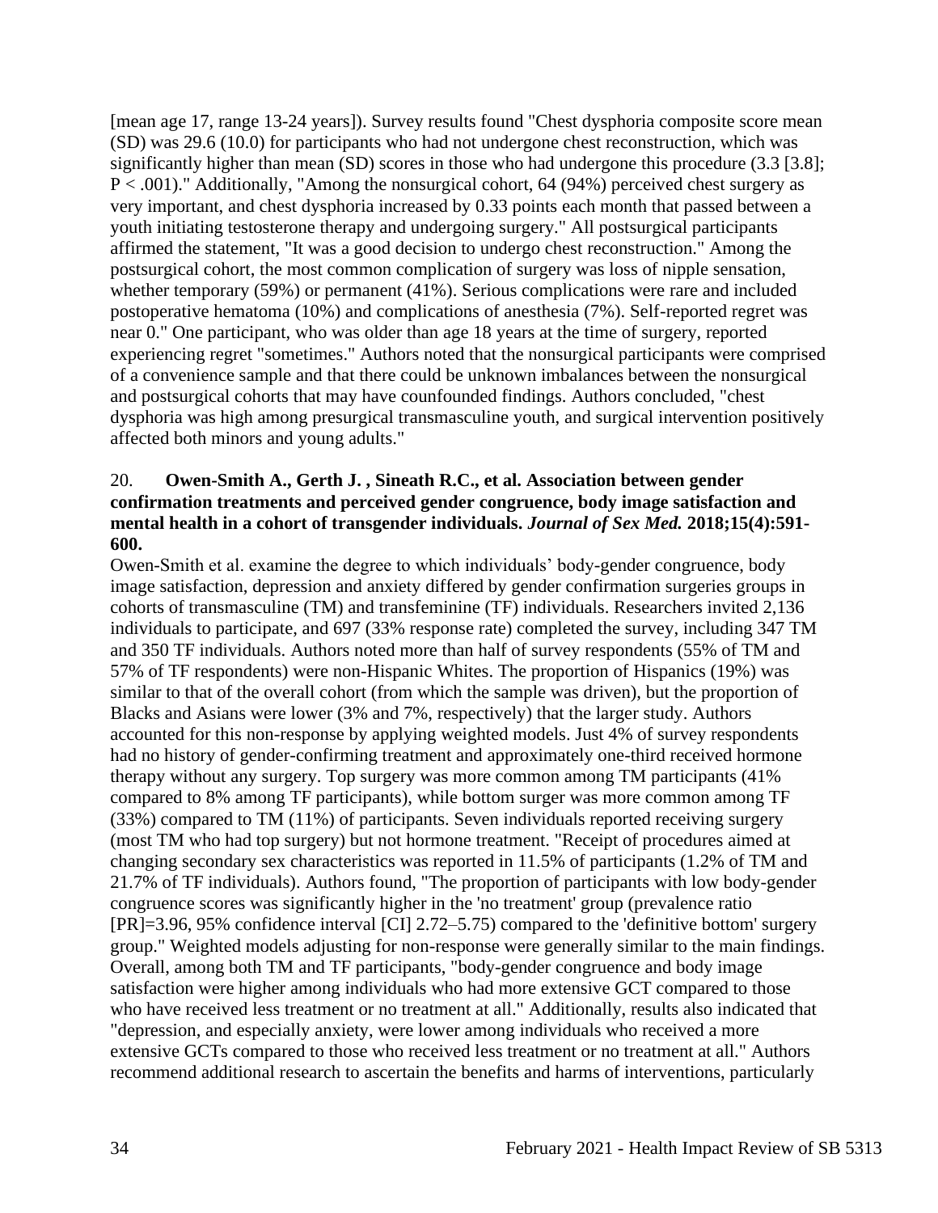[mean age 17, range 13-24 years]). Survey results found "Chest dysphoria composite score mean (SD) was 29.6 (10.0) for participants who had not undergone chest reconstruction, which was significantly higher than mean (SD) scores in those who had undergone this procedure (3.3 [3.8]; P < .001)." Additionally, "Among the nonsurgical cohort, 64 (94%) perceived chest surgery as very important, and chest dysphoria increased by 0.33 points each month that passed between a youth initiating testosterone therapy and undergoing surgery." All postsurgical participants affirmed the statement, "It was a good decision to undergo chest reconstruction." Among the postsurgical cohort, the most common complication of surgery was loss of nipple sensation, whether temporary (59%) or permanent (41%). Serious complications were rare and included postoperative hematoma (10%) and complications of anesthesia (7%). Self-reported regret was near 0." One participant, who was older than age 18 years at the time of surgery, reported experiencing regret "sometimes." Authors noted that the nonsurgical participants were comprised of a convenience sample and that there could be unknown imbalances between the nonsurgical and postsurgical cohorts that may have counfounded findings. Authors concluded, "chest dysphoria was high among presurgical transmasculine youth, and surgical intervention positively affected both minors and young adults."

20. **Owen-Smith A., Gerth J. , Sineath R.C., et al. Association between gender confirmation treatments and perceived gender congruence, body image satisfaction and mental health in a cohort of transgender individuals.** ***Journal of Sex Med.*** **2018;15(4):591-600.**

Owen-Smith et al. examine the degree to which individuals' body-gender congruence, body image satisfaction, depression and anxiety differed by gender confirmation surgeries groups in cohorts of transmasculine (TM) and transfeminine (TF) individuals. Researchers invited 2,136 individuals to participate, and 697 (33% response rate) completed the survey, including 347 TM and 350 TF individuals. Authors noted more than half of survey respondents (55% of TM and 57% of TF respondents) were non-Hispanic Whites. The proportion of Hispanics (19%) was similar to that of the overall cohort (from which the sample was driven), but the proportion of Blacks and Asians were lower (3% and 7%, respectively) that the larger study. Authors accounted for this non-response by applying weighted models. Just 4% of survey respondents had no history of gender-confirming treatment and approximately one-third received hormone therapy without any surgery. Top surgery was more common among TM participants (41% compared to 8% among TF participants), while bottom surger was more common among TF (33%) compared to TM (11%) of participants. Seven individuals reported receiving surgery (most TM who had top surgery) but not hormone treatment. "Receipt of procedures aimed at changing secondary sex characteristics was reported in 11.5% of participants (1.2% of TM and 21.7% of TF individuals). Authors found, "The proportion of participants with low body-gender congruence scores was significantly higher in the 'no treatment' group (prevalence ratio [PR]=3.96, 95% confidence interval [CI] 2.72–5.75) compared to the 'definitive bottom' surgery group." Weighted models adjusting for non-response were generally similar to the main findings. Overall, among both TM and TF participants, "body-gender congruence and body image satisfaction were higher among individuals who had more extensive GCT compared to those who have received less treatment or no treatment at all." Additionally, results also indicated that "depression, and especially anxiety, were lower among individuals who received a more extensive GCTs compared to those who received less treatment or no treatment at all." Authors recommend additional research to ascertain the benefits and harms of interventions, particularly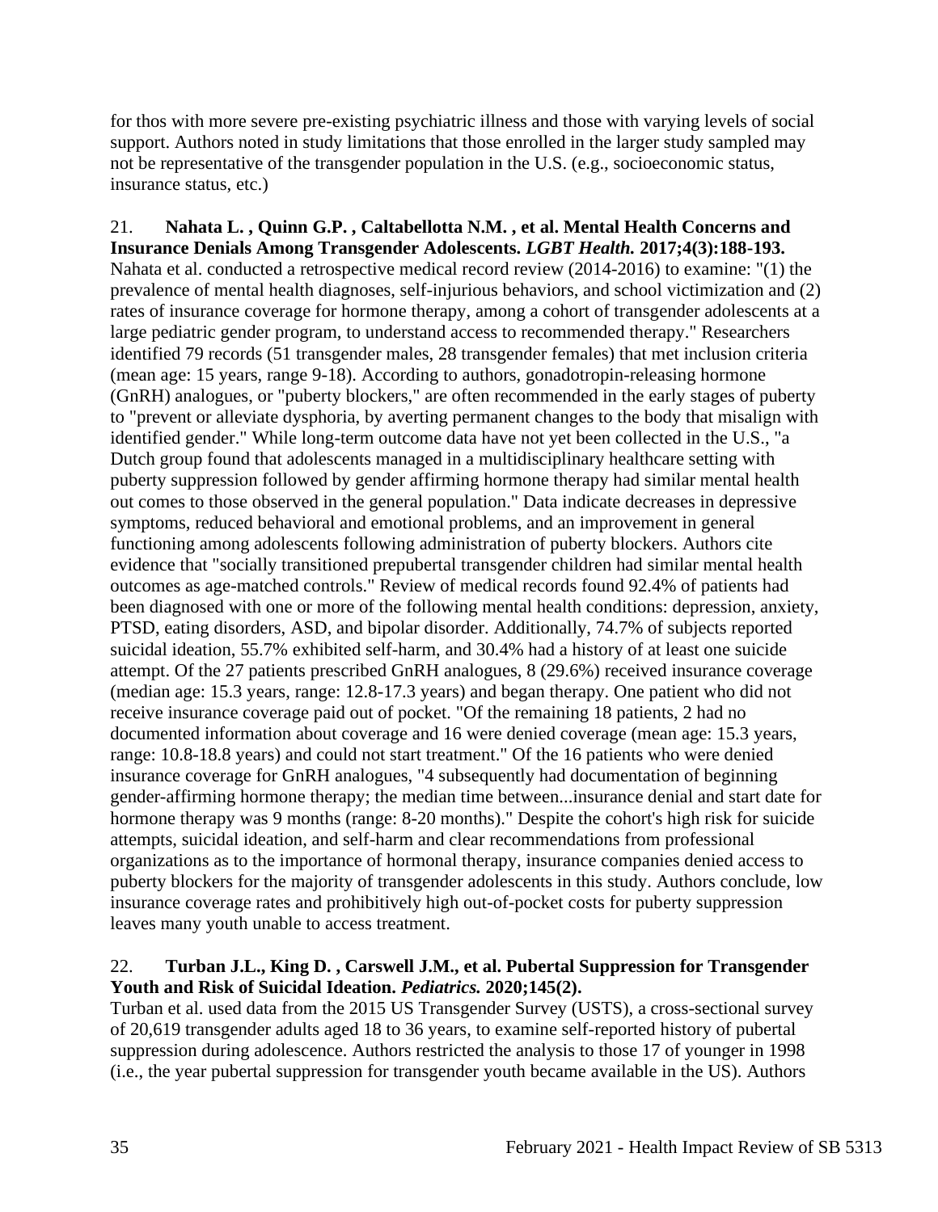for thos with more severe pre-existing psychiatric illness and those with varying levels of social support. Authors noted in study limitations that those enrolled in the larger study sampled may not be representative of the transgender population in the U.S. (e.g., socioeconomic status, insurance status, etc.)

21. **Nahata L. , Quinn G.P. , Caltabellotta N.M. , et al. Mental Health Concerns and Insurance Denials Among Transgender Adolescents.** ***LGBT Health.*** **2017;4(3):188-193.**
Nahata et al. conducted a retrospective medical record review (2014-2016) to examine: "(1) the prevalence of mental health diagnoses, self-injurious behaviors, and school victimization and (2) rates of insurance coverage for hormone therapy, among a cohort of transgender adolescents at a large pediatric gender program, to understand access to recommended therapy." Researchers identified 79 records (51 transgender males, 28 transgender females) that met inclusion criteria (mean age: 15 years, range 9-18). According to authors, gonadotropin-releasing hormone (GnRH) analogues, or "puberty blockers," are often recommended in the early stages of puberty to "prevent or alleviate dysphoria, by averting permanent changes to the body that misalign with identified gender." While long-term outcome data have not yet been collected in the U.S., "a Dutch group found that adolescents managed in a multidisciplinary healthcare setting with puberty suppression followed by gender affirming hormone therapy had similar mental health out comes to those observed in the general population." Data indicate decreases in depressive symptoms, reduced behavioral and emotional problems, and an improvement in general functioning among adolescents following administration of puberty blockers. Authors cite evidence that "socially transitioned prepubertal transgender children had similar mental health outcomes as age-matched controls." Review of medical records found 92.4% of patients had been diagnosed with one or more of the following mental health conditions: depression, anxiety, PTSD, eating disorders, ASD, and bipolar disorder. Additionally, 74.7% of subjects reported suicidal ideation, 55.7% exhibited self-harm, and 30.4% had a history of at least one suicide attempt. Of the 27 patients prescribed GnRH analogues, 8 (29.6%) received insurance coverage (median age: 15.3 years, range: 12.8-17.3 years) and began therapy. One patient who did not receive insurance coverage paid out of pocket. "Of the remaining 18 patients, 2 had no documented information about coverage and 16 were denied coverage (mean age: 15.3 years, range: 10.8-18.8 years) and could not start treatment." Of the 16 patients who were denied insurance coverage for GnRH analogues, "4 subsequently had documentation of beginning gender-affirming hormone therapy; the median time between...insurance denial and start date for hormone therapy was 9 months (range: 8-20 months)." Despite the cohort's high risk for suicide attempts, suicidal ideation, and self-harm and clear recommendations from professional organizations as to the importance of hormonal therapy, insurance companies denied access to puberty blockers for the majority of transgender adolescents in this study. Authors conclude, low insurance coverage rates and prohibitively high out-of-pocket costs for puberty suppression leaves many youth unable to access treatment.

22. **Turban J.L., King D. , Carswell J.M., et al. Pubertal Suppression for Transgender Youth and Risk of Suicidal Ideation.** ***Pediatrics.*** **2020;145(2).**
Turban et al. used data from the 2015 US Transgender Survey (USTS), a cross-sectional survey of 20,619 transgender adults aged 18 to 36 years, to examine self-reported history of pubertal suppression during adolescence. Authors restricted the analysis to those 17 of younger in 1998 (i.e., the year pubertal suppression for transgender youth became available in the US). Authors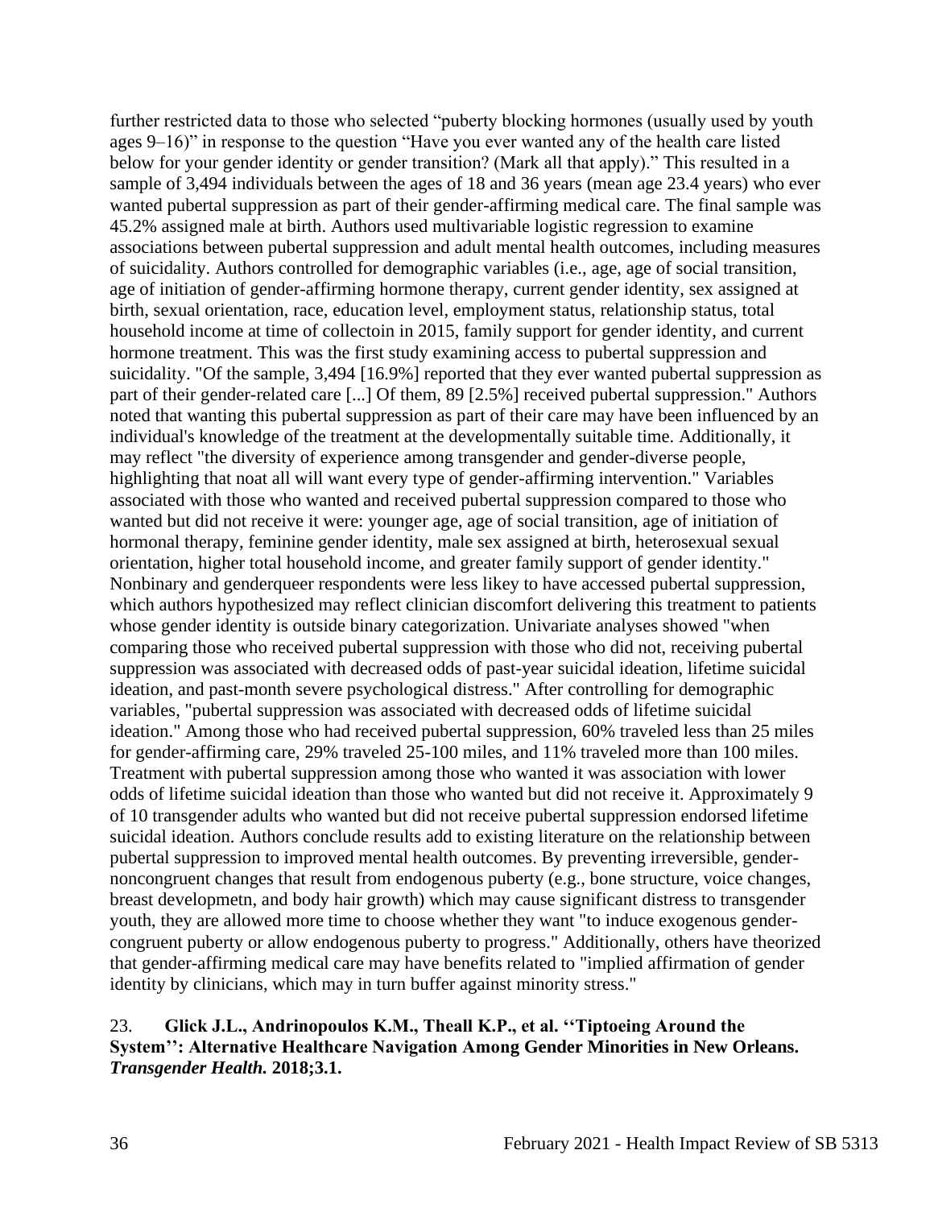further restricted data to those who selected "puberty blocking hormones (usually used by youth ages 9–16)" in response to the question "Have you ever wanted any of the health care listed below for your gender identity or gender transition? (Mark all that apply)." This resulted in a sample of 3,494 individuals between the ages of 18 and 36 years (mean age 23.4 years) who ever wanted pubertal suppression as part of their gender-affirming medical care. The final sample was 45.2% assigned male at birth. Authors used multivariable logistic regression to examine associations between pubertal suppression and adult mental health outcomes, including measures of suicidality. Authors controlled for demographic variables (i.e., age, age of social transition, age of initiation of gender-affirming hormone therapy, current gender identity, sex assigned at birth, sexual orientation, race, education level, employment status, relationship status, total household income at time of collectoin in 2015, family support for gender identity, and current hormone treatment. This was the first study examining access to pubertal suppression and suicidality. "Of the sample, 3,494 [16.9%] reported that they ever wanted pubertal suppression as part of their gender-related care [...] Of them, 89 [2.5%] received pubertal suppression." Authors noted that wanting this pubertal suppression as part of their care may have been influenced by an individual's knowledge of the treatment at the developmentally suitable time. Additionally, it may reflect "the diversity of experience among transgender and gender-diverse people, highlighting that noat all will want every type of gender-affirming intervention." Variables associated with those who wanted and received pubertal suppression compared to those who wanted but did not receive it were: younger age, age of social transition, age of initiation of hormonal therapy, feminine gender identity, male sex assigned at birth, heterosexual sexual orientation, higher total household income, and greater family support of gender identity." Nonbinary and genderqueer respondents were less likey to have accessed pubertal suppression, which authors hypothesized may reflect clinician discomfort delivering this treatment to patients whose gender identity is outside binary categorization. Univariate analyses showed "when comparing those who received pubertal suppression with those who did not, receiving pubertal suppression was associated with decreased odds of past-year suicidal ideation, lifetime suicidal ideation, and past-month severe psychological distress." After controlling for demographic variables, "pubertal suppression was associated with decreased odds of lifetime suicidal ideation." Among those who had received pubertal suppression, 60% traveled less than 25 miles for gender-affirming care, 29% traveled 25-100 miles, and 11% traveled more than 100 miles. Treatment with pubertal suppression among those who wanted it was association with lower odds of lifetime suicidal ideation than those who wanted but did not receive it. Approximately 9 of 10 transgender adults who wanted but did not receive pubertal suppression endorsed lifetime suicidal ideation. Authors conclude results add to existing literature on the relationship between pubertal suppression to improved mental health outcomes. By preventing irreversible, gender-noncongruent changes that result from endogenous puberty (e.g., bone structure, voice changes, breast developmetn, and body hair growth) which may cause significant distress to transgender youth, they are allowed more time to choose whether they want "to induce exogenous gender-congruent puberty or allow endogenous puberty to progress." Additionally, others have theorized that gender-affirming medical care may have benefits related to "implied affirmation of gender identity by clinicians, which may in turn buffer against minority stress."

23. **Glick J.L., Andrinopoulos K.M., Theall K.P., et al. ''Tiptoeing Around the System'': Alternative Healthcare Navigation Among Gender Minorities in New Orleans. *Transgender Health.* 2018;3.1.**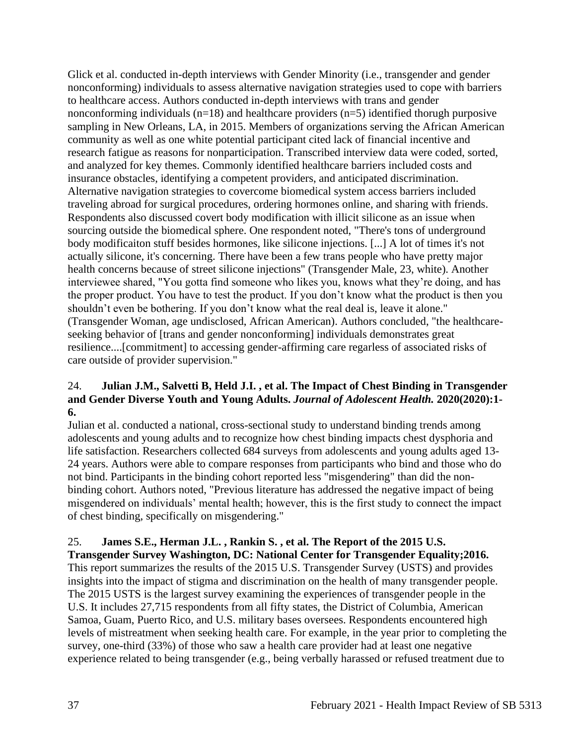Glick et al. conducted in-depth interviews with Gender Minority (i.e., transgender and gender nonconforming) individuals to assess alternative navigation strategies used to cope with barriers to healthcare access. Authors conducted in-depth interviews with trans and gender nonconforming individuals (n=18) and healthcare providers (n=5) identified thorugh purposive sampling in New Orleans, LA, in 2015. Members of organizations serving the African American community as well as one white potential participant cited lack of financial incentive and research fatigue as reasons for nonparticipation. Transcribed interview data were coded, sorted, and analyzed for key themes. Commonly identified healthcare barriers included costs and insurance obstacles, identifying a competent providers, and anticipated discrimination. Alternative navigation strategies to covercome biomedical system access barriers included traveling abroad for surgical procedures, ordering hormones online, and sharing with friends. Respondents also discussed covert body modification with illicit silicone as an issue when sourcing outside the biomedical sphere. One respondent noted, "There's tons of underground body modificaiton stuff besides hormones, like silicone injections. [...] A lot of times it's not actually silicone, it's concerning. There have been a few trans people who have pretty major health concerns because of street silicone injections" (Transgender Male, 23, white). Another interviewee shared, "You gotta find someone who likes you, knows what they're doing, and has the proper product. You have to test the product. If you don't know what the product is then you shouldn't even be bothering. If you don't know what the real deal is, leave it alone." (Transgender Woman, age undisclosed, African American). Authors concluded, "the healthcare-seeking behavior of [trans and gender nonconforming] individuals demonstrates great resilience....[commitment] to accessing gender-affirming care regardless of associated risks of care outside of provider supervision."

24. **Julian J.M., Salvetti B, Held J.I. , et al. The Impact of Chest Binding in Transgender and Gender Diverse Youth and Young Adults. *Journal of Adolescent Health.* 2020(2020):1-6.**

Julian et al. conducted a national, cross-sectional study to understand binding trends among adolescents and young adults and to recognize how chest binding impacts chest dysphoria and life satisfaction. Researchers collected 684 surveys from adolescents and young adults aged 13-24 years. Authors were able to compare responses from participants who bind and those who do not bind. Participants in the binding cohort reported less "misgendering" than did the non-binding cohort. Authors noted, "Previous literature has addressed the negative impact of being misgendered on individuals' mental health; however, this is the first study to connect the impact of chest binding, specifically on misgendering."

25. **James S.E., Herman J.L. , Rankin S. , et al. The Report of the 2015 U.S. Transgender Survey Washington, DC: National Center for Transgender Equality;2016.**

This report summarizes the results of the 2015 U.S. Transgender Survey (USTS) and provides insights into the impact of stigma and discrimination on the health of many transgender people. The 2015 USTS is the largest survey examining the experiences of transgender people in the U.S. It includes 27,715 respondents from all fifty states, the District of Columbia, American Samoa, Guam, Puerto Rico, and U.S. military bases oversees. Respondents encountered high levels of mistreatment when seeking health care. For example, in the year prior to completing the survey, one-third (33%) of those who saw a health care provider had at least one negative experience related to being transgender (e.g., being verbally harassed or refused treatment due to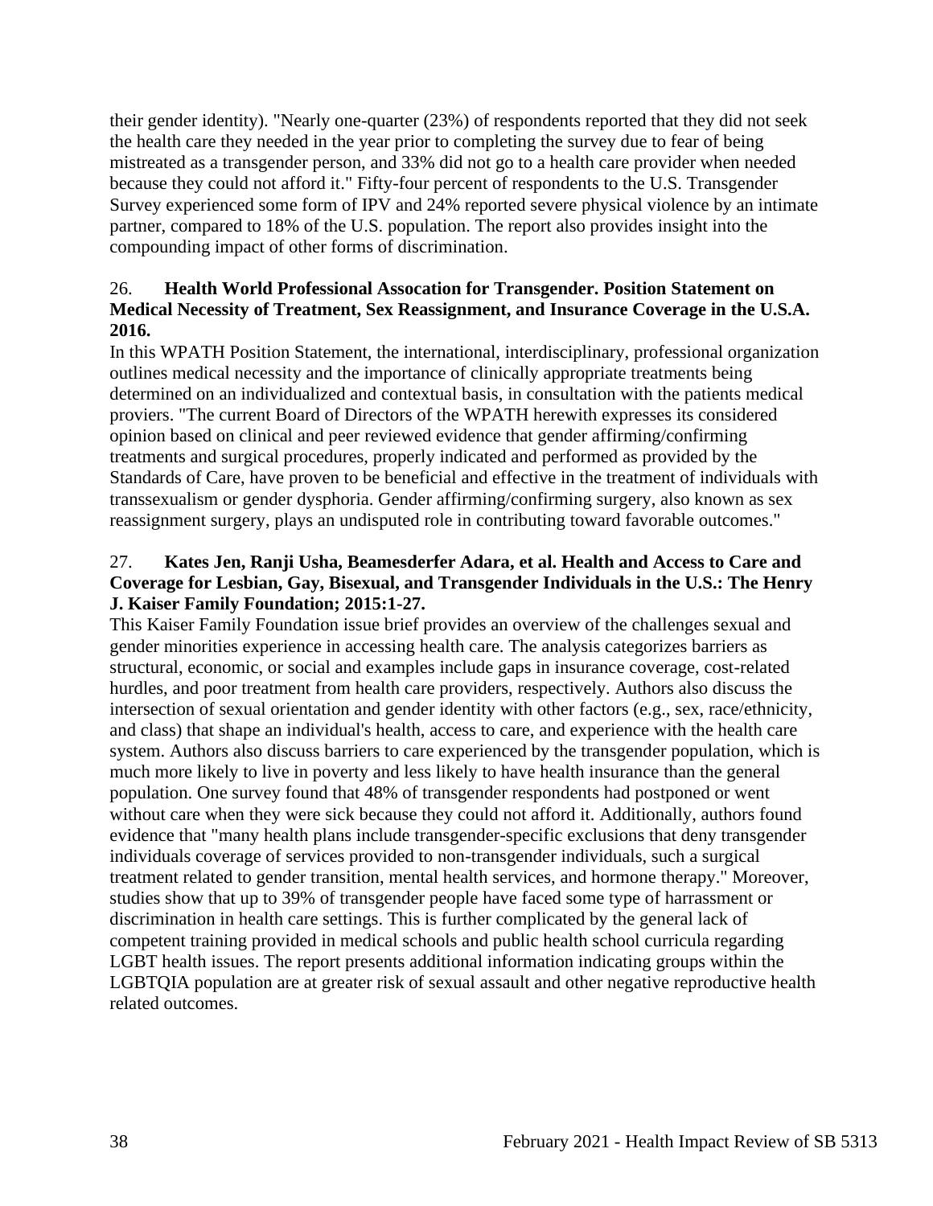their gender identity). "Nearly one-quarter (23%) of respondents reported that they did not seek the health care they needed in the year prior to completing the survey due to fear of being mistreated as a transgender person, and 33% did not go to a health care provider when needed because they could not afford it." Fifty-four percent of respondents to the U.S. Transgender Survey experienced some form of IPV and 24% reported severe physical violence by an intimate partner, compared to 18% of the U.S. population. The report also provides insight into the compounding impact of other forms of discrimination.

26. **Health World Professional Assocation for Transgender. Position Statement on Medical Necessity of Treatment, Sex Reassignment, and Insurance Coverage in the U.S.A. 2016.**

In this WPATH Position Statement, the international, interdisciplinary, professional organization outlines medical necessity and the importance of clinically appropriate treatments being determined on an individualized and contextual basis, in consultation with the patients medical proviers. "The current Board of Directors of the WPATH herewith expresses its considered opinion based on clinical and peer reviewed evidence that gender affirming/confirming treatments and surgical procedures, properly indicated and performed as provided by the Standards of Care, have proven to be beneficial and effective in the treatment of individuals with transsexualism or gender dysphoria. Gender affirming/confirming surgery, also known as sex reassignment surgery, plays an undisputed role in contributing toward favorable outcomes."

27. **Kates Jen, Ranji Usha, Beamesderfer Adara, et al. Health and Access to Care and Coverage for Lesbian, Gay, Bisexual, and Transgender Individuals in the U.S.: The Henry J. Kaiser Family Foundation; 2015:1-27.**

This Kaiser Family Foundation issue brief provides an overview of the challenges sexual and gender minorities experience in accessing health care. The analysis categorizes barriers as structural, economic, or social and examples include gaps in insurance coverage, cost-related hurdles, and poor treatment from health care providers, respectively. Authors also discuss the intersection of sexual orientation and gender identity with other factors (e.g., sex, race/ethnicity, and class) that shape an individual's health, access to care, and experience with the health care system. Authors also discuss barriers to care experienced by the transgender population, which is much more likely to live in poverty and less likely to have health insurance than the general population. One survey found that 48% of transgender respondents had postponed or went without care when they were sick because they could not afford it. Additionally, authors found evidence that "many health plans include transgender-specific exclusions that deny transgender individuals coverage of services provided to non-transgender individuals, such a surgical treatment related to gender transition, mental health services, and hormone therapy." Moreover, studies show that up to 39% of transgender people have faced some type of harrassment or discrimination in health care settings. This is further complicated by the general lack of competent training provided in medical schools and public health school curricula regarding LGBT health issues. The report presents additional information indicating groups within the LGBTQIA population are at greater risk of sexual assault and other negative reproductive health related outcomes.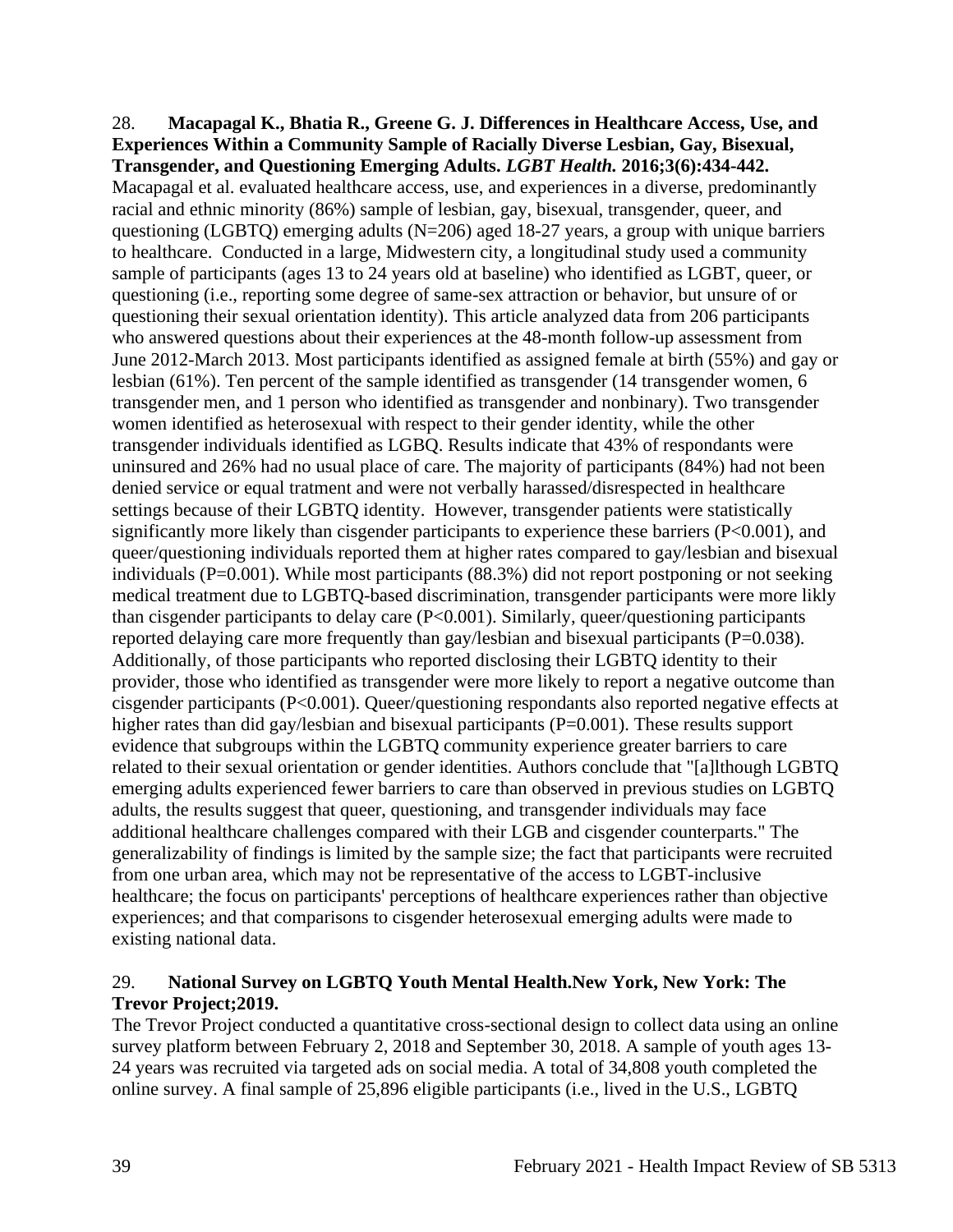28. **Macapagal K., Bhatia R., Greene G. J. Differences in Healthcare Access, Use, and Experiences Within a Community Sample of Racially Diverse Lesbian, Gay, Bisexual, Transgender, and Questioning Emerging Adults. *LGBT Health.* 2016;3(6):434-442.**

Macapagal et al. evaluated healthcare access, use, and experiences in a diverse, predominantly racial and ethnic minority (86%) sample of lesbian, gay, bisexual, transgender, queer, and questioning (LGBTQ) emerging adults (N=206) aged 18-27 years, a group with unique barriers to healthcare. Conducted in a large, Midwestern city, a longitudinal study used a community sample of participants (ages 13 to 24 years old at baseline) who identified as LGBT, queer, or questioning (i.e., reporting some degree of same-sex attraction or behavior, but unsure of or questioning their sexual orientation identity). This article analyzed data from 206 participants who answered questions about their experiences at the 48-month follow-up assessment from June 2012-March 2013. Most participants identified as assigned female at birth (55%) and gay or lesbian (61%). Ten percent of the sample identified as transgender (14 transgender women, 6 transgender men, and 1 person who identified as transgender and nonbinary). Two transgender women identified as heterosexual with respect to their gender identity, while the other transgender individuals identified as LGBQ. Results indicate that 43% of respondants were uninsured and 26% had no usual place of care. The majority of participants (84%) had not been denied service or equal tratment and were not verbally harassed/disrespected in healthcare settings because of their LGBTQ identity. However, transgender patients were statistically significantly more likely than cisgender participants to experience these barriers (P<0.001), and queer/questioning individuals reported them at higher rates compared to gay/lesbian and bisexual individuals (P=0.001). While most participants (88.3%) did not report postponing or not seeking medical treatment due to LGBTQ-based discrimination, transgender participants were more likly than cisgender participants to delay care (P<0.001). Similarly, queer/questioning participants reported delaying care more frequently than gay/lesbian and bisexual participants (P=0.038). Additionally, of those participants who reported disclosing their LGBTQ identity to their provider, those who identified as transgender were more likely to report a negative outcome than cisgender participants (P<0.001). Queer/questioning respondants also reported negative effects at higher rates than did gay/lesbian and bisexual participants (P=0.001). These results support evidence that subgroups within the LGBTQ community experience greater barriers to care related to their sexual orientation or gender identities. Authors conclude that "[a]lthough LGBTQ emerging adults experienced fewer barriers to care than observed in previous studies on LGBTQ adults, the results suggest that queer, questioning, and transgender individuals may face additional healthcare challenges compared with their LGB and cisgender counterparts." The generalizability of findings is limited by the sample size; the fact that participants were recruited from one urban area, which may not be representative of the access to LGBT-inclusive healthcare; the focus on participants' perceptions of healthcare experiences rather than objective experiences; and that comparisons to cisgender heterosexual emerging adults were made to existing national data.

29. **National Survey on LGBTQ Youth Mental Health.New York, New York: The Trevor Project;2019.**

The Trevor Project conducted a quantitative cross-sectional design to collect data using an online survey platform between February 2, 2018 and September 30, 2018. A sample of youth ages 13-24 years was recruited via targeted ads on social media. A total of 34,808 youth completed the online survey. A final sample of 25,896 eligible participants (i.e., lived in the U.S., LGBTQ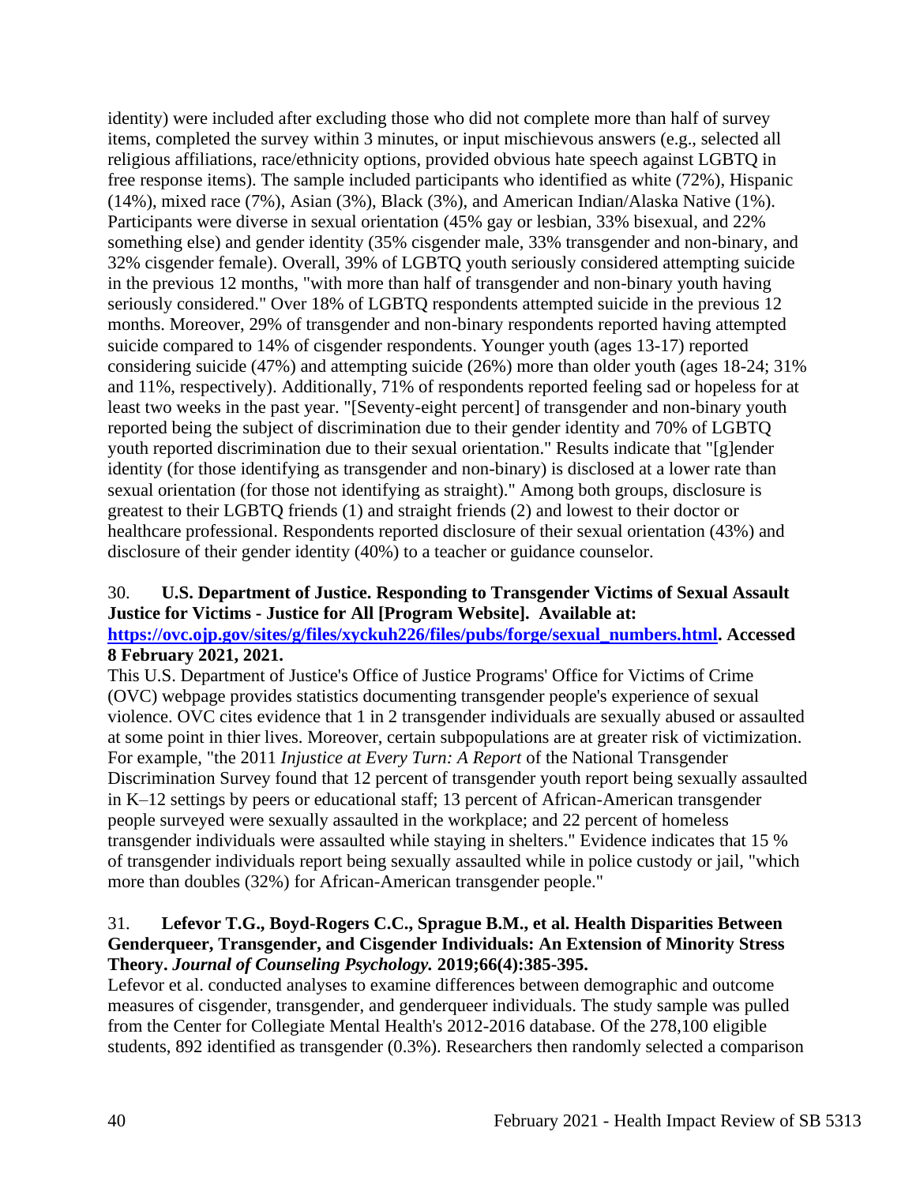identity) were included after excluding those who did not complete more than half of survey items, completed the survey within 3 minutes, or input mischievous answers (e.g., selected all religious affiliations, race/ethnicity options, provided obvious hate speech against LGBTQ in free response items). The sample included participants who identified as white (72%), Hispanic (14%), mixed race (7%), Asian (3%), Black (3%), and American Indian/Alaska Native (1%). Participants were diverse in sexual orientation (45% gay or lesbian, 33% bisexual, and 22% something else) and gender identity (35% cisgender male, 33% transgender and non-binary, and 32% cisgender female). Overall, 39% of LGBTQ youth seriously considered attempting suicide in the previous 12 months, "with more than half of transgender and non-binary youth having seriously considered." Over 18% of LGBTQ respondents attempted suicide in the previous 12 months. Moreover, 29% of transgender and non-binary respondents reported having attempted suicide compared to 14% of cisgender respondents. Younger youth (ages 13-17) reported considering suicide (47%) and attempting suicide (26%) more than older youth (ages 18-24; 31% and 11%, respectively). Additionally, 71% of respondents reported feeling sad or hopeless for at least two weeks in the past year. "[Seventy-eight percent] of transgender and non-binary youth reported being the subject of discrimination due to their gender identity and 70% of LGBTQ youth reported discrimination due to their sexual orientation." Results indicate that "[g]ender identity (for those identifying as transgender and non-binary) is disclosed at a lower rate than sexual orientation (for those not identifying as straight)." Among both groups, disclosure is greatest to their LGBTQ friends (1) and straight friends (2) and lowest to their doctor or healthcare professional. Respondents reported disclosure of their sexual orientation (43%) and disclosure of their gender identity (40%) to a teacher or guidance counselor.

30. **U.S. Department of Justice. Responding to Transgender Victims of Sexual Assault Justice for Victims - Justice for All [Program Website]. Available at: [https://ovc.ojp.gov/sites/g/files/xyckuh226/files/pubs/forge/sexual_numbers.html](https://ovc.ojp.gov/sites/g/files/xyckuh226/files/pubs/forge/sexual_numbers.html). Accessed 8 February 2021, 2021.**

This U.S. Department of Justice's Office of Justice Programs' Office for Victims of Crime (OVC) webpage provides statistics documenting transgender people's experience of sexual violence. OVC cites evidence that 1 in 2 transgender individuals are sexually abused or assaulted at some point in thier lives. Moreover, certain subpopulations are at greater risk of victimization. For example, "the 2011 *Injustice at Every Turn: A Report* of the National Transgender Discrimination Survey found that 12 percent of transgender youth report being sexually assaulted in K–12 settings by peers or educational staff; 13 percent of African-American transgender people surveyed were sexually assaulted in the workplace; and 22 percent of homeless transgender individuals were assaulted while staying in shelters." Evidence indicates that 15 % of transgender individuals report being sexually assaulted while in police custody or jail, "which more than doubles (32%) for African-American transgender people."

31. **Lefevor T.G., Boyd-Rogers C.C., Sprague B.M., et al. Health Disparities Between Genderqueer, Transgender, and Cisgender Individuals: An Extension of Minority Stress Theory. *Journal of Counseling Psychology.* 2019;66(4):385-395.**

Lefevor et al. conducted analyses to examine differences between demographic and outcome measures of cisgender, transgender, and genderqueer individuals. The study sample was pulled from the Center for Collegiate Mental Health's 2012-2016 database. Of the 278,100 eligible students, 892 identified as transgender (0.3%). Researchers then randomly selected a comparison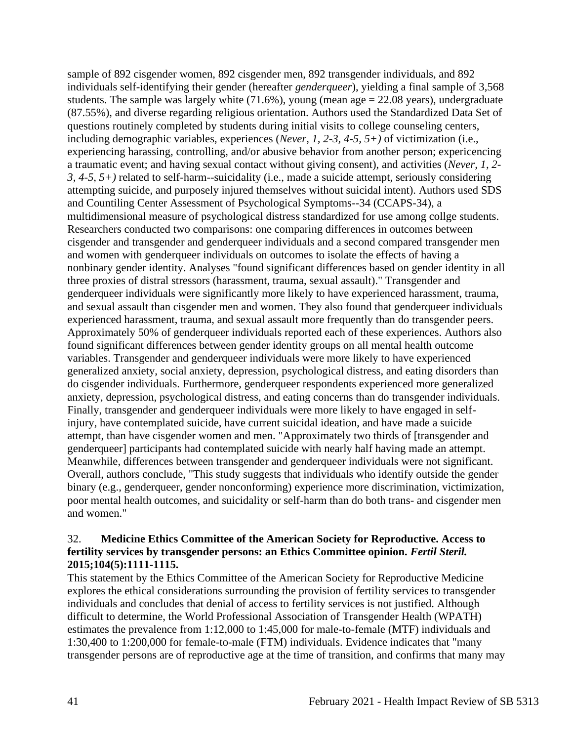sample of 892 cisgender women, 892 cisgender men, 892 transgender individuals, and 892 individuals self-identifying their gender (hereafter *genderqueer*), yielding a final sample of 3,568 students. The sample was largely white (71.6%), young (mean age = 22.08 years), undergraduate (87.55%), and diverse regarding religious orientation. Authors used the Standardized Data Set of questions routinely completed by students during initial visits to college counseling centers, including demographic variables, experiences (*Never, 1, 2-3, 4-5, 5+)* of victimization (i.e., experiencing harassing, controlling, and/or abusive behavior from another person; expericencing a traumatic event; and having sexual contact without giving consent), and activities (*Never, 1, 2-3, 4-5, 5+)* related to self-harm--suicidality (i.e., made a suicide attempt, seriously considering attempting suicide, and purposely injured themselves without suicidal intent). Authors used SDS and Countiling Center Assessment of Psychological Symptoms--34 (CCAPS-34), a multidimensional measure of psychological distress standardized for use among collge students. Researchers conducted two comparisons: one comparing differences in outcomes between cisgender and transgender and genderqueer individuals and a second compared transgender men and women with genderqueer individuals on outcomes to isolate the effects of having a nonbinary gender identity. Analyses "found significant differences based on gender identity in all three proxies of distral stressors (harassment, trauma, sexual assault)." Transgender and genderqueer individuals were significantly more likely to have experienced harassment, trauma, and sexual assault than cisgender men and women. They also found that genderqueer individuals experienced harassment, trauma, and sexual assault more frequently than do transgender peers. Approximately 50% of genderqueer individuals reported each of these experiences. Authors also found significant differences between gender identity groups on all mental health outcome variables. Transgender and genderqueer individuals were more likely to have experienced generalized anxiety, social anxiety, depression, psychological distress, and eating disorders than do cisgender individuals. Furthermore, genderqueer respondents experienced more generalized anxiety, depression, psychological distress, and eating concerns than do transgender individuals. Finally, transgender and genderqueer individuals were more likely to have engaged in self-injury, have contemplated suicide, have current suicidal ideation, and have made a suicide attempt, than have cisgender women and men. "Approximately two thirds of [transgender and genderqueer] participants had contemplated suicide with nearly half having made an attempt. Meanwhile, differences between transgender and genderqueer individuals were not significant. Overall, authors conclude, "This study suggests that individuals who identify outside the gender binary (e.g., genderqueer, gender nonconforming) experience more discrimination, victimization, poor mental health outcomes, and suicidality or self-harm than do both trans- and cisgender men and women."

32. **Medicine Ethics Committee of the American Society for Reproductive. Access to fertility services by transgender persons: an Ethics Committee opinion. *Fertil Steril.* 2015;104(5):1111-1115.**

This statement by the Ethics Committee of the American Society for Reproductive Medicine explores the ethical considerations surrounding the provision of fertility services to transgender individuals and concludes that denial of access to fertility services is not justified. Although difficult to determine, the World Professional Association of Transgender Health (WPATH) estimates the prevalence from 1:12,000 to 1:45,000 for male-to-female (MTF) individuals and 1:30,400 to 1:200,000 for female-to-male (FTM) individuals. Evidence indicates that "many transgender persons are of reproductive age at the time of transition, and confirms that many may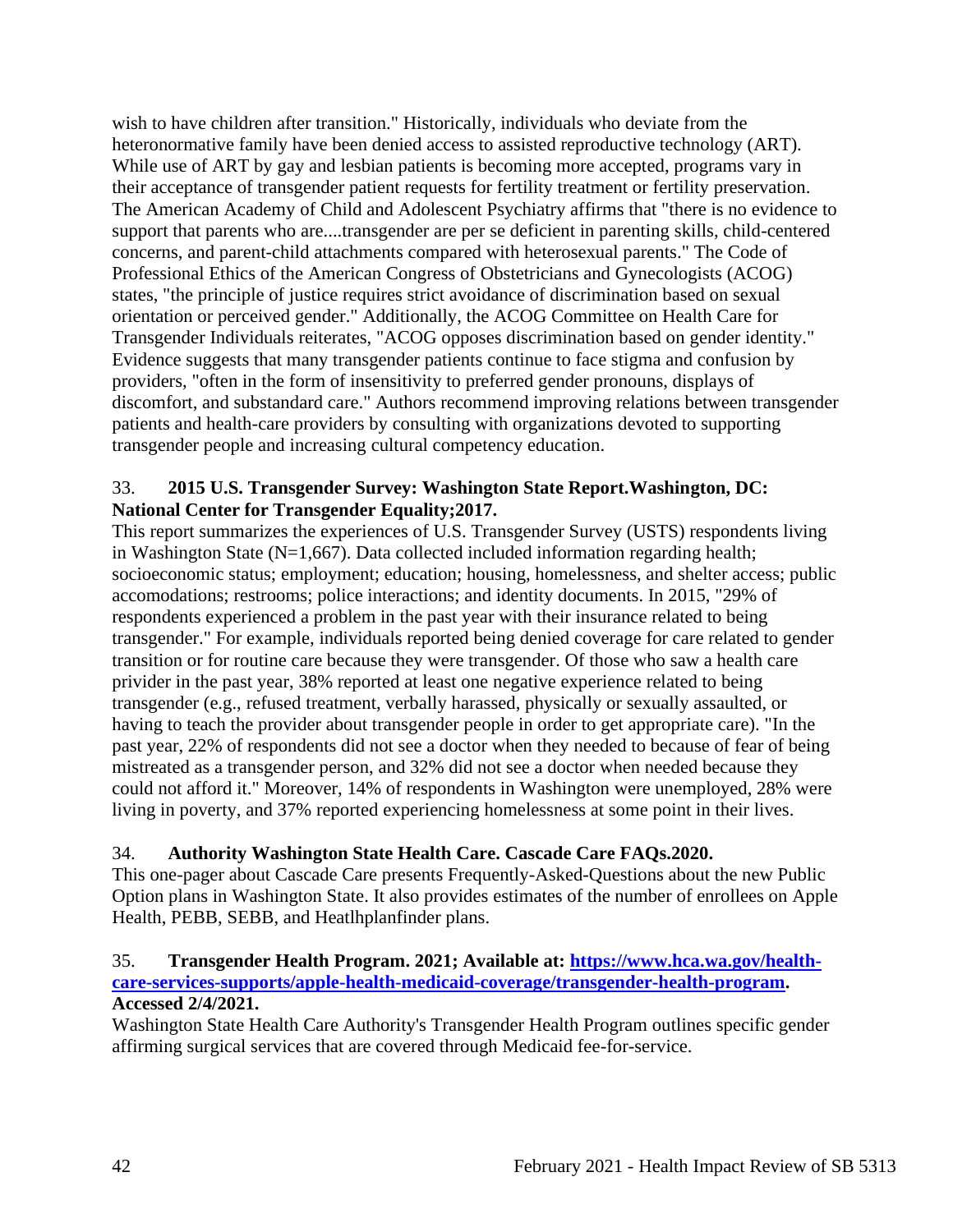wish to have children after transition." Historically, individuals who deviate from the heteronormative family have been denied access to assisted reproductive technology (ART). While use of ART by gay and lesbian patients is becoming more accepted, programs vary in their acceptance of transgender patient requests for fertility treatment or fertility preservation. The American Academy of Child and Adolescent Psychiatry affirms that "there is no evidence to support that parents who are....transgender are per se deficient in parenting skills, child-centered concerns, and parent-child attachments compared with heterosexual parents." The Code of Professional Ethics of the American Congress of Obstetricians and Gynecologists (ACOG) states, "the principle of justice requires strict avoidance of discrimination based on sexual orientation or perceived gender." Additionally, the ACOG Committee on Health Care for Transgender Individuals reiterates, "ACOG opposes discrimination based on gender identity." Evidence suggests that many transgender patients continue to face stigma and confusion by providers, "often in the form of insensitivity to preferred gender pronouns, displays of discomfort, and substandard care." Authors recommend improving relations between transgender patients and health-care providers by consulting with organizations devoted to supporting transgender people and increasing cultural competency education.

33. **2015 U.S. Transgender Survey: Washington State Report.Washington, DC: National Center for Transgender Equality;2017.**

This report summarizes the experiences of U.S. Transgender Survey (USTS) respondents living in Washington State (N=1,667). Data collected included information regarding health; socioeconomic status; employment; education; housing, homelessness, and shelter access; public accomodations; restrooms; police interactions; and identity documents. In 2015, "29% of respondents experienced a problem in the past year with their insurance related to being transgender." For example, individuals reported being denied coverage for care related to gender transition or for routine care because they were transgender. Of those who saw a health care privider in the past year, 38% reported at least one negative experience related to being transgender (e.g., refused treatment, verbally harassed, physically or sexually assaulted, or having to teach the provider about transgender people in order to get appropriate care). "In the past year, 22% of respondents did not see a doctor when they needed to because of fear of being mistreated as a transgender person, and 32% did not see a doctor when needed because they could not afford it." Moreover, 14% of respondents in Washington were unemployed, 28% were living in poverty, and 37% reported experiencing homelessness at some point in their lives.

34. **Authority Washington State Health Care. Cascade Care FAQs.2020.**

This one-pager about Cascade Care presents Frequently-Asked-Questions about the new Public Option plans in Washington State. It also provides estimates of the number of enrollees on Apple Health, PEBB, SEBB, and Heatlhplanfinder plans.

35. **Transgender Health Program. 2021; Available at: [https://www.hca.wa.gov/health-care-services-supports/apple-health-medicaid-coverage/transgender-health-program](https://www.hca.wa.gov/health-care-services-supports/apple-health-medicaid-coverage/transgender-health-program). Accessed 2/4/2021.**

Washington State Health Care Authority's Transgender Health Program outlines specific gender affirming surgical services that are covered through Medicaid fee-for-service.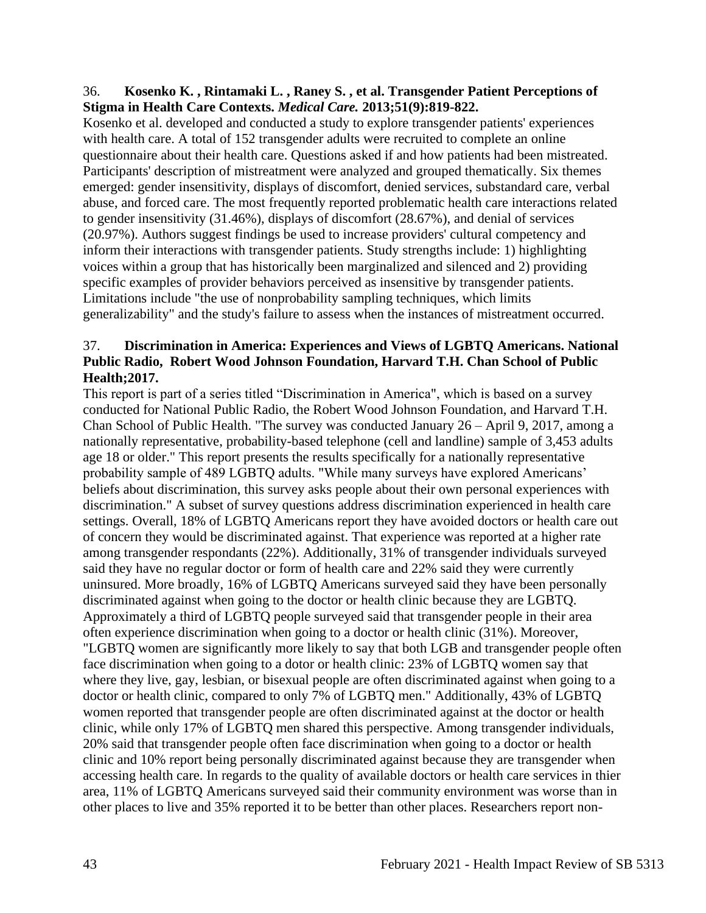36. **Kosenko K. , Rintamaki L. , Raney S. , et al. Transgender Patient Perceptions of Stigma in Health Care Contexts.** ***Medical Care.*** **2013;51(9):819-822.**

Kosenko et al. developed and conducted a study to explore transgender patients' experiences with health care. A total of 152 transgender adults were recruited to complete an online questionnaire about their health care. Questions asked if and how patients had been mistreated. Participants' description of mistreatment were analyzed and grouped thematically. Six themes emerged: gender insensitivity, displays of discomfort, denied services, substandard care, verbal abuse, and forced care. The most frequently reported problematic health care interactions related to gender insensitivity (31.46%), displays of discomfort (28.67%), and denial of services (20.97%). Authors suggest findings be used to increase providers' cultural competency and inform their interactions with transgender patients. Study strengths include: 1) highlighting voices within a group that has historically been marginalized and silenced and 2) providing specific examples of provider behaviors perceived as insensitive by transgender patients. Limitations include "the use of nonprobability sampling techniques, which limits generalizability" and the study's failure to assess when the instances of mistreatment occurred.

37. **Discrimination in America: Experiences and Views of LGBTQ Americans. National Public Radio, Robert Wood Johnson Foundation, Harvard T.H. Chan School of Public Health;2017.**

This report is part of a series titled "Discrimination in America", which is based on a survey conducted for National Public Radio, the Robert Wood Johnson Foundation, and Harvard T.H. Chan School of Public Health. "The survey was conducted January 26 – April 9, 2017, among a nationally representative, probability-based telephone (cell and landline) sample of 3,453 adults age 18 or older." This report presents the results specifically for a nationally representative probability sample of 489 LGBTQ adults. "While many surveys have explored Americans' beliefs about discrimination, this survey asks people about their own personal experiences with discrimination." A subset of survey questions address discrimination experienced in health care settings. Overall, 18% of LGBTQ Americans report they have avoided doctors or health care out of concern they would be discriminated against. That experience was reported at a higher rate among transgender respondants (22%). Additionally, 31% of transgender individuals surveyed said they have no regular doctor or form of health care and 22% said they were currently uninsured. More broadly, 16% of LGBTQ Americans surveyed said they have been personally discriminated against when going to the doctor or health clinic because they are LGBTQ. Approximately a third of LGBTQ people surveyed said that transgender people in their area often experience discrimination when going to a doctor or health clinic (31%). Moreover, "LGBTQ women are significantly more likely to say that both LGB and transgender people often face discrimination when going to a dotor or health clinic: 23% of LGBTQ women say that where they live, gay, lesbian, or bisexual people are often discriminated against when going to a doctor or health clinic, compared to only 7% of LGBTQ men." Additionally, 43% of LGBTQ women reported that transgender people are often discriminated against at the doctor or health clinic, while only 17% of LGBTQ men shared this perspective. Among transgender individuals, 20% said that transgender people often face discrimination when going to a doctor or health clinic and 10% report being personally discriminated against because they are transgender when accessing health care. In regards to the quality of available doctors or health care services in thier area, 11% of LGBTQ Americans surveyed said their community environment was worse than in other places to live and 35% reported it to be better than other places. Researchers report non-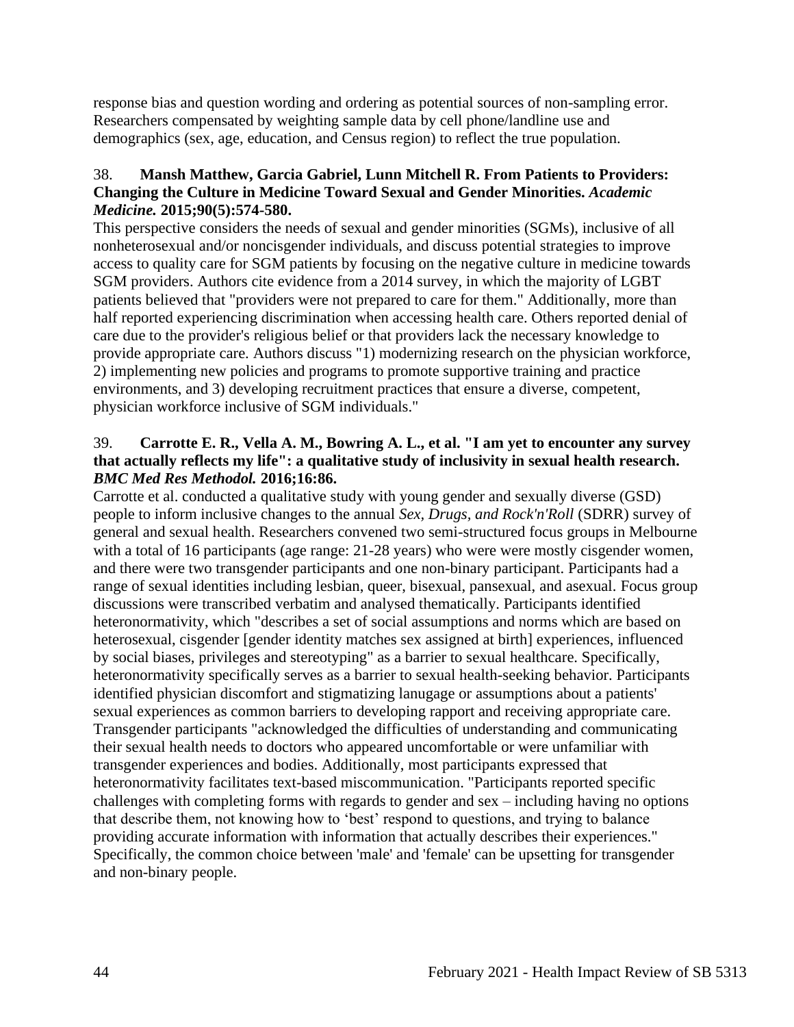response bias and question wording and ordering as potential sources of non-sampling error. Researchers compensated by weighting sample data by cell phone/landline use and demographics (sex, age, education, and Census region) to reflect the true population.

38. **Mansh Matthew, Garcia Gabriel, Lunn Mitchell R. From Patients to Providers: Changing the Culture in Medicine Toward Sexual and Gender Minorities. *Academic Medicine.* 2015;90(5):574-580.**
This perspective considers the needs of sexual and gender minorities (SGMs), inclusive of all nonheterosexual and/or noncisgender individuals, and discuss potential strategies to improve access to quality care for SGM patients by focusing on the negative culture in medicine towards SGM providers. Authors cite evidence from a 2014 survey, in which the majority of LGBT patients believed that "providers were not prepared to care for them." Additionally, more than half reported experiencing discrimination when accessing health care. Others reported denial of care due to the provider's religious belief or that providers lack the necessary knowledge to provide appropriate care. Authors discuss "1) modernizing research on the physician workforce, 2) implementing new policies and programs to promote supportive training and practice environments, and 3) developing recruitment practices that ensure a diverse, competent, physician workforce inclusive of SGM individuals."

39. **Carrotte E. R., Vella A. M., Bowring A. L., et al. "I am yet to encounter any survey that actually reflects my life": a qualitative study of inclusivity in sexual health research. *BMC Med Res Methodol.* 2016;16:86.**
Carrotte et al. conducted a qualitative study with young gender and sexually diverse (GSD) people to inform inclusive changes to the annual *Sex, Drugs, and Rock'n'Roll* (SDRR) survey of general and sexual health. Researchers convened two semi-structured focus groups in Melbourne with a total of 16 participants (age range: 21-28 years) who were were mostly cisgender women, and there were two transgender participants and one non-binary participant. Participants had a range of sexual identities including lesbian, queer, bisexual, pansexual, and asexual. Focus group discussions were transcribed verbatim and analysed thematically. Participants identified heteronormativity, which "describes a set of social assumptions and norms which are based on heterosexual, cisgender [gender identity matches sex assigned at birth] experiences, influenced by social biases, privileges and stereotyping" as a barrier to sexual healthcare. Specifically, heteronormativity specifically serves as a barrier to sexual health-seeking behavior. Participants identified physician discomfort and stigmatizing lanugage or assumptions about a patients' sexual experiences as common barriers to developing rapport and receiving appropriate care. Transgender participants "acknowledged the difficulties of understanding and communicating their sexual health needs to doctors who appeared uncomfortable or were unfamiliar with transgender experiences and bodies. Additionally, most participants expressed that heteronormativity facilitates text-based miscommunication. "Participants reported specific challenges with completing forms with regards to gender and sex – including having no options that describe them, not knowing how to 'best' respond to questions, and trying to balance providing accurate information with information that actually describes their experiences." Specifically, the common choice between 'male' and 'female' can be upsetting for transgender and non-binary people.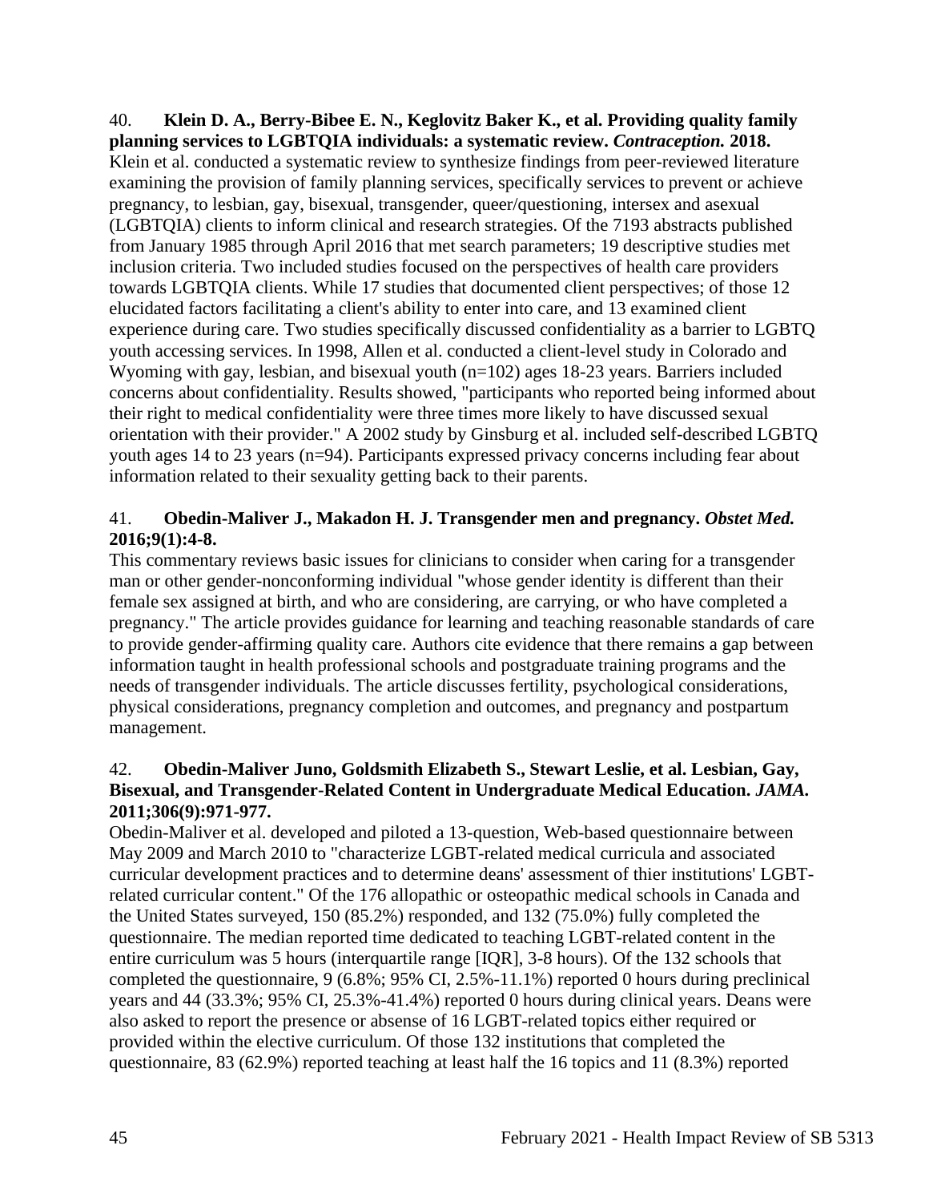40. **Klein D. A., Berry-Bibee E. N., Keglovitz Baker K., et al. Providing quality family planning services to LGBTQIA individuals: a systematic review. *Contraception.* 2018.**
Klein et al. conducted a systematic review to synthesize findings from peer-reviewed literature examining the provision of family planning services, specifically services to prevent or achieve pregnancy, to lesbian, gay, bisexual, transgender, queer/questioning, intersex and asexual (LGBTQIA) clients to inform clinical and research strategies. Of the 7193 abstracts published from January 1985 through April 2016 that met search parameters; 19 descriptive studies met inclusion criteria. Two included studies focused on the perspectives of health care providers towards LGBTQIA clients. While 17 studies that documented client perspectives; of those 12 elucidated factors facilitating a client's ability to enter into care, and 13 examined client experience during care. Two studies specifically discussed confidentiality as a barrier to LGBTQ youth accessing services. In 1998, Allen et al. conducted a client-level study in Colorado and Wyoming with gay, lesbian, and bisexual youth (n=102) ages 18-23 years. Barriers included concerns about confidentiality. Results showed, "participants who reported being informed about their right to medical confidentiality were three times more likely to have discussed sexual orientation with their provider." A 2002 study by Ginsburg et al. included self-described LGBTQ youth ages 14 to 23 years (n=94). Participants expressed privacy concerns including fear about information related to their sexuality getting back to their parents.

41. **Obedin-Maliver J., Makadon H. J. Transgender men and pregnancy. *Obstet Med.* 2016;9(1):4-8.**
This commentary reviews basic issues for clinicians to consider when caring for a transgender man or other gender-nonconforming individual "whose gender identity is different than their female sex assigned at birth, and who are considering, are carrying, or who have completed a pregnancy." The article provides guidance for learning and teaching reasonable standards of care to provide gender-affirming quality care. Authors cite evidence that there remains a gap between information taught in health professional schools and postgraduate training programs and the needs of transgender individuals. The article discusses fertility, psychological considerations, physical considerations, pregnancy completion and outcomes, and pregnancy and postpartum management.

42. **Obedin-Maliver Juno, Goldsmith Elizabeth S., Stewart Leslie, et al. Lesbian, Gay, Bisexual, and Transgender-Related Content in Undergraduate Medical Education. *JAMA*. 2011;306(9):971-977.**
Obedin-Maliver et al. developed and piloted a 13-question, Web-based questionnaire between May 2009 and March 2010 to "characterize LGBT-related medical curricula and associated curricular development practices and to determine deans' assessment of thier institutions' LGBT-related curricular content." Of the 176 allopathic or osteopathic medical schools in Canada and the United States surveyed, 150 (85.2%) responded, and 132 (75.0%) fully completed the questionnaire. The median reported time dedicated to teaching LGBT-related content in the entire curriculum was 5 hours (interquartile range [IQR], 3-8 hours). Of the 132 schools that completed the questionnaire, 9 (6.8%; 95% CI, 2.5%-11.1%) reported 0 hours during preclinical years and 44 (33.3%; 95% CI, 25.3%-41.4%) reported 0 hours during clinical years. Deans were also asked to report the presence or absense of 16 LGBT-related topics either required or provided within the elective curriculum. Of those 132 institutions that completed the questionnaire, 83 (62.9%) reported teaching at least half the 16 topics and 11 (8.3%) reported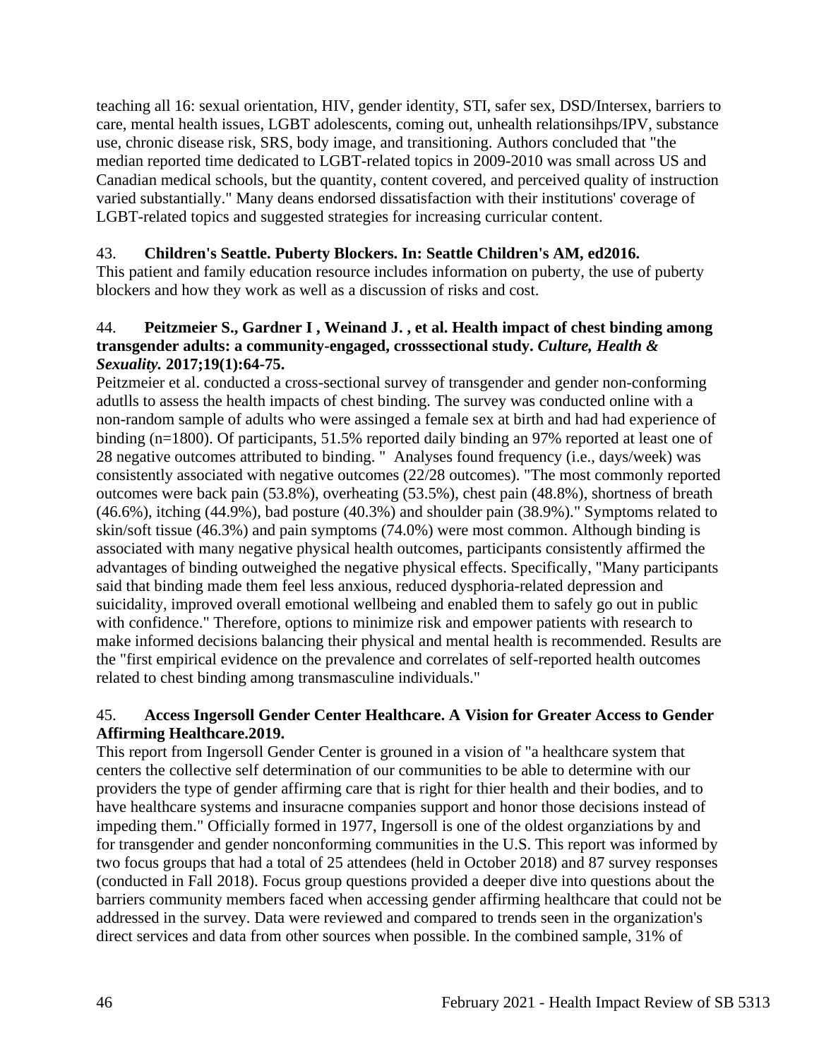teaching all 16: sexual orientation, HIV, gender identity, STI, safer sex, DSD/Intersex, barriers to care, mental health issues, LGBT adolescents, coming out, unhealth relationsihps/IPV, substance use, chronic disease risk, SRS, body image, and transitioning. Authors concluded that "the median reported time dedicated to LGBT-related topics in 2009-2010 was small across US and Canadian medical schools, but the quantity, content covered, and perceived quality of instruction varied substantially." Many deans endorsed dissatisfaction with their institutions' coverage of LGBT-related topics and suggested strategies for increasing curricular content.

43. **Children's Seattle. Puberty Blockers. In: Seattle Children's AM, ed2016.**
This patient and family education resource includes information on puberty, the use of puberty blockers and how they work as well as a discussion of risks and cost.

44. **Peitzmeier S., Gardner I , Weinand J. , et al. Health impact of chest binding among transgender adults: a community-engaged, crosssectional study. *Culture, Health & Sexuality.* 2017;19(1):64-75.**
Peitzmeier et al. conducted a cross-sectional survey of transgender and gender non-conforming adutlls to assess the health impacts of chest binding. The survey was conducted online with a non-random sample of adults who were assinged a female sex at birth and had had experience of binding (n=1800). Of participants, 51.5% reported daily binding an 97% reported at least one of 28 negative outcomes attributed to binding. " Analyses found frequency (i.e., days/week) was consistently associated with negative outcomes (22/28 outcomes). "The most commonly reported outcomes were back pain (53.8%), overheating (53.5%), chest pain (48.8%), shortness of breath (46.6%), itching (44.9%), bad posture (40.3%) and shoulder pain (38.9%)." Symptoms related to skin/soft tissue (46.3%) and pain symptoms (74.0%) were most common. Although binding is associated with many negative physical health outcomes, participants consistently affirmed the advantages of binding outweighed the negative physical effects. Specifically, "Many participants said that binding made them feel less anxious, reduced dysphoria-related depression and suicidality, improved overall emotional wellbeing and enabled them to safely go out in public with confidence." Therefore, options to minimize risk and empower patients with research to make informed decisions balancing their physical and mental health is recommended. Results are the "first empirical evidence on the prevalence and correlates of self-reported health outcomes related to chest binding among transmasculine individuals."

45. **Access Ingersoll Gender Center Healthcare. A Vision for Greater Access to Gender Affirming Healthcare.2019.**
This report from Ingersoll Gender Center is grouned in a vision of "a healthcare system that centers the collective self determination of our communities to be able to determine with our providers the type of gender affirming care that is right for thier health and their bodies, and to have healthcare systems and insuracne companies support and honor those decisions instead of impeding them." Officially formed in 1977, Ingersoll is one of the oldest organziations by and for transgender and gender nonconforming communities in the U.S. This report was informed by two focus groups that had a total of 25 attendees (held in October 2018) and 87 survey responses (conducted in Fall 2018). Focus group questions provided a deeper dive into questions about the barriers community members faced when accessing gender affirming healthcare that could not be addressed in the survey. Data were reviewed and compared to trends seen in the organization's direct services and data from other sources when possible. In the combined sample, 31% of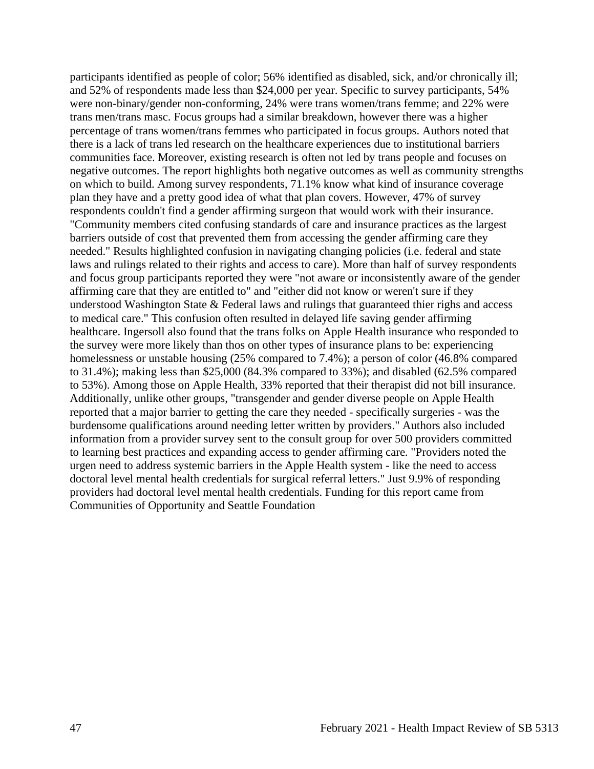participants identified as people of color; 56% identified as disabled, sick, and/or chronically ill; and 52% of respondents made less than $24,000 per year. Specific to survey participants, 54% were non-binary/gender non-conforming, 24% were trans women/trans femme; and 22% were trans men/trans masc. Focus groups had a similar breakdown, however there was a higher percentage of trans women/trans femmes who participated in focus groups. Authors noted that there is a lack of trans led research on the healthcare experiences due to institutional barriers communities face. Moreover, existing research is often not led by trans people and focuses on negative outcomes. The report highlights both negative outcomes as well as community strengths on which to build. Among survey respondents, 71.1% know what kind of insurance coverage plan they have and a pretty good idea of what that plan covers. However, 47% of survey respondents couldn't find a gender affirming surgeon that would work with their insurance. "Community members cited confusing standards of care and insurance practices as the largest barriers outside of cost that prevented them from accessing the gender affirming care they needed." Results highlighted confusion in navigating changing policies (i.e. federal and state laws and rulings related to their rights and access to care). More than half of survey respondents and focus group participants reported they were "not aware or inconsistently aware of the gender affirming care that they are entitled to" and "either did not know or weren't sure if they understood Washington State & Federal laws and rulings that guaranteed thier righs and access to medical care." This confusion often resulted in delayed life saving gender affirming healthcare. Ingersoll also found that the trans folks on Apple Health insurance who responded to the survey were more likely than thos on other types of insurance plans to be: experiencing homelessness or unstable housing (25% compared to 7.4%); a person of color (46.8% compared to 31.4%); making less than $25,000 (84.3% compared to 33%); and disabled (62.5% compared to 53%). Among those on Apple Health, 33% reported that their therapist did not bill insurance. Additionally, unlike other groups, "transgender and gender diverse people on Apple Health reported that a major barrier to getting the care they needed - specifically surgeries - was the burdensome qualifications around needing letter written by providers." Authors also included information from a provider survey sent to the consult group for over 500 providers committed to learning best practices and expanding access to gender affirming care. "Providers noted the urgen need to address systemic barriers in the Apple Health system - like the need to access doctoral level mental health credentials for surgical referral letters." Just 9.9% of responding providers had doctoral level mental health credentials. Funding for this report came from Communities of Opportunity and Seattle Foundation